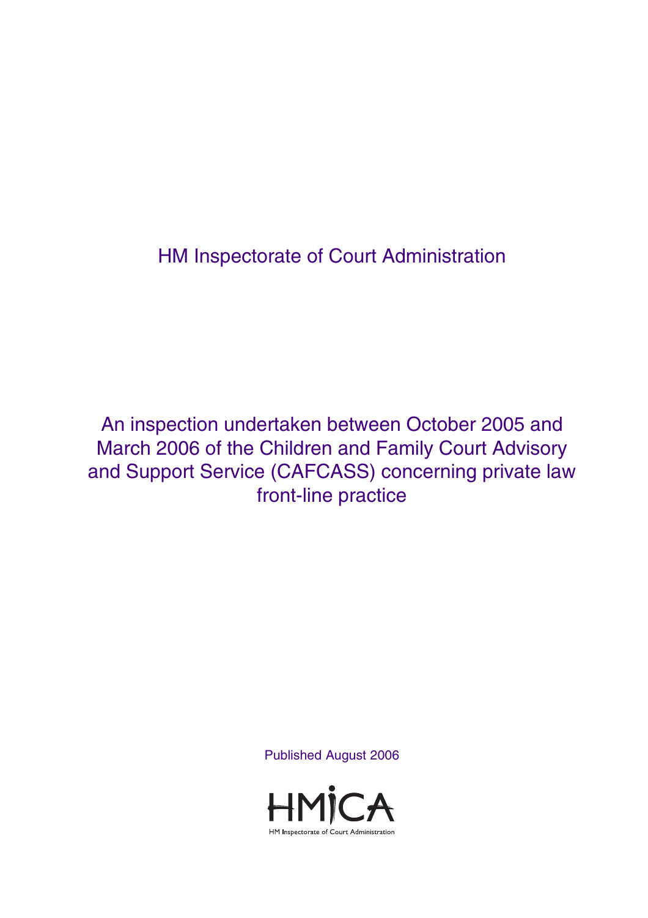HM Inspectorate of Court Administration

# An inspection undertaken between October 2005 and March 2006 of the Children and Family Court Advisory and Support Service (CAFCASS) concerning private law front-line practice

Published August 2006

HMICA

HM Inspectorate of Court Administration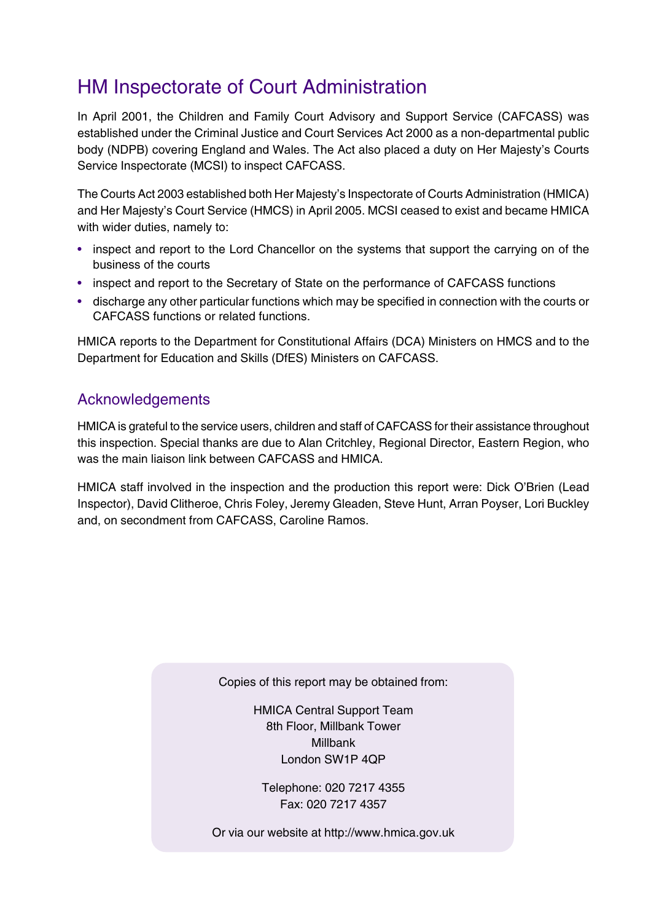# HM Inspectorate of Court Administration

In April 2001, the Children and Family Court Advisory and Support Service (CAFCASS) was established under the Criminal Justice and Court Services Act 2000 as a non-departmental public body (NDPB) covering England and Wales. The Act also placed a duty on Her Majesty's Courts Service Inspectorate (MCSI) to inspect CAFCASS.

The Courts Act 2003 established both Her Majesty's Inspectorate of Courts Administration (HMICA) and Her Majesty's Court Service (HMCS) in April 2005. MCSI ceased to exist and became HMICA with wider duties, namely to:

- inspect and report to the Lord Chancellor on the systems that support the carrying on of the business of the courts
- inspect and report to the Secretary of State on the performance of CAFCASS functions
- discharge any other particular functions which may be specified in connection with the courts or CAFCASS functions or related functions.

HMICA reports to the Department for Constitutional Affairs (DCA) Ministers on HMCS and to the Department for Education and Skills (DfES) Ministers on CAFCASS.

## Acknowledgements

HMICA is grateful to the service users, children and staff of CAFCASS for their assistance throughout this inspection. Special thanks are due to Alan Critchley, Regional Director, Eastern Region, who was the main liaison link between CAFCASS and HMICA.

HMICA staff involved in the inspection and the production this report were: Dick O'Brien (Lead Inspector), David Clitheroe, Chris Foley, Jeremy Gleaden, Steve Hunt, Arran Poyser, Lori Buckley and, on secondment from CAFCASS, Caroline Ramos.

Copies of this report may be obtained from:

HMICA Central Support Team
8th Floor, Millbank Tower
Millbank
London SW1P 4QP

Telephone: 020 7217 4355
Fax: 020 7217 4357

Or via our website at http://www.hmica.gov.uk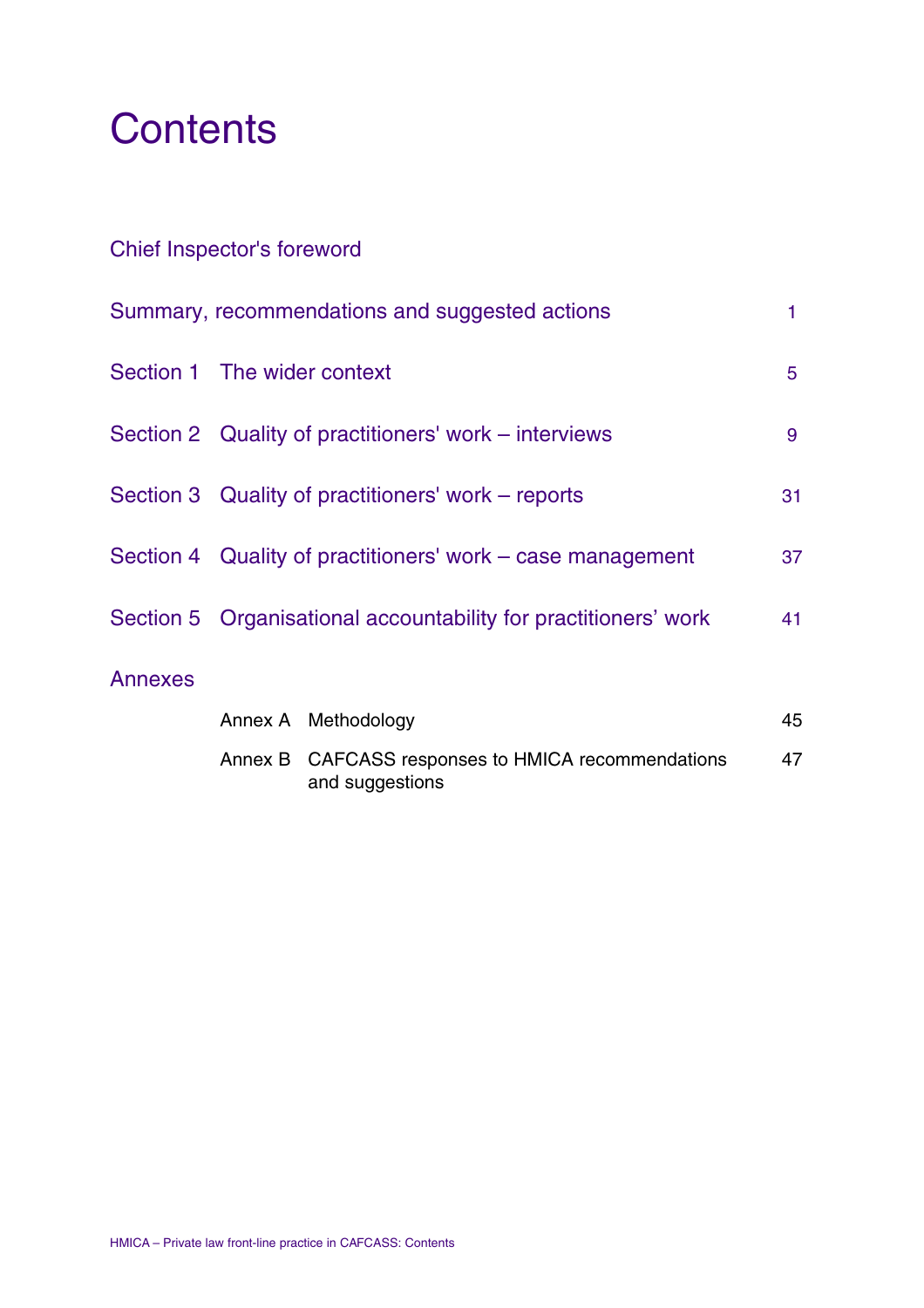# Contents

| | | |
|---|---|---|
| Chief Inspector's foreword | | |
| Summary, recommendations and suggested actions | | 1 |
| Section 1 | The wider context | 5 |
| Section 2 | Quality of practitioners' work – interviews | 9 |
| Section 3 | Quality of practitioners' work – reports | 31 |
| Section 4 | Quality of practitioners' work – case management | 37 |
| Section 5 | Organisational accountability for practitioners' work | 41 |
| Annexes | | |
| Annex A | Methodology | 45 |
| Annex B | CAFCASS responses to HMICA recommendations and suggestions | 47 |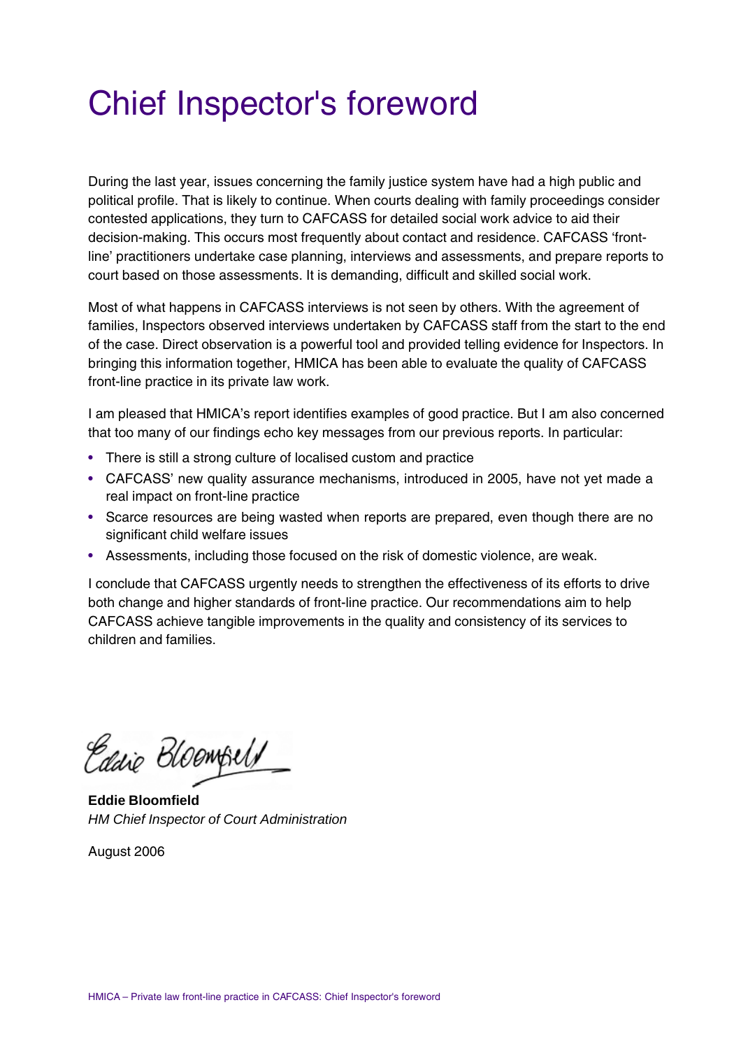# Chief Inspector's foreword

During the last year, issues concerning the family justice system have had a high public and political profile. That is likely to continue. When courts dealing with family proceedings consider contested applications, they turn to CAFCASS for detailed social work advice to aid their decision-making. This occurs most frequently about contact and residence. CAFCASS 'front-line' practitioners undertake case planning, interviews and assessments, and prepare reports to court based on those assessments. It is demanding, difficult and skilled social work.

Most of what happens in CAFCASS interviews is not seen by others. With the agreement of families, Inspectors observed interviews undertaken by CAFCASS staff from the start to the end of the case. Direct observation is a powerful tool and provided telling evidence for Inspectors. In bringing this information together, HMICA has been able to evaluate the quality of CAFCASS front-line practice in its private law work.

I am pleased that HMICA's report identifies examples of good practice. But I am also concerned that too many of our findings echo key messages from our previous reports. In particular:

- There is still a strong culture of localised custom and practice
- CAFCASS' new quality assurance mechanisms, introduced in 2005, have not yet made a real impact on front-line practice
- Scarce resources are being wasted when reports are prepared, even though there are no significant child welfare issues
- Assessments, including those focused on the risk of domestic violence, are weak.

I conclude that CAFCASS urgently needs to strengthen the effectiveness of its efforts to drive both change and higher standards of front-line practice. Our recommendations aim to help CAFCASS achieve tangible improvements in the quality and consistency of its services to children and families.

**Eddie Bloomfield**
*HM Chief Inspector of Court Administration*

August 2006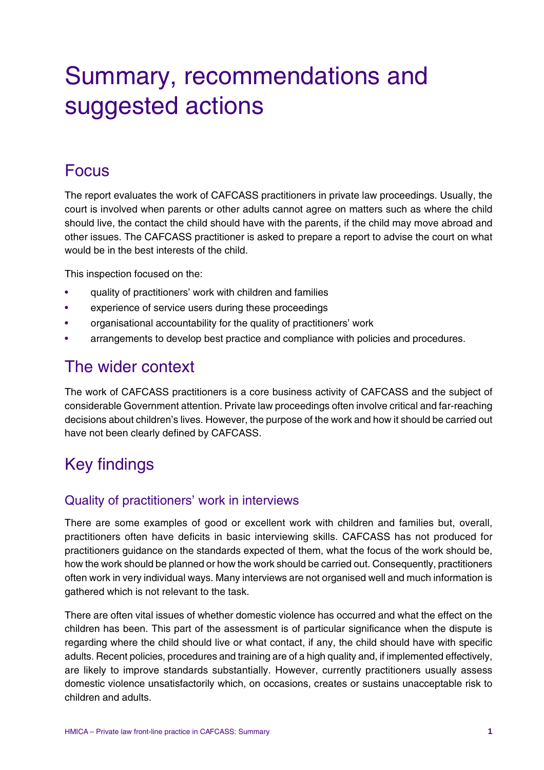# Summary, recommendations and suggested actions

## Focus

The report evaluates the work of CAFCASS practitioners in private law proceedings. Usually, the court is involved when parents or other adults cannot agree on matters such as where the child should live, the contact the child should have with the parents, if the child may move abroad and other issues. The CAFCASS practitioner is asked to prepare a report to advise the court on what would be in the best interests of the child.

This inspection focused on the:

- quality of practitioners' work with children and families
- experience of service users during these proceedings
- organisational accountability for the quality of practitioners' work
- arrangements to develop best practice and compliance with policies and procedures.

## The wider context

The work of CAFCASS practitioners is a core business activity of CAFCASS and the subject of considerable Government attention. Private law proceedings often involve critical and far-reaching decisions about children's lives. However, the purpose of the work and how it should be carried out have not been clearly defined by CAFCASS.

## Key findings

### Quality of practitioners' work in interviews

There are some examples of good or excellent work with children and families but, overall, practitioners often have deficits in basic interviewing skills. CAFCASS has not produced for practitioners guidance on the standards expected of them, what the focus of the work should be, how the work should be planned or how the work should be carried out. Consequently, practitioners often work in very individual ways. Many interviews are not organised well and much information is gathered which is not relevant to the task.

There are often vital issues of whether domestic violence has occurred and what the effect on the children has been. This part of the assessment is of particular significance when the dispute is regarding where the child should live or what contact, if any, the child should have with specific adults. Recent policies, procedures and training are of a high quality and, if implemented effectively, are likely to improve standards substantially. However, currently practitioners usually assess domestic violence unsatisfactorily which, on occasions, creates or sustains unacceptable risk to children and adults.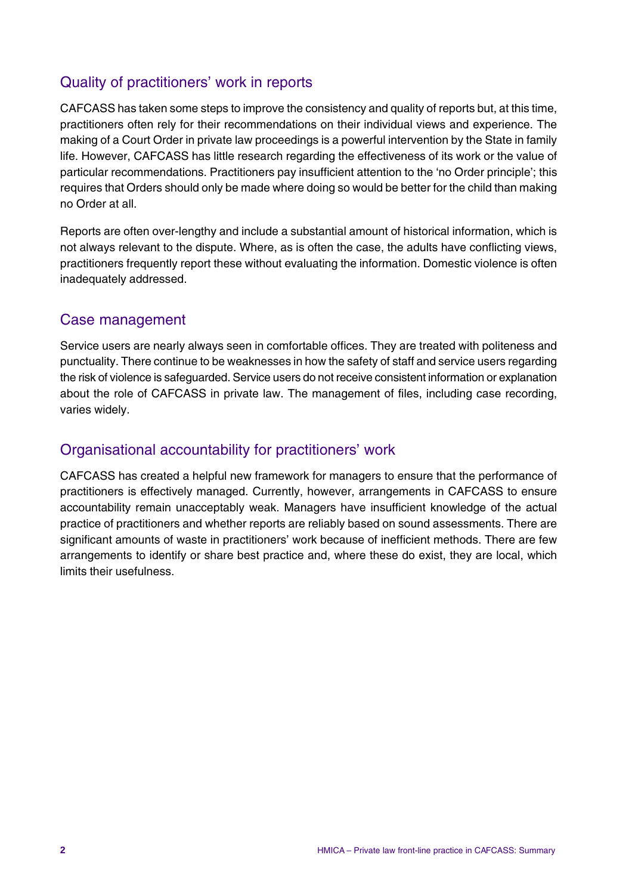## Quality of practitioners' work in reports

CAFCASS has taken some steps to improve the consistency and quality of reports but, at this time, practitioners often rely for their recommendations on their individual views and experience. The making of a Court Order in private law proceedings is a powerful intervention by the State in family life. However, CAFCASS has little research regarding the effectiveness of its work or the value of particular recommendations. Practitioners pay insufficient attention to the 'no Order principle'; this requires that Orders should only be made where doing so would be better for the child than making no Order at all.

Reports are often over-lengthy and include a substantial amount of historical information, which is not always relevant to the dispute. Where, as is often the case, the adults have conflicting views, practitioners frequently report these without evaluating the information. Domestic violence is often inadequately addressed.

## Case management

Service users are nearly always seen in comfortable offices. They are treated with politeness and punctuality. There continue to be weaknesses in how the safety of staff and service users regarding the risk of violence is safeguarded. Service users do not receive consistent information or explanation about the role of CAFCASS in private law. The management of files, including case recording, varies widely.

## Organisational accountability for practitioners' work

CAFCASS has created a helpful new framework for managers to ensure that the performance of practitioners is effectively managed. Currently, however, arrangements in CAFCASS to ensure accountability remain unacceptably weak. Managers have insufficient knowledge of the actual practice of practitioners and whether reports are reliably based on sound assessments. There are significant amounts of waste in practitioners' work because of inefficient methods. There are few arrangements to identify or share best practice and, where these do exist, they are local, which limits their usefulness.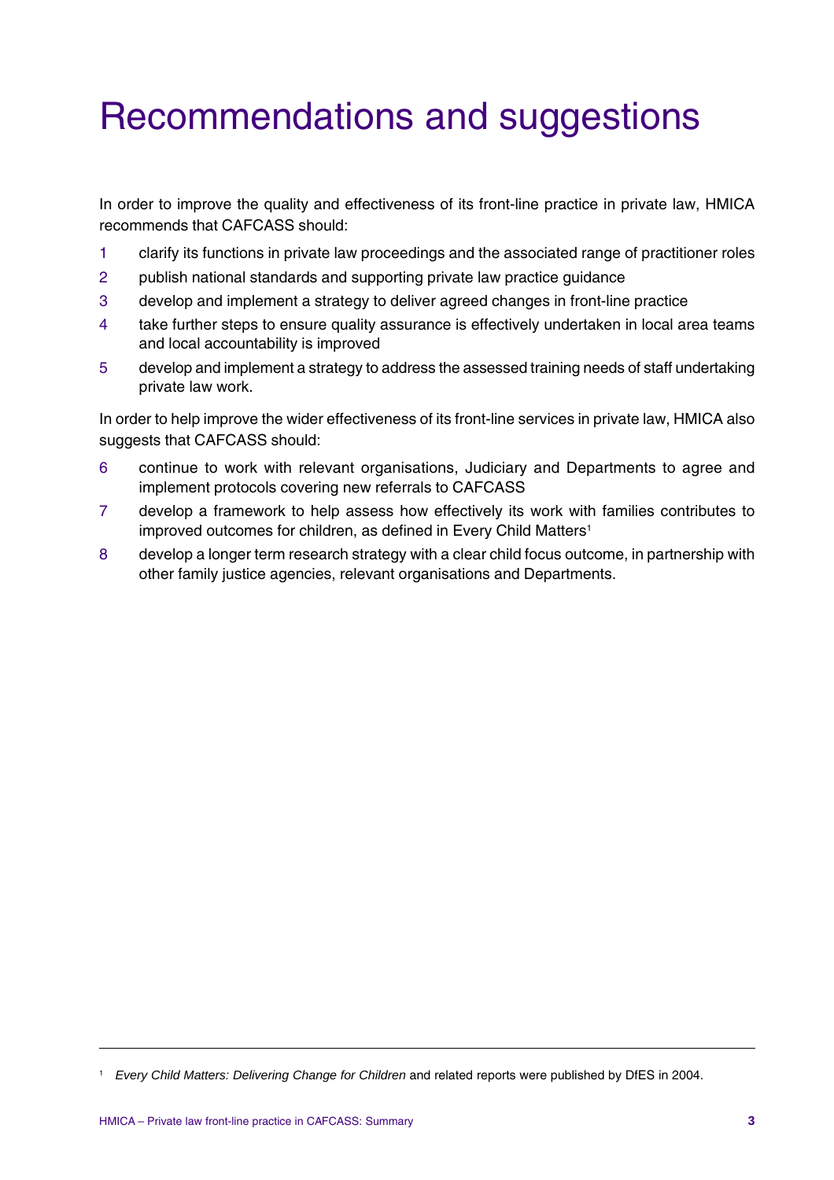# Recommendations and suggestions

In order to improve the quality and effectiveness of its front-line practice in private law, HMICA recommends that CAFCASS should:

1. clarify its functions in private law proceedings and the associated range of practitioner roles
2. publish national standards and supporting private law practice guidance
3. develop and implement a strategy to deliver agreed changes in front-line practice
4. take further steps to ensure quality assurance is effectively undertaken in local area teams and local accountability is improved
5. develop and implement a strategy to address the assessed training needs of staff undertaking private law work.

In order to help improve the wider effectiveness of its front-line services in private law, HMICA also suggests that CAFCASS should:

6. continue to work with relevant organisations, Judiciary and Departments to agree and implement protocols covering new referrals to CAFCASS
7. develop a framework to help assess how effectively its work with families contributes to improved outcomes for children, as defined in Every Child Matters[1]
8. develop a longer term research strategy with a clear child focus outcome, in partnership with other family justice agencies, relevant organisations and Departments.

---

[1] *Every Child Matters: Delivering Change for Children* and related reports were published by DfES in 2004.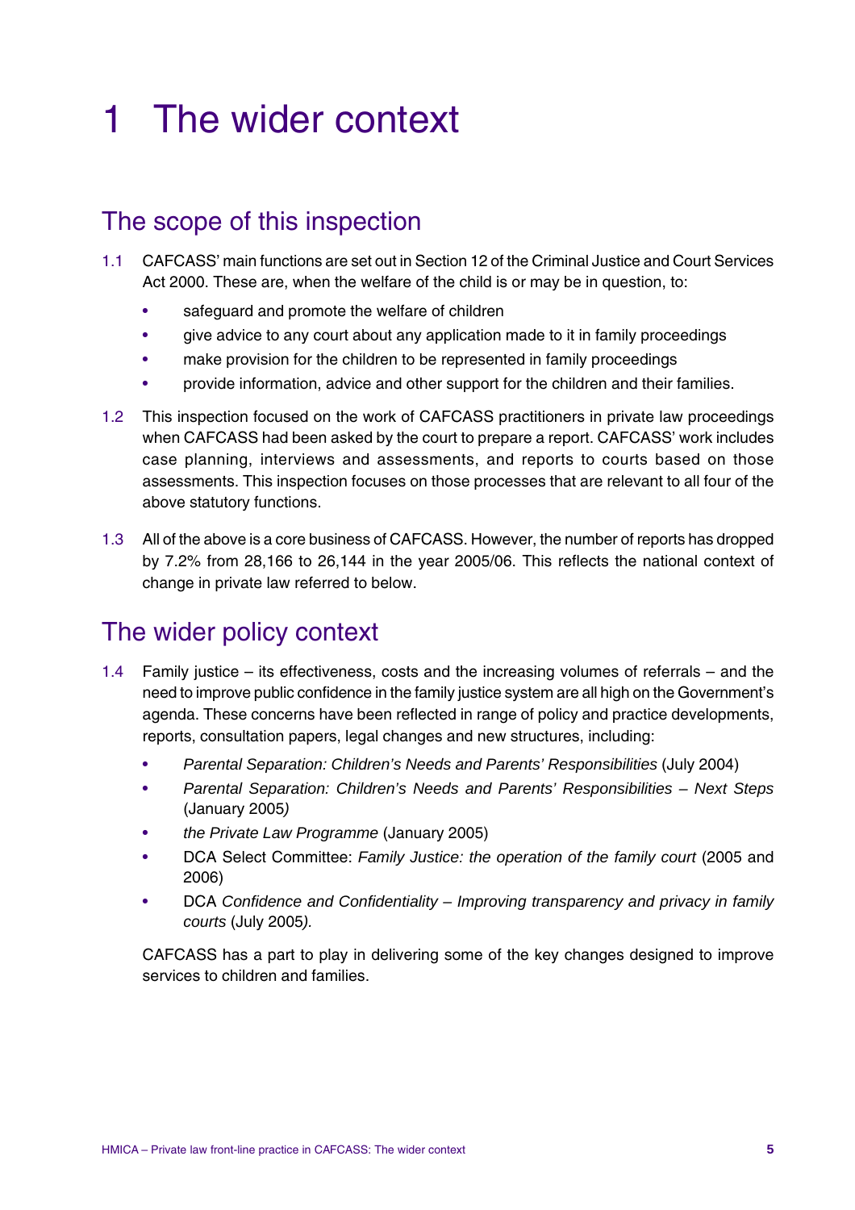# 1 The wider context

## The scope of this inspection

1.1 CAFCASS' main functions are set out in Section 12 of the Criminal Justice and Court Services Act 2000. These are, when the welfare of the child is or may be in question, to:

- safeguard and promote the welfare of children
- give advice to any court about any application made to it in family proceedings
- make provision for the children to be represented in family proceedings
- provide information, advice and other support for the children and their families.

1.2 This inspection focused on the work of CAFCASS practitioners in private law proceedings when CAFCASS had been asked by the court to prepare a report. CAFCASS' work includes case planning, interviews and assessments, and reports to courts based on those assessments. This inspection focuses on those processes that are relevant to all four of the above statutory functions.

1.3 All of the above is a core business of CAFCASS. However, the number of reports has dropped by 7.2% from 28,166 to 26,144 in the year 2005/06. This reflects the national context of change in private law referred to below.

## The wider policy context

1.4 Family justice – its effectiveness, costs and the increasing volumes of referrals – and the need to improve public confidence in the family justice system are all high on the Government's agenda. These concerns have been reflected in range of policy and practice developments, reports, consultation papers, legal changes and new structures, including:

- *Parental Separation: Children's Needs and Parents' Responsibilities* (July 2004)
- *Parental Separation: Children's Needs and Parents' Responsibilities – Next Steps* (January 2005)
- *the Private Law Programme* (January 2005)
- DCA Select Committee: *Family Justice: the operation of the family court* (2005 and 2006)
- DCA *Confidence and Confidentiality – Improving transparency and privacy in family courts* (July 2005).

CAFCASS has a part to play in delivering some of the key changes designed to improve services to children and families.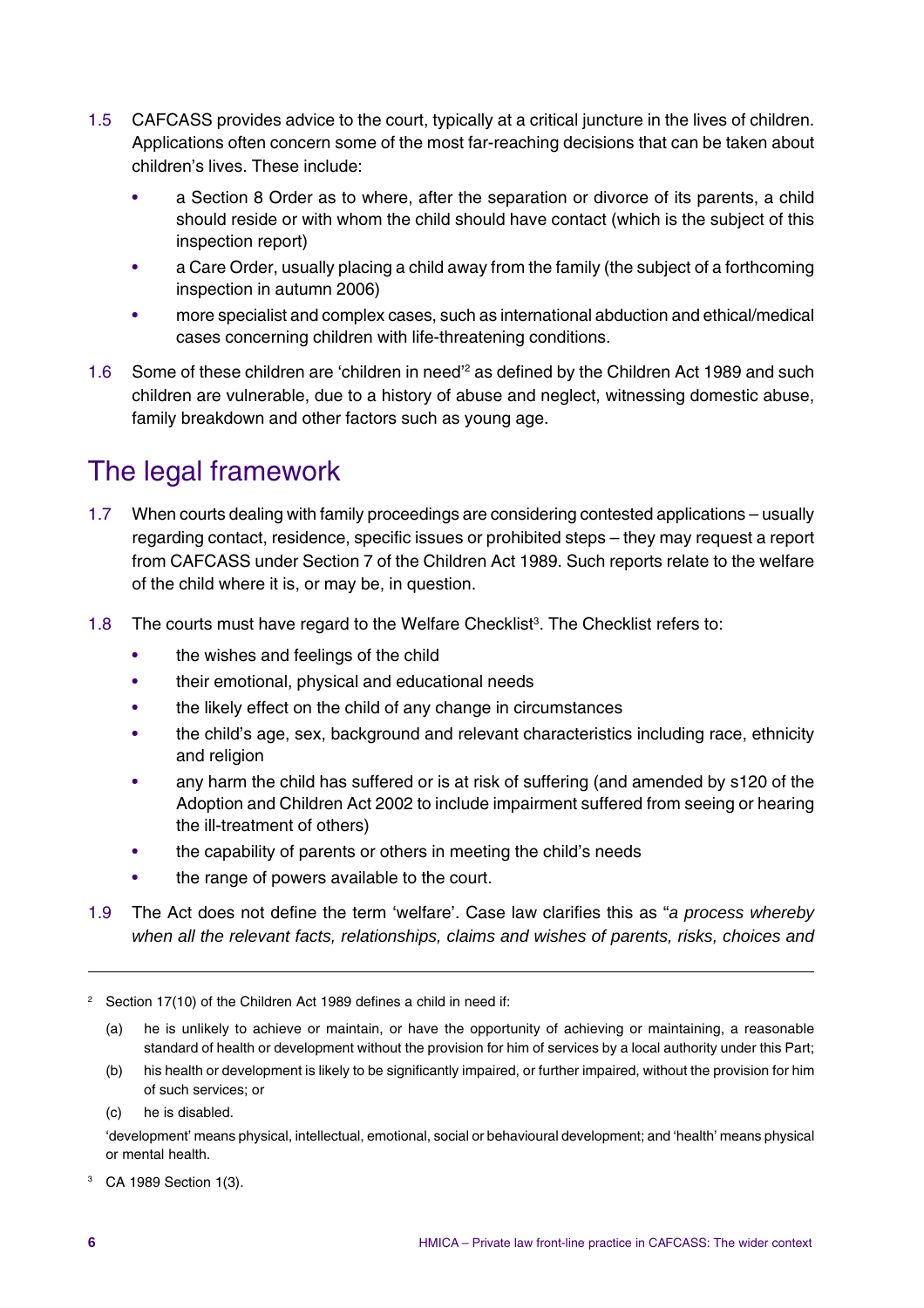1.5 CAFCASS provides advice to the court, typically at a critical juncture in the lives of children. Applications often concern some of the most far-reaching decisions that can be taken about children's lives. These include:

- a Section 8 Order as to where, after the separation or divorce of its parents, a child should reside or with whom the child should have contact (which is the subject of this inspection report)
- a Care Order, usually placing a child away from the family (the subject of a forthcoming inspection in autumn 2006)
- more specialist and complex cases, such as international abduction and ethical/medical cases concerning children with life-threatening conditions.

1.6 Some of these children are 'children in need'[2] as defined by the Children Act 1989 and such children are vulnerable, due to a history of abuse and neglect, witnessing domestic abuse, family breakdown and other factors such as young age.

## The legal framework

1.7 When courts dealing with family proceedings are considering contested applications – usually regarding contact, residence, specific issues or prohibited steps – they may request a report from CAFCASS under Section 7 of the Children Act 1989. Such reports relate to the welfare of the child where it is, or may be, in question.

1.8 The courts must have regard to the Welfare Checklist[3]. The Checklist refers to:

- the wishes and feelings of the child
- their emotional, physical and educational needs
- the likely effect on the child of any change in circumstances
- the child's age, sex, background and relevant characteristics including race, ethnicity and religion
- any harm the child has suffered or is at risk of suffering (and amended by s120 of the Adoption and Children Act 2002 to include impairment suffered from seeing or hearing the ill-treatment of others)
- the capability of parents or others in meeting the child's needs
- the range of powers available to the court.

1.9 The Act does not define the term 'welfare'. Case law clarifies this as "*a process whereby when all the relevant facts, relationships, claims and wishes of parents, risks, choices and*

---

[2] Section 17(10) of the Children Act 1989 defines a child in need if:

(a) he is unlikely to achieve or maintain, or have the opportunity of achieving or maintaining, a reasonable standard of health or development without the provision for him of services by a local authority under this Part;

(b) his health or development is likely to be significantly impaired, or further impaired, without the provision for him of such services; or

(c) he is disabled.

'development' means physical, intellectual, emotional, social or behavioural development; and 'health' means physical or mental health.

[3] CA 1989 Section 1(3).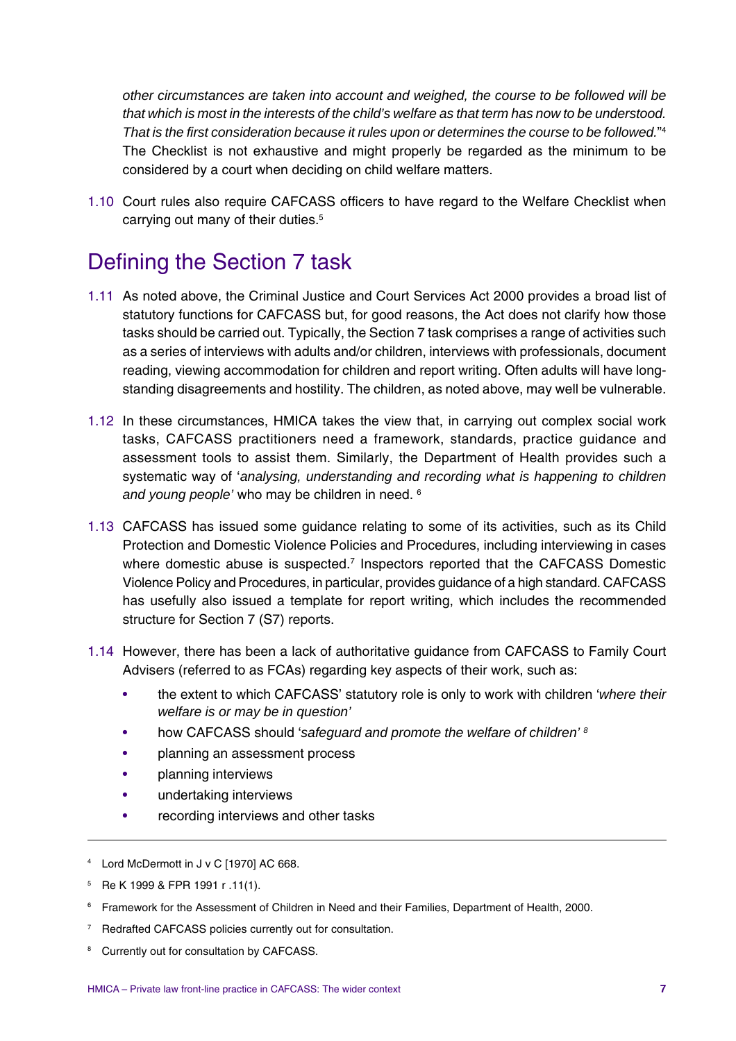*other circumstances are taken into account and weighed, the course to be followed will be that which is most in the interests of the child's welfare as that term has now to be understood. That is the first consideration because it rules upon or determines the course to be followed.*"[4] The Checklist is not exhaustive and might properly be regarded as the minimum to be considered by a court when deciding on child welfare matters.

1.10 Court rules also require CAFCASS officers to have regard to the Welfare Checklist when carrying out many of their duties.[5]

## Defining the Section 7 task

1.11 As noted above, the Criminal Justice and Court Services Act 2000 provides a broad list of statutory functions for CAFCASS but, for good reasons, the Act does not clarify how those tasks should be carried out. Typically, the Section 7 task comprises a range of activities such as a series of interviews with adults and/or children, interviews with professionals, document reading, viewing accommodation for children and report writing. Often adults will have long-standing disagreements and hostility. The children, as noted above, may well be vulnerable.

1.12 In these circumstances, HMICA takes the view that, in carrying out complex social work tasks, CAFCASS practitioners need a framework, standards, practice guidance and assessment tools to assist them. Similarly, the Department of Health provides such a systematic way of '*analysing, understanding and recording what is happening to children and young people*' who may be children in need. [6]

1.13 CAFCASS has issued some guidance relating to some of its activities, such as its Child Protection and Domestic Violence Policies and Procedures, including interviewing in cases where domestic abuse is suspected.[7] Inspectors reported that the CAFCASS Domestic Violence Policy and Procedures, in particular, provides guidance of a high standard. CAFCASS has usefully also issued a template for report writing, which includes the recommended structure for Section 7 (S7) reports.

1.14 However, there has been a lack of authoritative guidance from CAFCASS to Family Court Advisers (referred to as FCAs) regarding key aspects of their work, such as:

- the extent to which CAFCASS' statutory role is only to work with children '*where their welfare is or may be in question*'
- how CAFCASS should '*safeguard and promote the welfare of children*' [8]
- planning an assessment process
- planning interviews
- undertaking interviews
- recording interviews and other tasks

---

[4] Lord McDermott in J v C [1970] AC 668.

[5] Re K 1999 & FPR 1991 r .11(1).

[6] Framework for the Assessment of Children in Need and their Families, Department of Health, 2000.

[7] Redrafted CAFCASS policies currently out for consultation.

[8] Currently out for consultation by CAFCASS.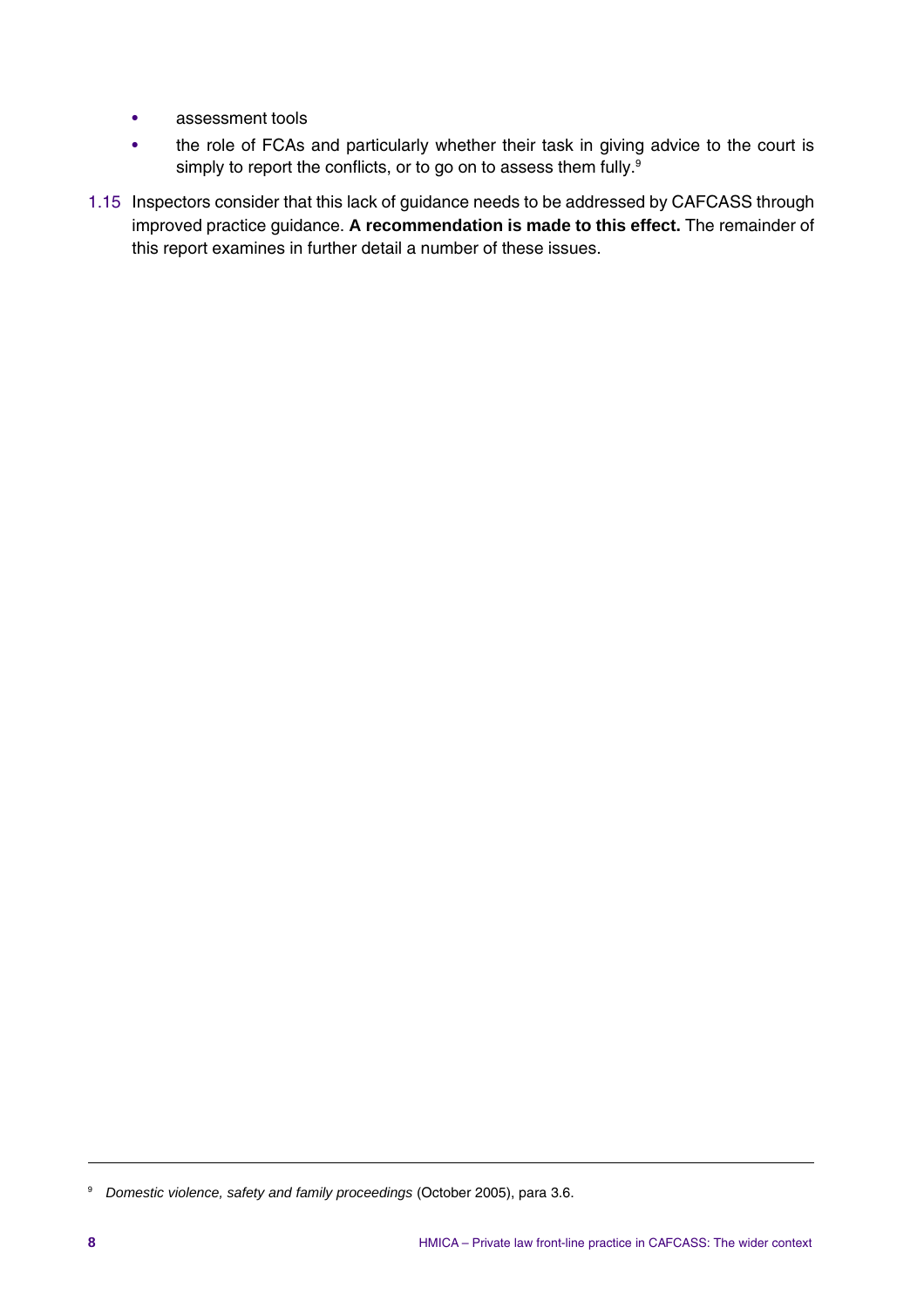- assessment tools
- the role of FCAs and particularly whether their task in giving advice to the court is simply to report the conflicts, or to go on to assess them fully.[9]

1.15 Inspectors consider that this lack of guidance needs to be addressed by CAFCASS through improved practice guidance. **A recommendation is made to this effect.** The remainder of this report examines in further detail a number of these issues.

---

[9] *Domestic violence, safety and family proceedings* (October 2005), para 3.6.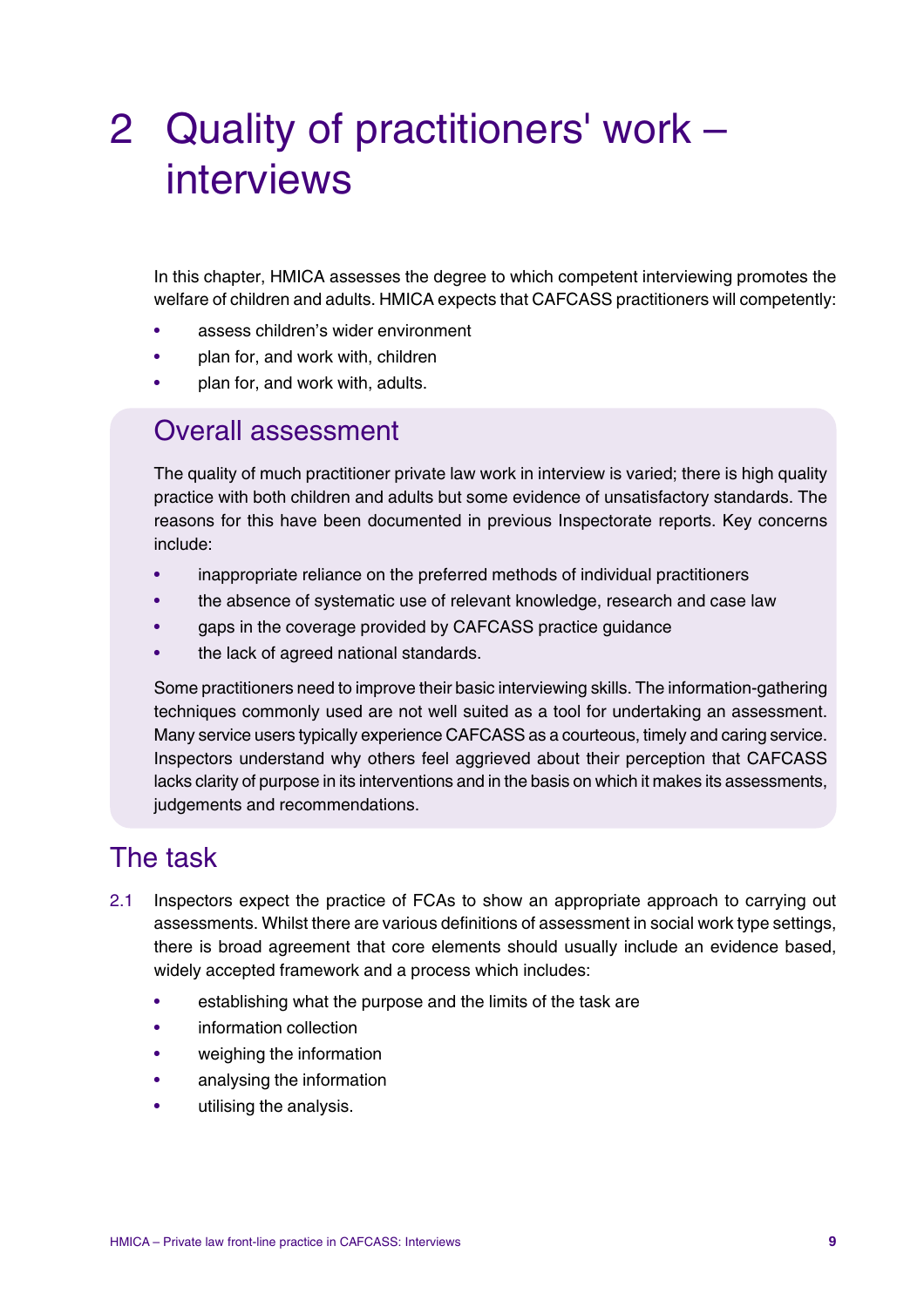# 2 Quality of practitioners' work – interviews

In this chapter, HMICA assesses the degree to which competent interviewing promotes the welfare of children and adults. HMICA expects that CAFCASS practitioners will competently:

- assess children's wider environment
- plan for, and work with, children
- plan for, and work with, adults.

## Overall assessment

The quality of much practitioner private law work in interview is varied; there is high quality practice with both children and adults but some evidence of unsatisfactory standards. The reasons for this have been documented in previous Inspectorate reports. Key concerns include:

- inappropriate reliance on the preferred methods of individual practitioners
- the absence of systematic use of relevant knowledge, research and case law
- gaps in the coverage provided by CAFCASS practice guidance
- the lack of agreed national standards.

Some practitioners need to improve their basic interviewing skills. The information-gathering techniques commonly used are not well suited as a tool for undertaking an assessment. Many service users typically experience CAFCASS as a courteous, timely and caring service. Inspectors understand why others feel aggrieved about their perception that CAFCASS lacks clarity of purpose in its interventions and in the basis on which it makes its assessments, judgements and recommendations.

## The task

2.1 Inspectors expect the practice of FCAs to show an appropriate approach to carrying out assessments. Whilst there are various definitions of assessment in social work type settings, there is broad agreement that core elements should usually include an evidence based, widely accepted framework and a process which includes:

- establishing what the purpose and the limits of the task are
- information collection
- weighing the information
- analysing the information
- utilising the analysis.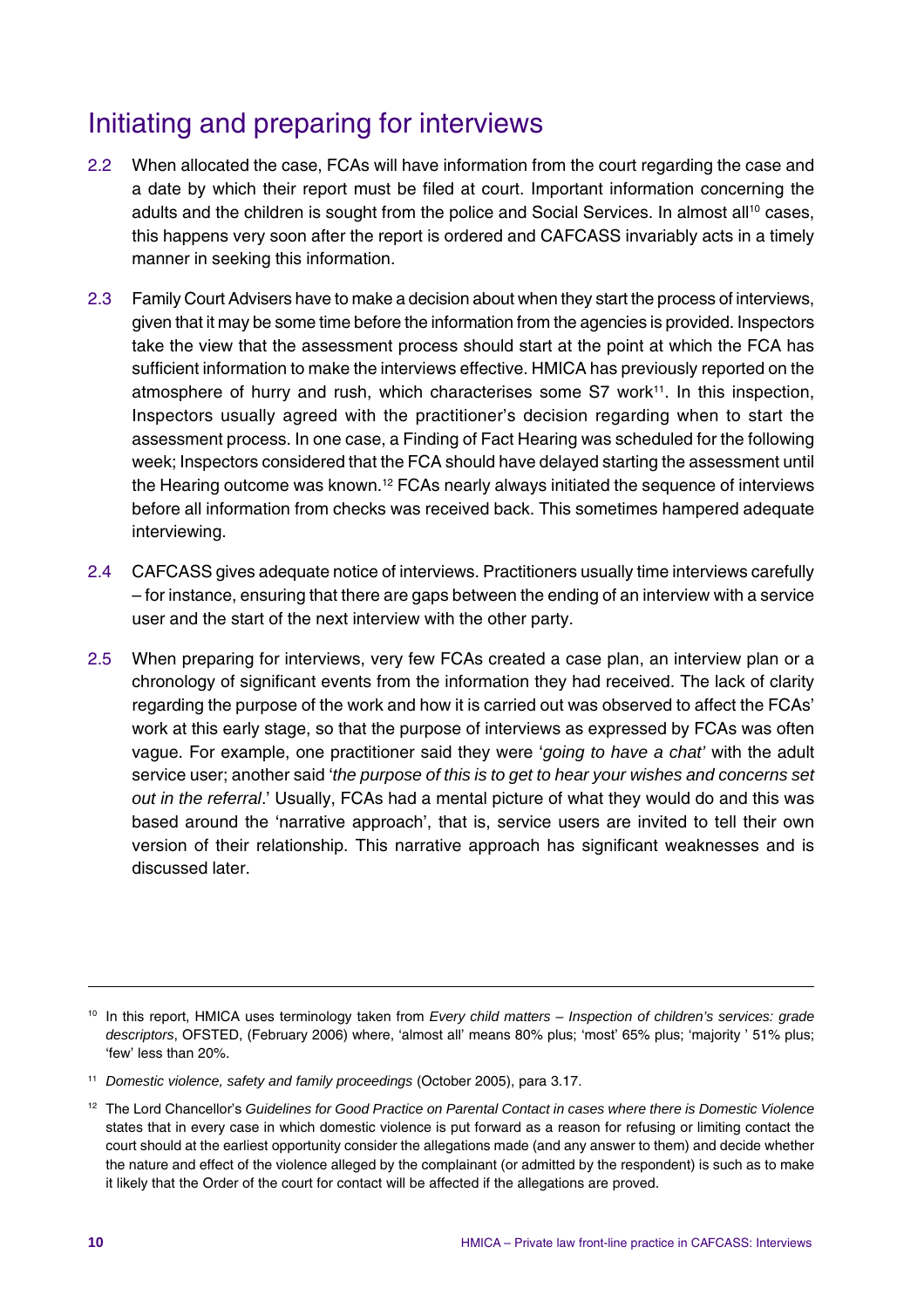## Initiating and preparing for interviews

2.2 When allocated the case, FCAs will have information from the court regarding the case and a date by which their report must be filed at court. Important information concerning the adults and the children is sought from the police and Social Services. In almost all[10] cases, this happens very soon after the report is ordered and CAFCASS invariably acts in a timely manner in seeking this information.

2.3 Family Court Advisers have to make a decision about when they start the process of interviews, given that it may be some time before the information from the agencies is provided. Inspectors take the view that the assessment process should start at the point at which the FCA has sufficient information to make the interviews effective. HMICA has previously reported on the atmosphere of hurry and rush, which characterises some S7 work[11]. In this inspection, Inspectors usually agreed with the practitioner's decision regarding when to start the assessment process. In one case, a Finding of Fact Hearing was scheduled for the following week; Inspectors considered that the FCA should have delayed starting the assessment until the Hearing outcome was known.[12] FCAs nearly always initiated the sequence of interviews before all information from checks was received back. This sometimes hampered adequate interviewing.

2.4 CAFCASS gives adequate notice of interviews. Practitioners usually time interviews carefully – for instance, ensuring that there are gaps between the ending of an interview with a service user and the start of the next interview with the other party.

2.5 When preparing for interviews, very few FCAs created a case plan, an interview plan or a chronology of significant events from the information they had received. The lack of clarity regarding the purpose of the work and how it is carried out was observed to affect the FCAs' work at this early stage, so that the purpose of interviews as expressed by FCAs was often vague. For example, one practitioner said they were '*going to have a chat'* with the adult service user; another said '*the purpose of this is to get to hear your wishes and concerns set out in the referral*.' Usually, FCAs had a mental picture of what they would do and this was based around the 'narrative approach', that is, service users are invited to tell their own version of their relationship. This narrative approach has significant weaknesses and is discussed later.

---

[10] In this report, HMICA uses terminology taken from *Every child matters – Inspection of children's services: grade descriptors*, OFSTED, (February 2006) where, 'almost all' means 80% plus; 'most' 65% plus; 'majority ' 51% plus; 'few' less than 20%.

[11] *Domestic violence, safety and family proceedings* (October 2005), para 3.17.

[12] The Lord Chancellor's *Guidelines for Good Practice on Parental Contact in cases where there is Domestic Violence* states that in every case in which domestic violence is put forward as a reason for refusing or limiting contact the court should at the earliest opportunity consider the allegations made (and any answer to them) and decide whether the nature and effect of the violence alleged by the complainant (or admitted by the respondent) is such as to make it likely that the Order of the court for contact will be affected if the allegations are proved.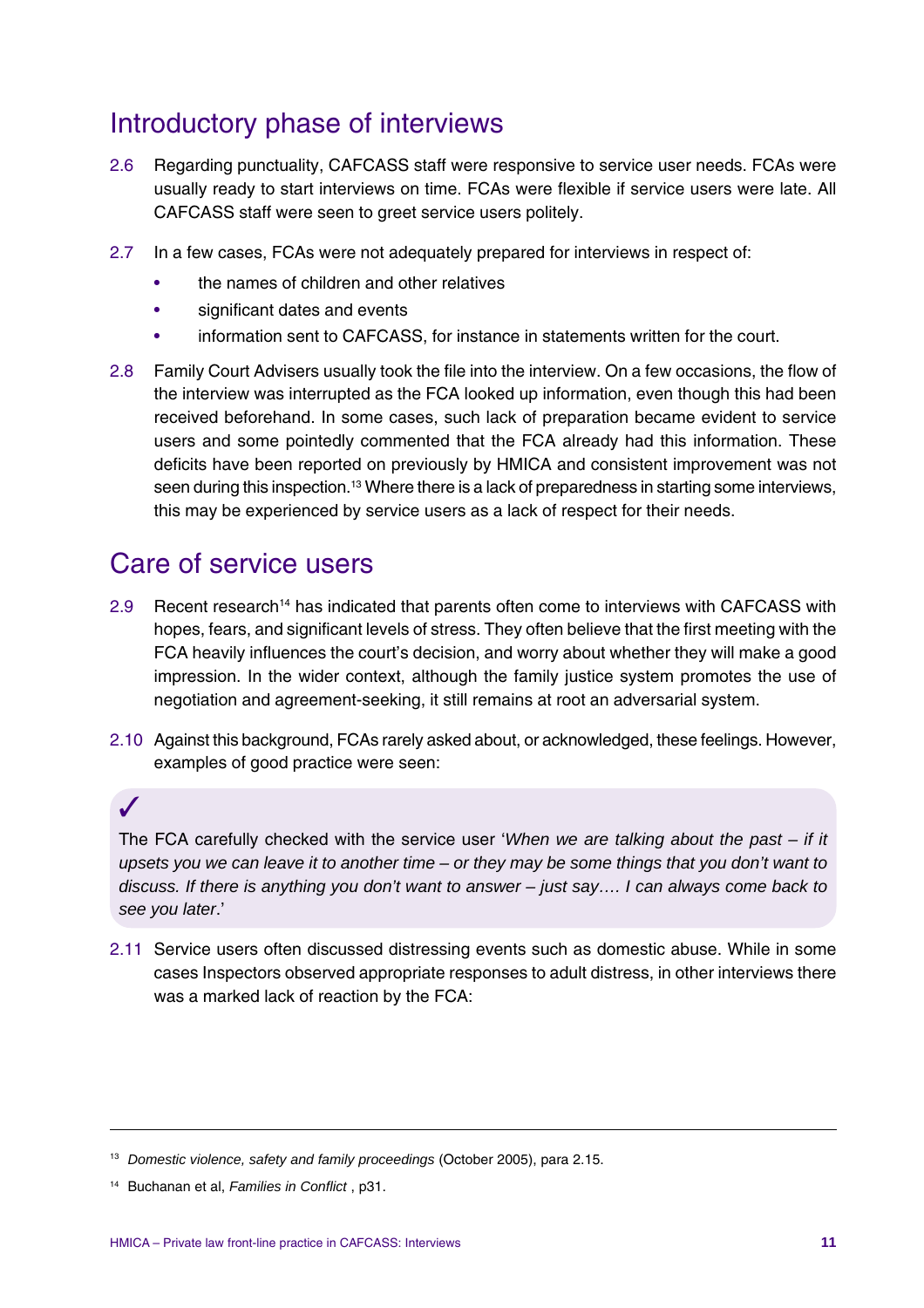## Introductory phase of interviews

2.6 Regarding punctuality, CAFCASS staff were responsive to service user needs. FCAs were usually ready to start interviews on time. FCAs were flexible if service users were late. All CAFCASS staff were seen to greet service users politely.

2.7 In a few cases, FCAs were not adequately prepared for interviews in respect of:

- the names of children and other relatives
- significant dates and events
- information sent to CAFCASS, for instance in statements written for the court.

2.8 Family Court Advisers usually took the file into the interview. On a few occasions, the flow of the interview was interrupted as the FCA looked up information, even though this had been received beforehand. In some cases, such lack of preparation became evident to service users and some pointedly commented that the FCA already had this information. These deficits have been reported on previously by HMICA and consistent improvement was not seen during this inspection.[13] Where there is a lack of preparedness in starting some interviews, this may be experienced by service users as a lack of respect for their needs.

## Care of service users

2.9 Recent research[14] has indicated that parents often come to interviews with CAFCASS with hopes, fears, and significant levels of stress. They often believe that the first meeting with the FCA heavily influences the court's decision, and worry about whether they will make a good impression. In the wider context, although the family justice system promotes the use of negotiation and agreement-seeking, it still remains at root an adversarial system.

2.10 Against this background, FCAs rarely asked about, or acknowledged, these feelings. However, examples of good practice were seen:

> ✓
>
> The FCA carefully checked with the service user '*When we are talking about the past – if it upsets you we can leave it to another time – or they may be some things that you don't want to discuss. If there is anything you don't want to answer – just say…. I can always come back to see you later*.'

2.11 Service users often discussed distressing events such as domestic abuse. While in some cases Inspectors observed appropriate responses to adult distress, in other interviews there was a marked lack of reaction by the FCA:

---

[13] *Domestic violence, safety and family proceedings* (October 2005), para 2.15.

[14] Buchanan et al, *Families in Conflict* , p31.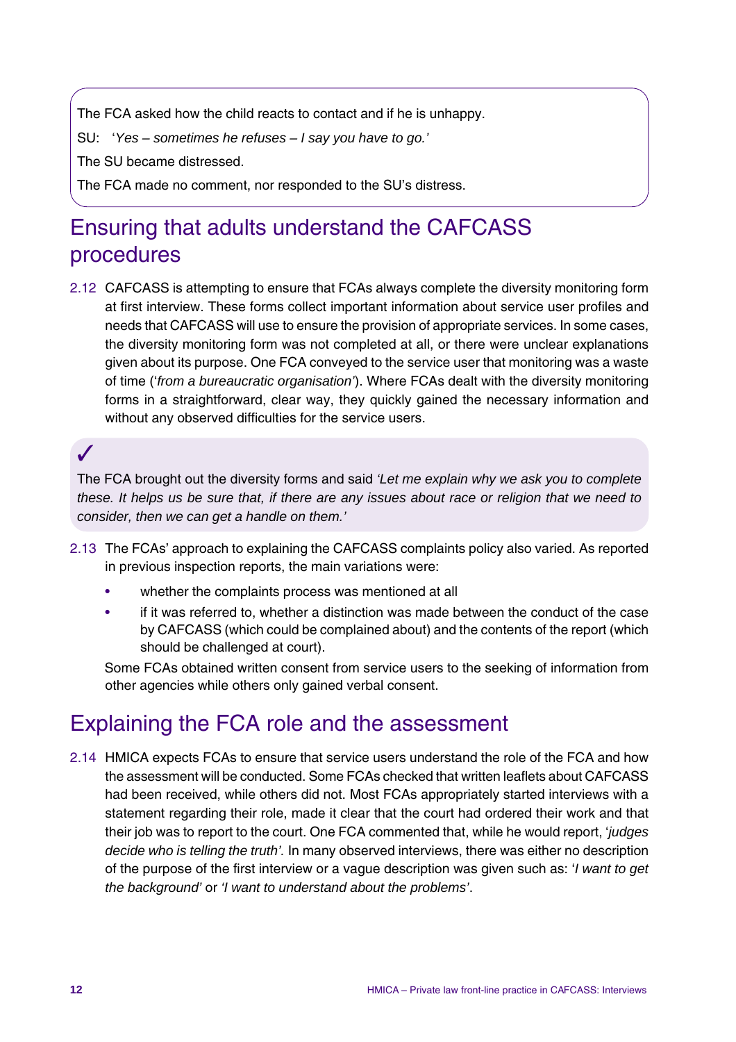The FCA asked how the child reacts to contact and if he is unhappy.

SU: '*Yes – sometimes he refuses – I say you have to go.'*

The SU became distressed.

The FCA made no comment, nor responded to the SU's distress.

## Ensuring that adults understand the CAFCASS procedures

2.12 CAFCASS is attempting to ensure that FCAs always complete the diversity monitoring form at first interview. These forms collect important information about service user profiles and needs that CAFCASS will use to ensure the provision of appropriate services. In some cases, the diversity monitoring form was not completed at all, or there were unclear explanations given about its purpose. One FCA conveyed to the service user that monitoring was a waste of time ('*from a bureaucratic organisation*'). Where FCAs dealt with the diversity monitoring forms in a straightforward, clear way, they quickly gained the necessary information and without any observed difficulties for the service users.

✓

The FCA brought out the diversity forms and said *'Let me explain why we ask you to complete these. It helps us be sure that, if there are any issues about race or religion that we need to consider, then we can get a handle on them.'*

2.13 The FCAs' approach to explaining the CAFCASS complaints policy also varied. As reported in previous inspection reports, the main variations were:

- whether the complaints process was mentioned at all
- if it was referred to, whether a distinction was made between the conduct of the case by CAFCASS (which could be complained about) and the contents of the report (which should be challenged at court).

Some FCAs obtained written consent from service users to the seeking of information from other agencies while others only gained verbal consent.

## Explaining the FCA role and the assessment

2.14 HMICA expects FCAs to ensure that service users understand the role of the FCA and how the assessment will be conducted. Some FCAs checked that written leaflets about CAFCASS had been received, while others did not. Most FCAs appropriately started interviews with a statement regarding their role, made it clear that the court had ordered their work and that their job was to report to the court. One FCA commented that, while he would report, '*judges decide who is telling the truth'.* In many observed interviews, there was either no description of the purpose of the first interview or a vague description was given such as: '*I want to get the background'* or *'I want to understand about the problems'*.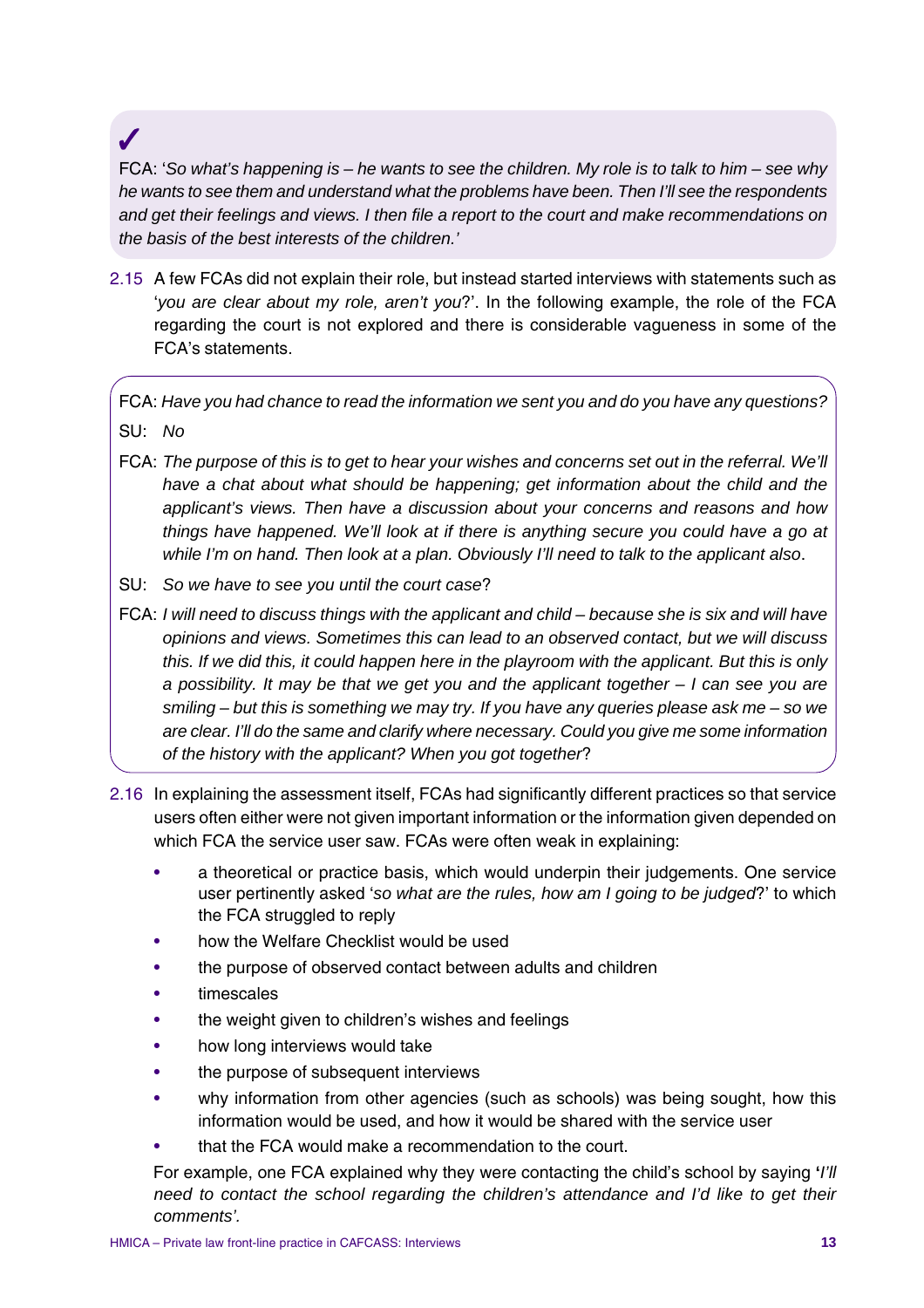✓

FCA: '*So what's happening is – he wants to see the children. My role is to talk to him – see why he wants to see them and understand what the problems have been. Then I'll see the respondents and get their feelings and views. I then file a report to the court and make recommendations on the basis of the best interests of the children.*'

2.15 A few FCAs did not explain their role, but instead started interviews with statements such as '*you are clear about my role, aren't you*?'. In the following example, the role of the FCA regarding the court is not explored and there is considerable vagueness in some of the FCA's statements.

FCA: *Have you had chance to read the information we sent you and do you have any questions?*

SU: *No*

FCA: *The purpose of this is to get to hear your wishes and concerns set out in the referral. We'll have a chat about what should be happening; get information about the child and the applicant's views. Then have a discussion about your concerns and reasons and how things have happened. We'll look at if there is anything secure you could have a go at while I'm on hand. Then look at a plan. Obviously I'll need to talk to the applicant also*.

SU: *So we have to see you until the court case*?

FCA: *I will need to discuss things with the applicant and child – because she is six and will have opinions and views. Sometimes this can lead to an observed contact, but we will discuss this. If we did this, it could happen here in the playroom with the applicant. But this is only a possibility. It may be that we get you and the applicant together – I can see you are smiling – but this is something we may try. If you have any queries please ask me – so we are clear. I'll do the same and clarify where necessary. Could you give me some information of the history with the applicant? When you got together*?

2.16 In explaining the assessment itself, FCAs had significantly different practices so that service users often either were not given important information or the information given depended on which FCA the service user saw. FCAs were often weak in explaining:

- a theoretical or practice basis, which would underpin their judgements. One service user pertinently asked '*so what are the rules, how am I going to be judged*?' to which the FCA struggled to reply
- how the Welfare Checklist would be used
- the purpose of observed contact between adults and children
- timescales
- the weight given to children's wishes and feelings
- how long interviews would take
- the purpose of subsequent interviews
- why information from other agencies (such as schools) was being sought, how this information would be used, and how it would be shared with the service user
- that the FCA would make a recommendation to the court.

For example, one FCA explained why they were contacting the child's school by saying **'***I'll need to contact the school regarding the children's attendance and I'd like to get their comments'.*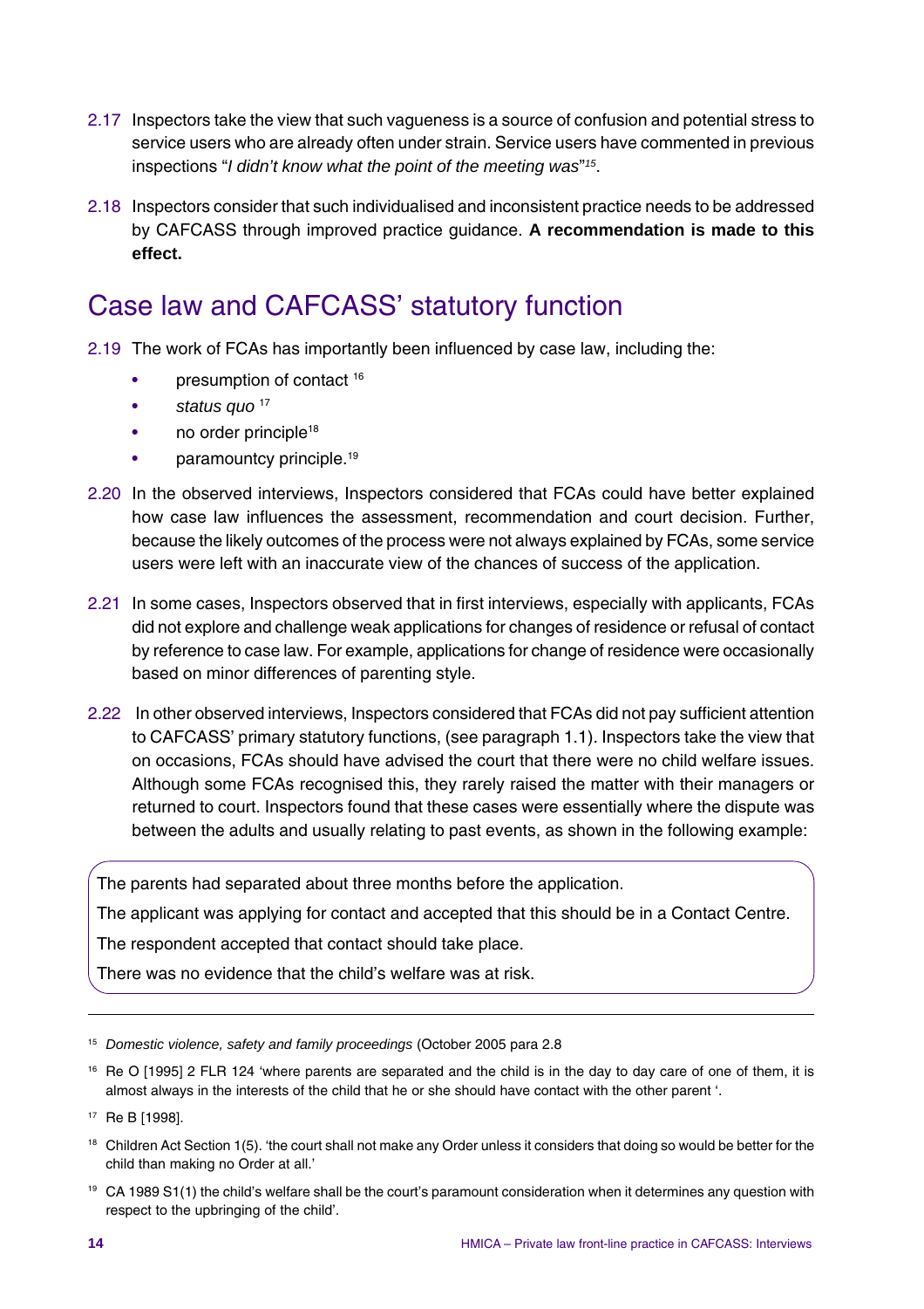2.17 Inspectors take the view that such vagueness is a source of confusion and potential stress to service users who are already often under strain. Service users have commented in previous inspections "*I didn't know what the point of the meeting was*"[15].

2.18 Inspectors consider that such individualised and inconsistent practice needs to be addressed by CAFCASS through improved practice guidance. **A recommendation is made to this effect.**

## Case law and CAFCASS' statutory function

2.19 The work of FCAs has importantly been influenced by case law, including the:

- presumption of contact [16]
- *status quo* [17]
- no order principle[18]
- paramountcy principle.[19]

2.20 In the observed interviews, Inspectors considered that FCAs could have better explained how case law influences the assessment, recommendation and court decision. Further, because the likely outcomes of the process were not always explained by FCAs, some service users were left with an inaccurate view of the chances of success of the application.

2.21 In some cases, Inspectors observed that in first interviews, especially with applicants, FCAs did not explore and challenge weak applications for changes of residence or refusal of contact by reference to case law. For example, applications for change of residence were occasionally based on minor differences of parenting style.

2.22 In other observed interviews, Inspectors considered that FCAs did not pay sufficient attention to CAFCASS' primary statutory functions, (see paragraph 1.1). Inspectors take the view that on occasions, FCAs should have advised the court that there were no child welfare issues. Although some FCAs recognised this, they rarely raised the matter with their managers or returned to court. Inspectors found that these cases were essentially where the dispute was between the adults and usually relating to past events, as shown in the following example:

> The parents had separated about three months before the application.
>
> The applicant was applying for contact and accepted that this should be in a Contact Centre.
>
> The respondent accepted that contact should take place.
>
> There was no evidence that the child's welfare was at risk.

---

[15] *Domestic violence, safety and family proceedings* (October 2005 para 2.8

[16] Re O [1995] 2 FLR 124 'where parents are separated and the child is in the day to day care of one of them, it is almost always in the interests of the child that he or she should have contact with the other parent '.

[17] Re B [1998].

[18] Children Act Section 1(5). 'the court shall not make any Order unless it considers that doing so would be better for the child than making no Order at all.'

[19] CA 1989 S1(1) the child's welfare shall be the court's paramount consideration when it determines any question with respect to the upbringing of the child'.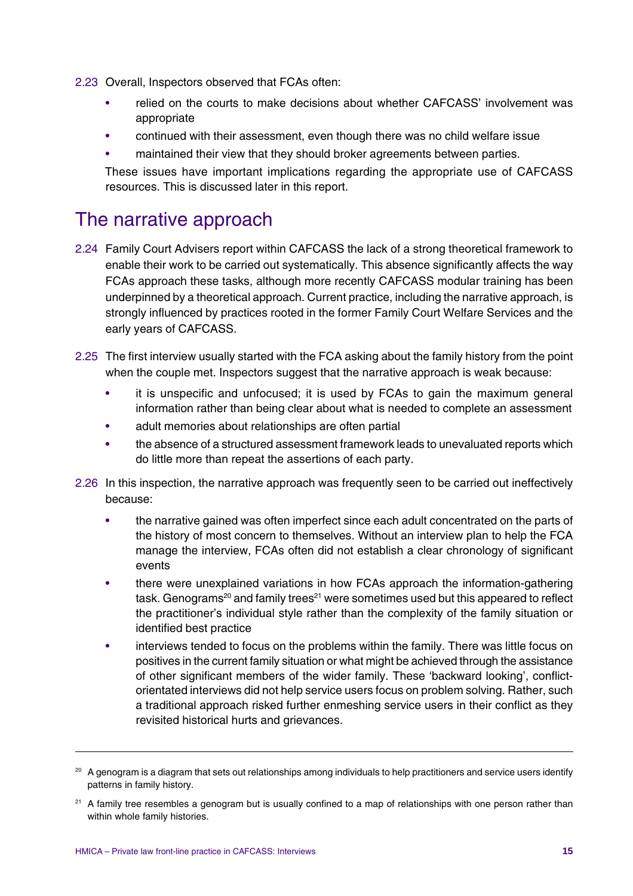2.23 Overall, Inspectors observed that FCAs often:

- relied on the courts to make decisions about whether CAFCASS' involvement was appropriate
- continued with their assessment, even though there was no child welfare issue
- maintained their view that they should broker agreements between parties.

These issues have important implications regarding the appropriate use of CAFCASS resources. This is discussed later in this report.

## The narrative approach

2.24 Family Court Advisers report within CAFCASS the lack of a strong theoretical framework to enable their work to be carried out systematically. This absence significantly affects the way FCAs approach these tasks, although more recently CAFCASS modular training has been underpinned by a theoretical approach. Current practice, including the narrative approach, is strongly influenced by practices rooted in the former Family Court Welfare Services and the early years of CAFCASS.

2.25 The first interview usually started with the FCA asking about the family history from the point when the couple met. Inspectors suggest that the narrative approach is weak because:

- it is unspecific and unfocused; it is used by FCAs to gain the maximum general information rather than being clear about what is needed to complete an assessment
- adult memories about relationships are often partial
- the absence of a structured assessment framework leads to unevaluated reports which do little more than repeat the assertions of each party.

2.26 In this inspection, the narrative approach was frequently seen to be carried out ineffectively because:

- the narrative gained was often imperfect since each adult concentrated on the parts of the history of most concern to themselves. Without an interview plan to help the FCA manage the interview, FCAs often did not establish a clear chronology of significant events
- there were unexplained variations in how FCAs approach the information-gathering task. Genograms[20] and family trees[21] were sometimes used but this appeared to reflect the practitioner's individual style rather than the complexity of the family situation or identified best practice
- interviews tended to focus on the problems within the family. There was little focus on positives in the current family situation or what might be achieved through the assistance of other significant members of the wider family. These 'backward looking', conflict-orientated interviews did not help service users focus on problem solving. Rather, such a traditional approach risked further enmeshing service users in their conflict as they revisited historical hurts and grievances.

---

[20] A genogram is a diagram that sets out relationships among individuals to help practitioners and service users identify patterns in family history.

[21] A family tree resembles a genogram but is usually confined to a map of relationships with one person rather than within whole family histories.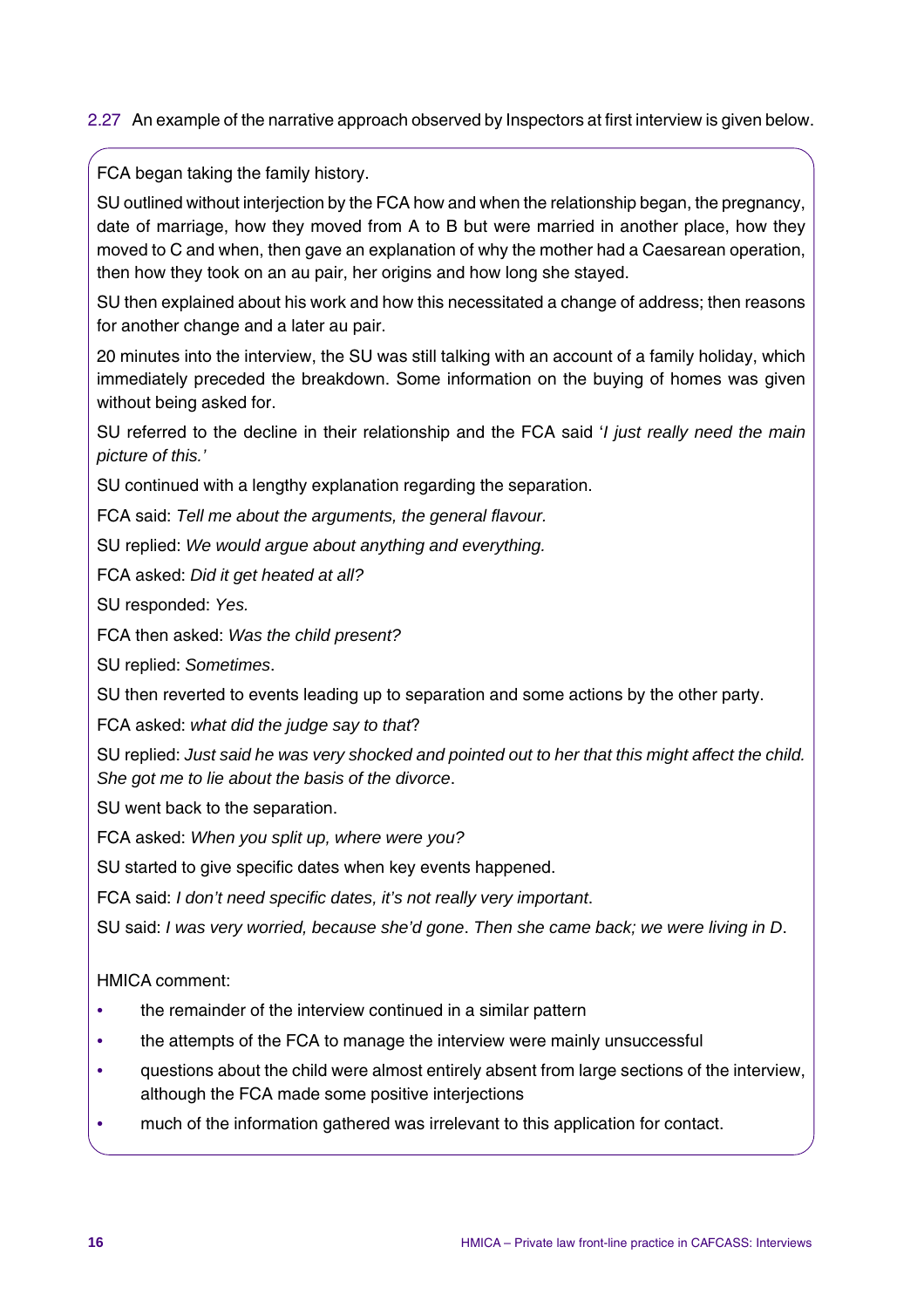2.27 An example of the narrative approach observed by Inspectors at first interview is given below.

FCA began taking the family history.

SU outlined without interjection by the FCA how and when the relationship began, the pregnancy, date of marriage, how they moved from A to B but were married in another place, how they moved to C and when, then gave an explanation of why the mother had a Caesarean operation, then how they took on an au pair, her origins and how long she stayed.

SU then explained about his work and how this necessitated a change of address; then reasons for another change and a later au pair.

20 minutes into the interview, the SU was still talking with an account of a family holiday, which immediately preceded the breakdown. Some information on the buying of homes was given without being asked for.

SU referred to the decline in their relationship and the FCA said '*I just really need the main picture of this.*'

SU continued with a lengthy explanation regarding the separation.

FCA said: *Tell me about the arguments, the general flavour.*

SU replied: *We would argue about anything and everything.*

FCA asked: *Did it get heated at all?*

SU responded: *Yes.*

FCA then asked: *Was the child present?*

SU replied: *Sometimes*.

SU then reverted to events leading up to separation and some actions by the other party.

FCA asked: *what did the judge say to that*?

SU replied: *Just said he was very shocked and pointed out to her that this might affect the child. She got me to lie about the basis of the divorce*.

SU went back to the separation.

FCA asked: *When you split up, where were you?*

SU started to give specific dates when key events happened.

FCA said: *I don't need specific dates, it's not really very important*.

SU said: *I was very worried, because she'd gone*. *Then she came back; we were living in D*.

HMICA comment:

- the remainder of the interview continued in a similar pattern
- the attempts of the FCA to manage the interview were mainly unsuccessful
- questions about the child were almost entirely absent from large sections of the interview, although the FCA made some positive interjections
- much of the information gathered was irrelevant to this application for contact.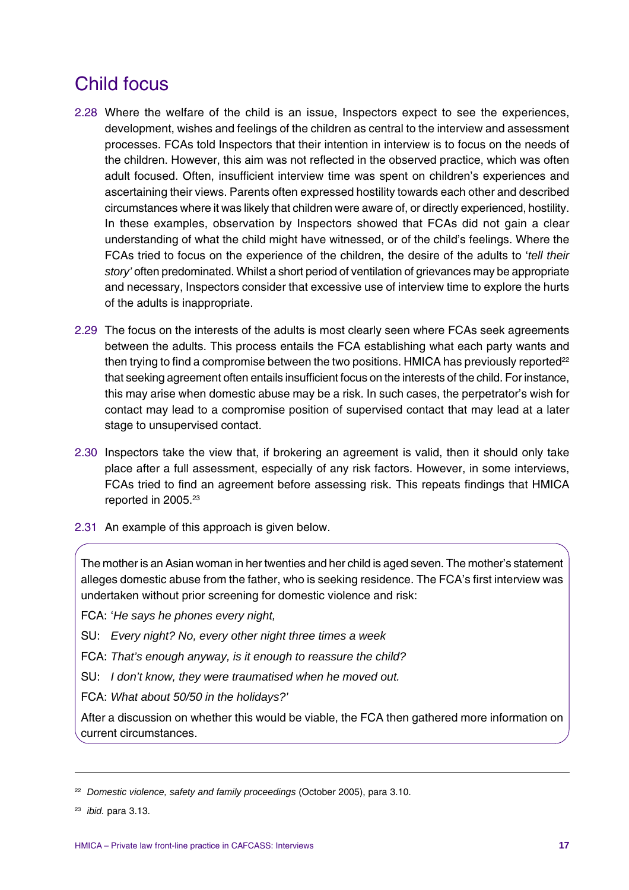## Child focus

2.28 Where the welfare of the child is an issue, Inspectors expect to see the experiences, development, wishes and feelings of the children as central to the interview and assessment processes. FCAs told Inspectors that their intention in interview is to focus on the needs of the children. However, this aim was not reflected in the observed practice, which was often adult focused. Often, insufficient interview time was spent on children's experiences and ascertaining their views. Parents often expressed hostility towards each other and described circumstances where it was likely that children were aware of, or directly experienced, hostility. In these examples, observation by Inspectors showed that FCAs did not gain a clear understanding of what the child might have witnessed, or of the child's feelings. Where the FCAs tried to focus on the experience of the children, the desire of the adults to '*tell their story'* often predominated. Whilst a short period of ventilation of grievances may be appropriate and necessary, Inspectors consider that excessive use of interview time to explore the hurts of the adults is inappropriate.

2.29 The focus on the interests of the adults is most clearly seen where FCAs seek agreements between the adults. This process entails the FCA establishing what each party wants and then trying to find a compromise between the two positions. HMICA has previously reported[22] that seeking agreement often entails insufficient focus on the interests of the child. For instance, this may arise when domestic abuse may be a risk. In such cases, the perpetrator's wish for contact may lead to a compromise position of supervised contact that may lead at a later stage to unsupervised contact.

2.30 Inspectors take the view that, if brokering an agreement is valid, then it should only take place after a full assessment, especially of any risk factors. However, in some interviews, FCAs tried to find an agreement before assessing risk. This repeats findings that HMICA reported in 2005.[23]

2.31 An example of this approach is given below.

> The mother is an Asian woman in her twenties and her child is aged seven. The mother's statement alleges domestic abuse from the father, who is seeking residence. The FCA's first interview was undertaken without prior screening for domestic violence and risk:
>
> FCA: '*He says he phones every night,*
>
> SU: *Every night? No, every other night three times a week*
>
> FCA: *That's enough anyway, is it enough to reassure the child?*
>
> SU: *I don't know, they were traumatised when he moved out.*
>
> FCA: *What about 50/50 in the holidays?'*
>
> After a discussion on whether this would be viable, the FCA then gathered more information on current circumstances.

---

[22] *Domestic violence, safety and family proceedings* (October 2005), para 3.10.

[23] *ibid.* para 3.13.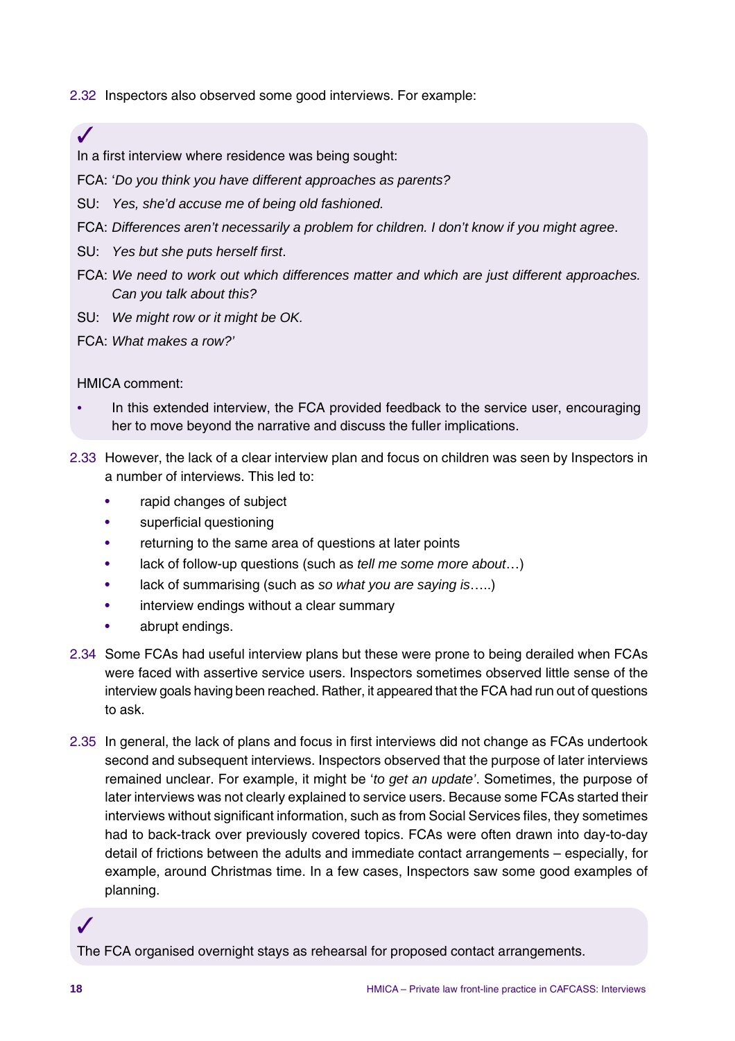2.32 Inspectors also observed some good interviews. For example:

> ✓
>
> In a first interview where residence was being sought:
>
> FCA: '*Do you think you have different approaches as parents?*
>
> SU: *Yes, she'd accuse me of being old fashioned.*
>
> FCA: *Differences aren't necessarily a problem for children. I don't know if you might agree*.
>
> SU: *Yes but she puts herself first*.
>
> FCA: *We need to work out which differences matter and which are just different approaches. Can you talk about this?*
>
> SU: *We might row or it might be OK.*
>
> FCA: *What makes a row?'*
>
> HMICA comment:
>
> - In this extended interview, the FCA provided feedback to the service user, encouraging her to move beyond the narrative and discuss the fuller implications.

2.33 However, the lack of a clear interview plan and focus on children was seen by Inspectors in a number of interviews. This led to:

- rapid changes of subject
- superficial questioning
- returning to the same area of questions at later points
- lack of follow-up questions (such as *tell me some more about*…)
- lack of summarising (such as *so what you are saying is*…..)
- interview endings without a clear summary
- abrupt endings.

2.34 Some FCAs had useful interview plans but these were prone to being derailed when FCAs were faced with assertive service users. Inspectors sometimes observed little sense of the interview goals having been reached. Rather, it appeared that the FCA had run out of questions to ask.

2.35 In general, the lack of plans and focus in first interviews did not change as FCAs undertook second and subsequent interviews. Inspectors observed that the purpose of later interviews remained unclear. For example, it might be '*to get an update*'. Sometimes, the purpose of later interviews was not clearly explained to service users. Because some FCAs started their interviews without significant information, such as from Social Services files, they sometimes had to back-track over previously covered topics. FCAs were often drawn into day-to-day detail of frictions between the adults and immediate contact arrangements – especially, for example, around Christmas time. In a few cases, Inspectors saw some good examples of planning.

> ✓
>
> The FCA organised overnight stays as rehearsal for proposed contact arrangements.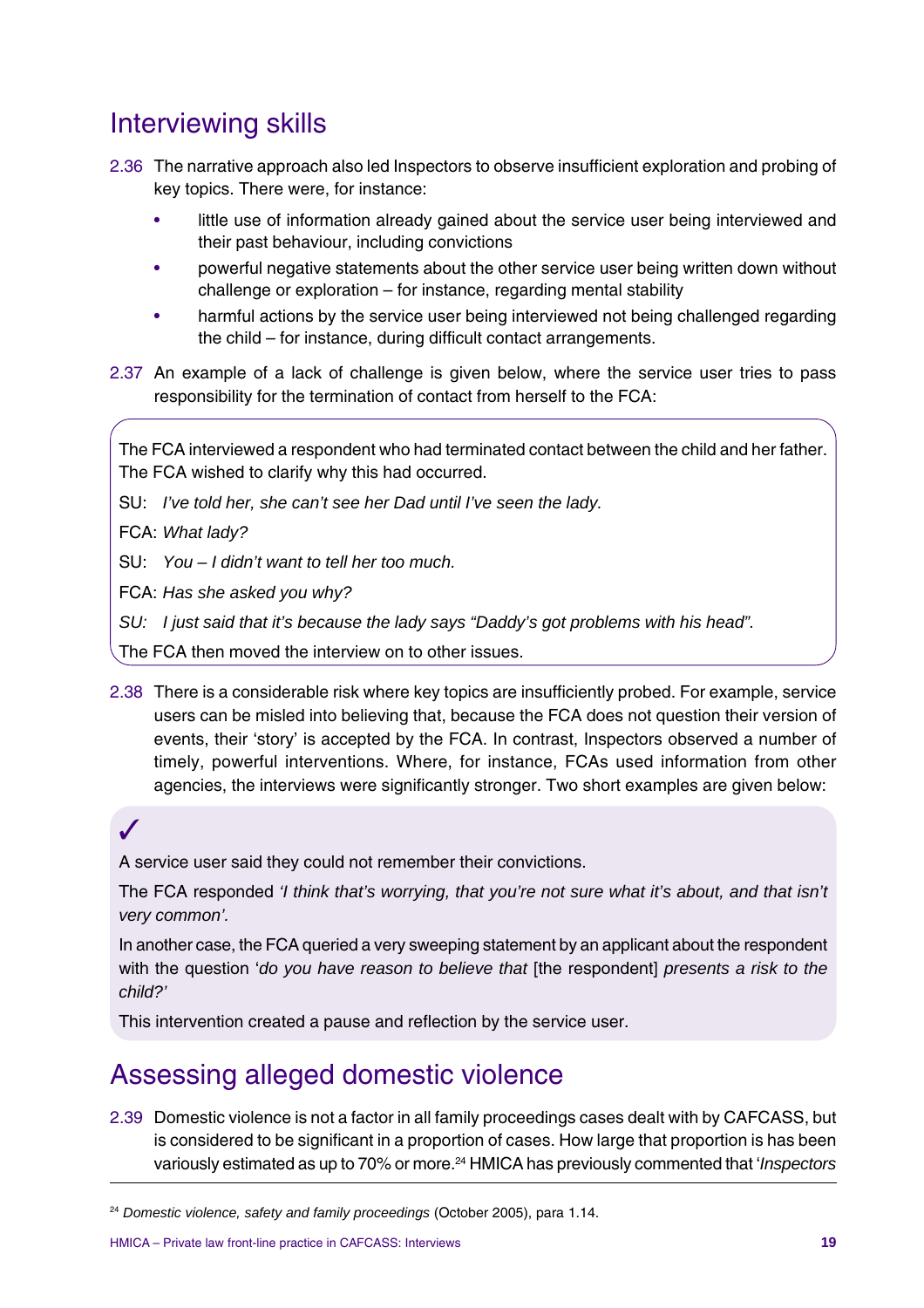## Interviewing skills

2.36 The narrative approach also led Inspectors to observe insufficient exploration and probing of key topics. There were, for instance:

- little use of information already gained about the service user being interviewed and their past behaviour, including convictions
- powerful negative statements about the other service user being written down without challenge or exploration – for instance, regarding mental stability
- harmful actions by the service user being interviewed not being challenged regarding the child – for instance, during difficult contact arrangements.

2.37 An example of a lack of challenge is given below, where the service user tries to pass responsibility for the termination of contact from herself to the FCA:

> The FCA interviewed a respondent who had terminated contact between the child and her father. The FCA wished to clarify why this had occurred.
>
> SU: *I've told her, she can't see her Dad until I've seen the lady.*
>
> FCA: *What lady?*
>
> SU: *You – I didn't want to tell her too much.*
>
> FCA: *Has she asked you why?*
>
> *SU: I just said that it's because the lady says "Daddy's got problems with his head".*
>
> The FCA then moved the interview on to other issues.

2.38 There is a considerable risk where key topics are insufficiently probed. For example, service users can be misled into believing that, because the FCA does not question their version of events, their 'story' is accepted by the FCA. In contrast, Inspectors observed a number of timely, powerful interventions. Where, for instance, FCAs used information from other agencies, the interviews were significantly stronger. Two short examples are given below:

> ✓
>
> A service user said they could not remember their convictions.
>
> The FCA responded *'I think that's worrying, that you're not sure what it's about, and that isn't very common'.*
>
> In another case, the FCA queried a very sweeping statement by an applicant about the respondent with the question '*do you have reason to believe that* [the respondent] *presents a risk to the child?'*
>
> This intervention created a pause and reflection by the service user.

## Assessing alleged domestic violence

2.39 Domestic violence is not a factor in all family proceedings cases dealt with by CAFCASS, but is considered to be significant in a proportion of cases. How large that proportion is has been variously estimated as up to 70% or more.[24] HMICA has previously commented that '*Inspectors*

---

[24] *Domestic violence, safety and family proceedings* (October 2005), para 1.14.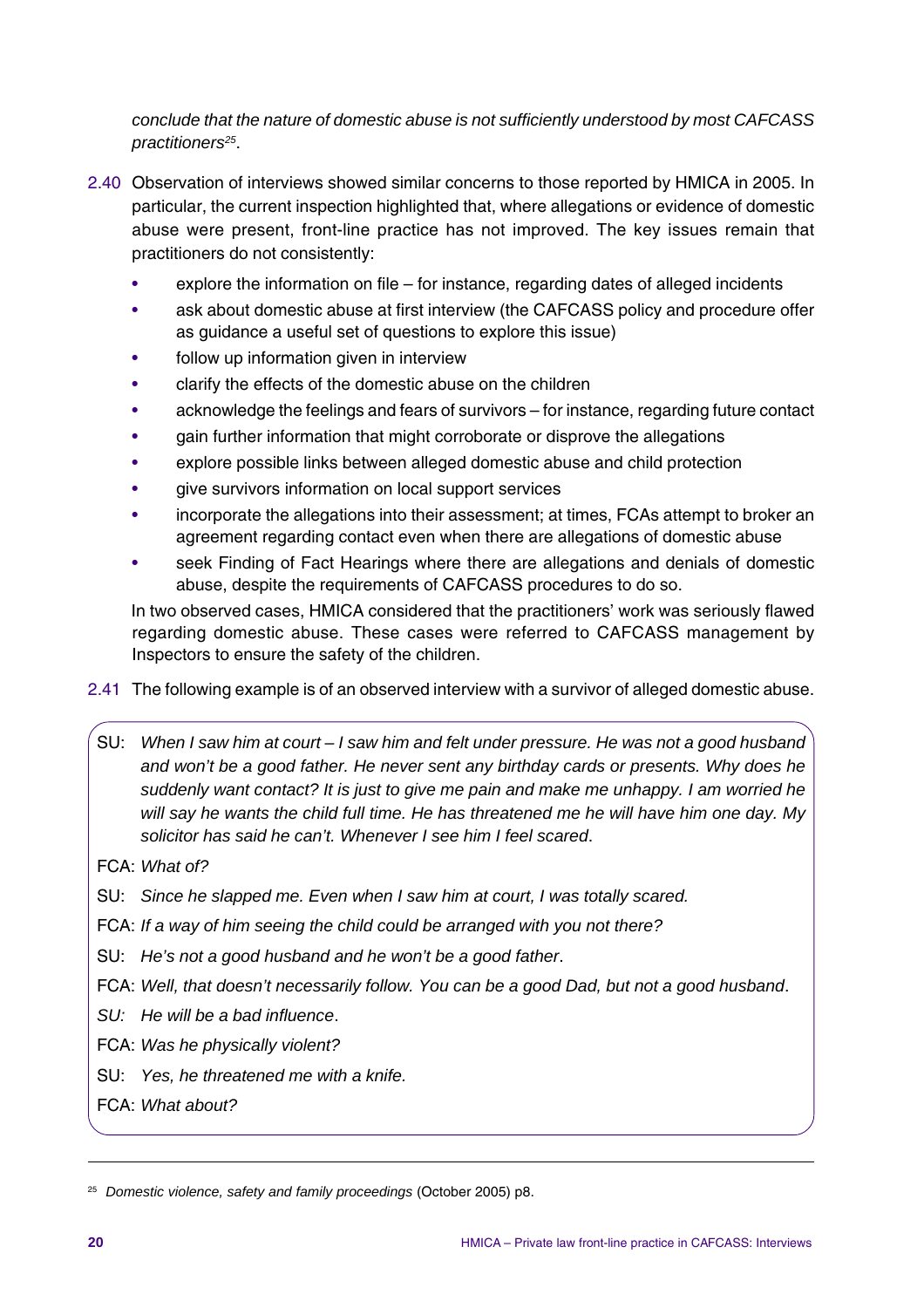*conclude that the nature of domestic abuse is not sufficiently understood by most CAFCASS practitioners*[25].

2.40 Observation of interviews showed similar concerns to those reported by HMICA in 2005. In particular, the current inspection highlighted that, where allegations or evidence of domestic abuse were present, front-line practice has not improved. The key issues remain that practitioners do not consistently:

- explore the information on file – for instance, regarding dates of alleged incidents
- ask about domestic abuse at first interview (the CAFCASS policy and procedure offer as guidance a useful set of questions to explore this issue)
- follow up information given in interview
- clarify the effects of the domestic abuse on the children
- acknowledge the feelings and fears of survivors – for instance, regarding future contact
- gain further information that might corroborate or disprove the allegations
- explore possible links between alleged domestic abuse and child protection
- give survivors information on local support services
- incorporate the allegations into their assessment; at times, FCAs attempt to broker an agreement regarding contact even when there are allegations of domestic abuse
- seek Finding of Fact Hearings where there are allegations and denials of domestic abuse, despite the requirements of CAFCASS procedures to do so.

In two observed cases, HMICA considered that the practitioners' work was seriously flawed regarding domestic abuse. These cases were referred to CAFCASS management by Inspectors to ensure the safety of the children.

2.41 The following example is of an observed interview with a survivor of alleged domestic abuse.

> SU: *When I saw him at court – I saw him and felt under pressure. He was not a good husband and won't be a good father. He never sent any birthday cards or presents. Why does he suddenly want contact? It is just to give me pain and make me unhappy. I am worried he will say he wants the child full time. He has threatened me he will have him one day. My solicitor has said he can't. Whenever I see him I feel scared*.
>
> FCA: *What of?*
>
> SU: *Since he slapped me. Even when I saw him at court, I was totally scared.*
>
> FCA: *If a way of him seeing the child could be arranged with you not there?*
>
> SU: *He's not a good husband and he won't be a good father*.
>
> FCA: *Well, that doesn't necessarily follow. You can be a good Dad, but not a good husband*.
>
> *SU: He will be a bad influence*.
>
> FCA: *Was he physically violent?*
>
> SU: *Yes, he threatened me with a knife.*
>
> FCA: *What about?*

---

[25] *Domestic violence, safety and family proceedings* (October 2005) p8.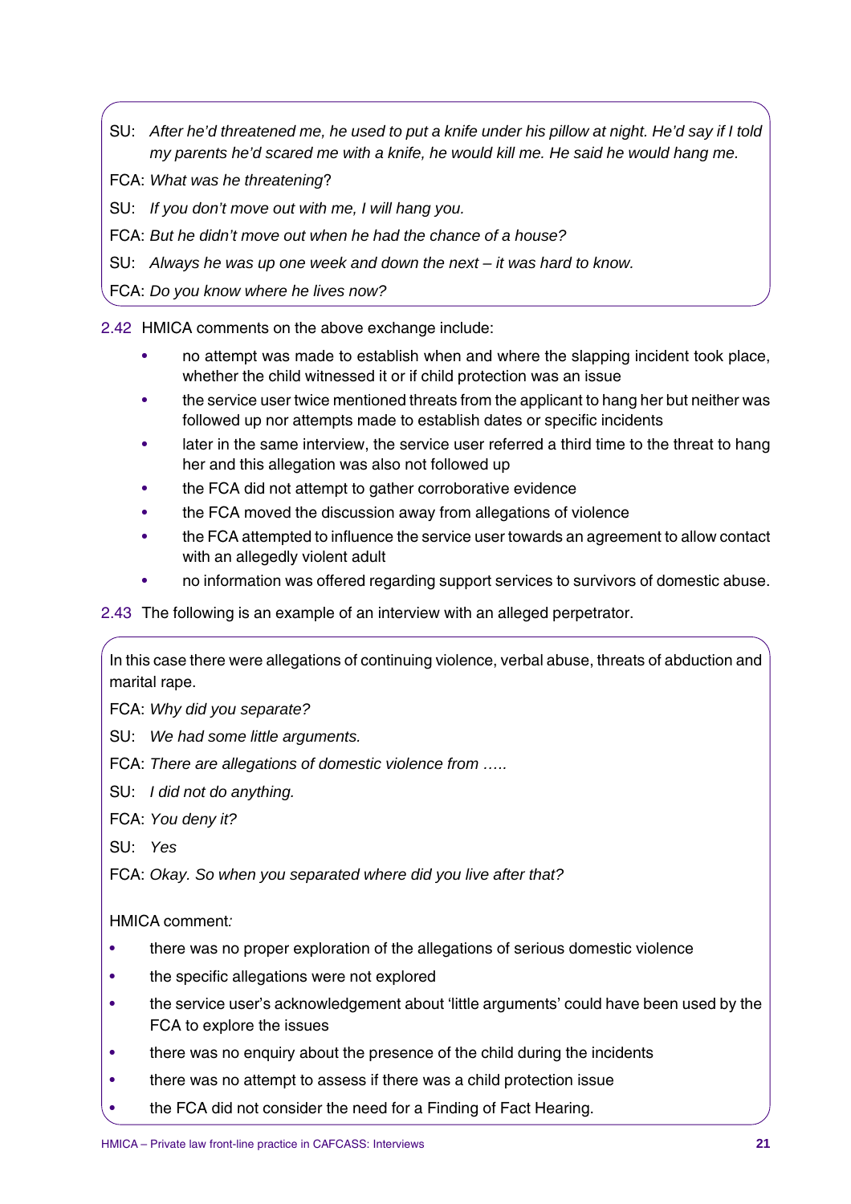SU: *After he'd threatened me, he used to put a knife under his pillow at night. He'd say if I told my parents he'd scared me with a knife, he would kill me. He said he would hang me.*

FCA: *What was he threatening*?

SU: *If you don't move out with me, I will hang you.*

FCA: *But he didn't move out when he had the chance of a house?*

SU: *Always he was up one week and down the next – it was hard to know.*

FCA: *Do you know where he lives now?*

2.42 HMICA comments on the above exchange include:

- no attempt was made to establish when and where the slapping incident took place, whether the child witnessed it or if child protection was an issue
- the service user twice mentioned threats from the applicant to hang her but neither was followed up nor attempts made to establish dates or specific incidents
- later in the same interview, the service user referred a third time to the threat to hang her and this allegation was also not followed up
- the FCA did not attempt to gather corroborative evidence
- the FCA moved the discussion away from allegations of violence
- the FCA attempted to influence the service user towards an agreement to allow contact with an allegedly violent adult
- no information was offered regarding support services to survivors of domestic abuse.

2.43 The following is an example of an interview with an alleged perpetrator.

In this case there were allegations of continuing violence, verbal abuse, threats of abduction and marital rape.

FCA: *Why did you separate?*

SU: *We had some little arguments.*

FCA: *There are allegations of domestic violence from …..*

SU: *I did not do anything.*

FCA: *You deny it?*

SU: *Yes*

FCA: *Okay. So when you separated where did you live after that?*

HMICA comment*:*

- there was no proper exploration of the allegations of serious domestic violence
- the specific allegations were not explored
- the service user's acknowledgement about 'little arguments' could have been used by the FCA to explore the issues
- there was no enquiry about the presence of the child during the incidents
- there was no attempt to assess if there was a child protection issue
- the FCA did not consider the need for a Finding of Fact Hearing.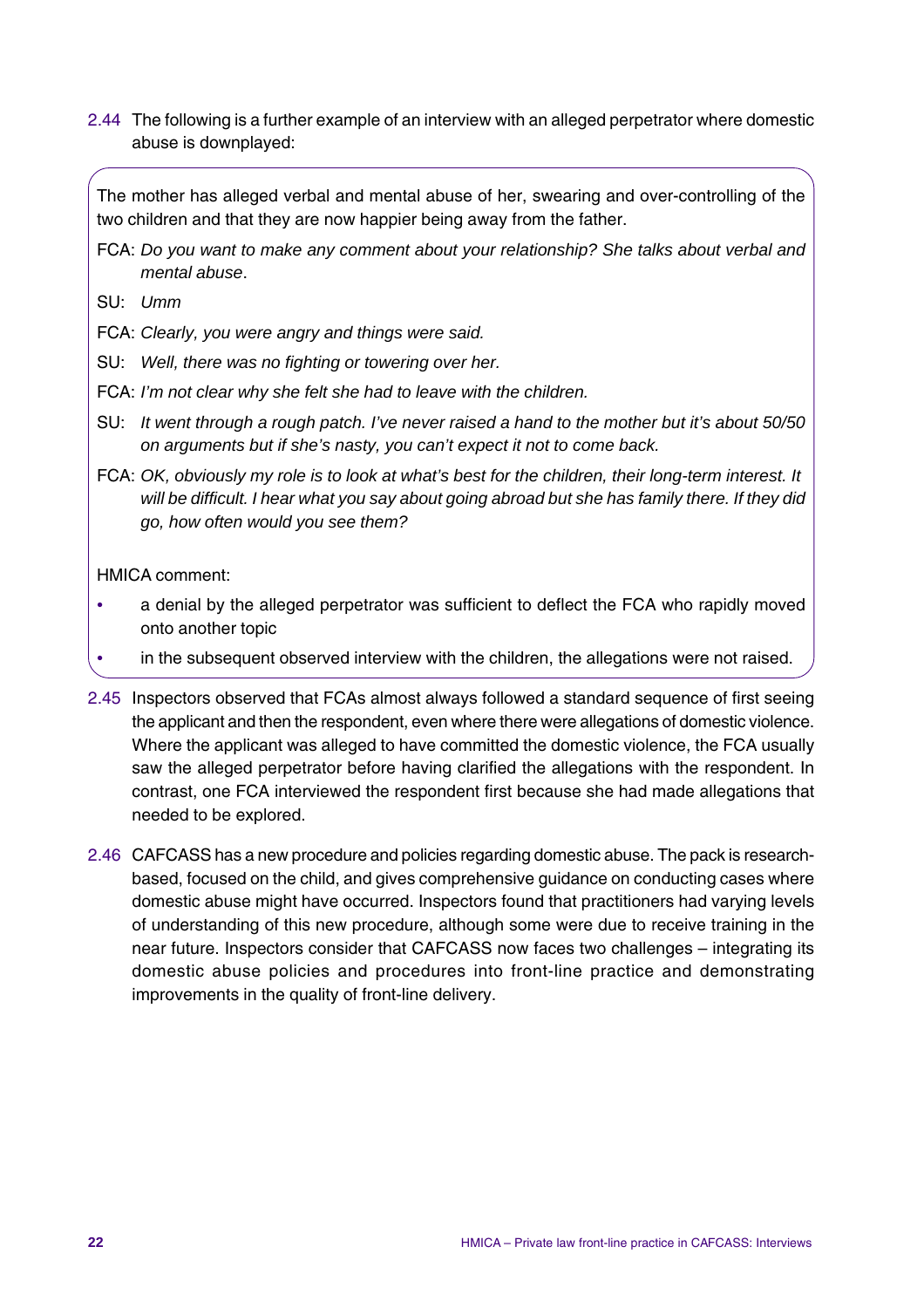2.44 The following is a further example of an interview with an alleged perpetrator where domestic abuse is downplayed:

> The mother has alleged verbal and mental abuse of her, swearing and over-controlling of the two children and that they are now happier being away from the father.
>
> FCA: *Do you want to make any comment about your relationship? She talks about verbal and mental abuse*.
>
> SU: *Umm*
>
> FCA: *Clearly, you were angry and things were said.*
>
> SU: *Well, there was no fighting or towering over her.*
>
> FCA: *I'm not clear why she felt she had to leave with the children.*
>
> SU: *It went through a rough patch. I've never raised a hand to the mother but it's about 50/50 on arguments but if she's nasty, you can't expect it not to come back.*
>
> FCA: *OK, obviously my role is to look at what's best for the children, their long-term interest. It will be difficult. I hear what you say about going abroad but she has family there. If they did go, how often would you see them?*
>
> HMICA comment:
>
> - a denial by the alleged perpetrator was sufficient to deflect the FCA who rapidly moved onto another topic
> - in the subsequent observed interview with the children, the allegations were not raised.

2.45 Inspectors observed that FCAs almost always followed a standard sequence of first seeing the applicant and then the respondent, even where there were allegations of domestic violence. Where the applicant was alleged to have committed the domestic violence, the FCA usually saw the alleged perpetrator before having clarified the allegations with the respondent. In contrast, one FCA interviewed the respondent first because she had made allegations that needed to be explored.

2.46 CAFCASS has a new procedure and policies regarding domestic abuse. The pack is research-based, focused on the child, and gives comprehensive guidance on conducting cases where domestic abuse might have occurred. Inspectors found that practitioners had varying levels of understanding of this new procedure, although some were due to receive training in the near future. Inspectors consider that CAFCASS now faces two challenges – integrating its domestic abuse policies and procedures into front-line practice and demonstrating improvements in the quality of front-line delivery.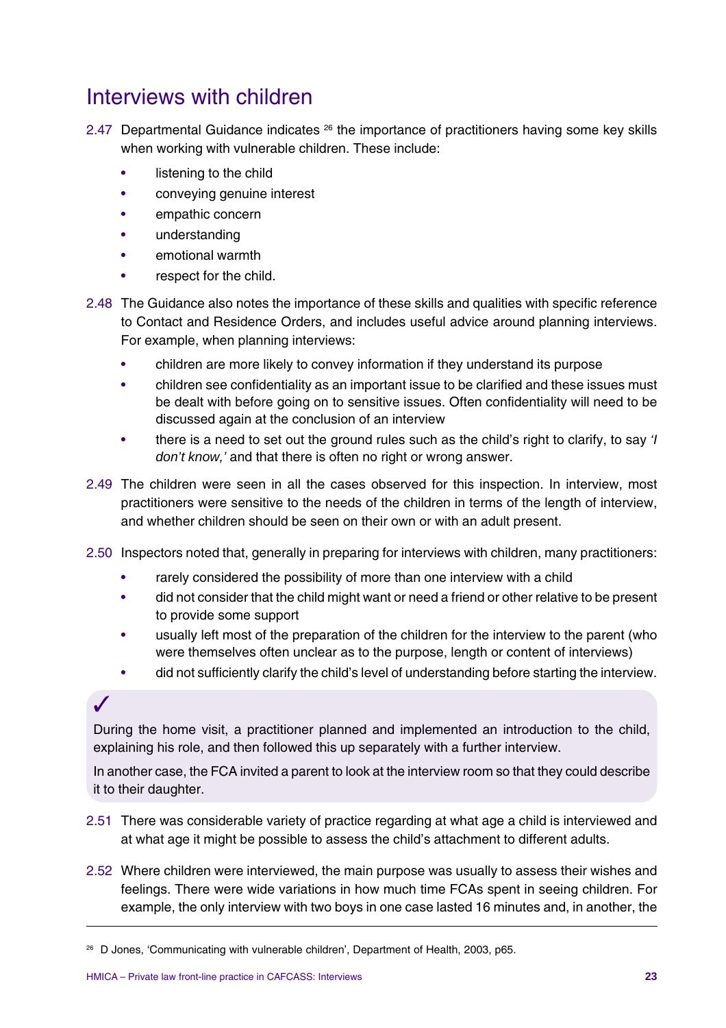## Interviews with children

2.47 Departmental Guidance indicates [26] the importance of practitioners having some key skills when working with vulnerable children. These include:

- listening to the child
- conveying genuine interest
- empathic concern
- understanding
- emotional warmth
- respect for the child.

2.48 The Guidance also notes the importance of these skills and qualities with specific reference to Contact and Residence Orders, and includes useful advice around planning interviews. For example, when planning interviews:

- children are more likely to convey information if they understand its purpose
- children see confidentiality as an important issue to be clarified and these issues must be dealt with before going on to sensitive issues. Often confidentiality will need to be discussed again at the conclusion of an interview
- there is a need to set out the ground rules such as the child's right to clarify, to say *'I don't know,'* and that there is often no right or wrong answer.

2.49 The children were seen in all the cases observed for this inspection. In interview, most practitioners were sensitive to the needs of the children in terms of the length of interview, and whether children should be seen on their own or with an adult present.

2.50 Inspectors noted that, generally in preparing for interviews with children, many practitioners:

- rarely considered the possibility of more than one interview with a child
- did not consider that the child might want or need a friend or other relative to be present to provide some support
- usually left most of the preparation of the children for the interview to the parent (who were themselves often unclear as to the purpose, length or content of interviews)
- did not sufficiently clarify the child's level of understanding before starting the interview.

> ✓
>
> During the home visit, a practitioner planned and implemented an introduction to the child, explaining his role, and then followed this up separately with a further interview.
>
> In another case, the FCA invited a parent to look at the interview room so that they could describe it to their daughter.

2.51 There was considerable variety of practice regarding at what age a child is interviewed and at what age it might be possible to assess the child's attachment to different adults.

2.52 Where children were interviewed, the main purpose was usually to assess their wishes and feelings. There were wide variations in how much time FCAs spent in seeing children. For example, the only interview with two boys in one case lasted 16 minutes and, in another, the

[26] D Jones, 'Communicating with vulnerable children', Department of Health, 2003, p65.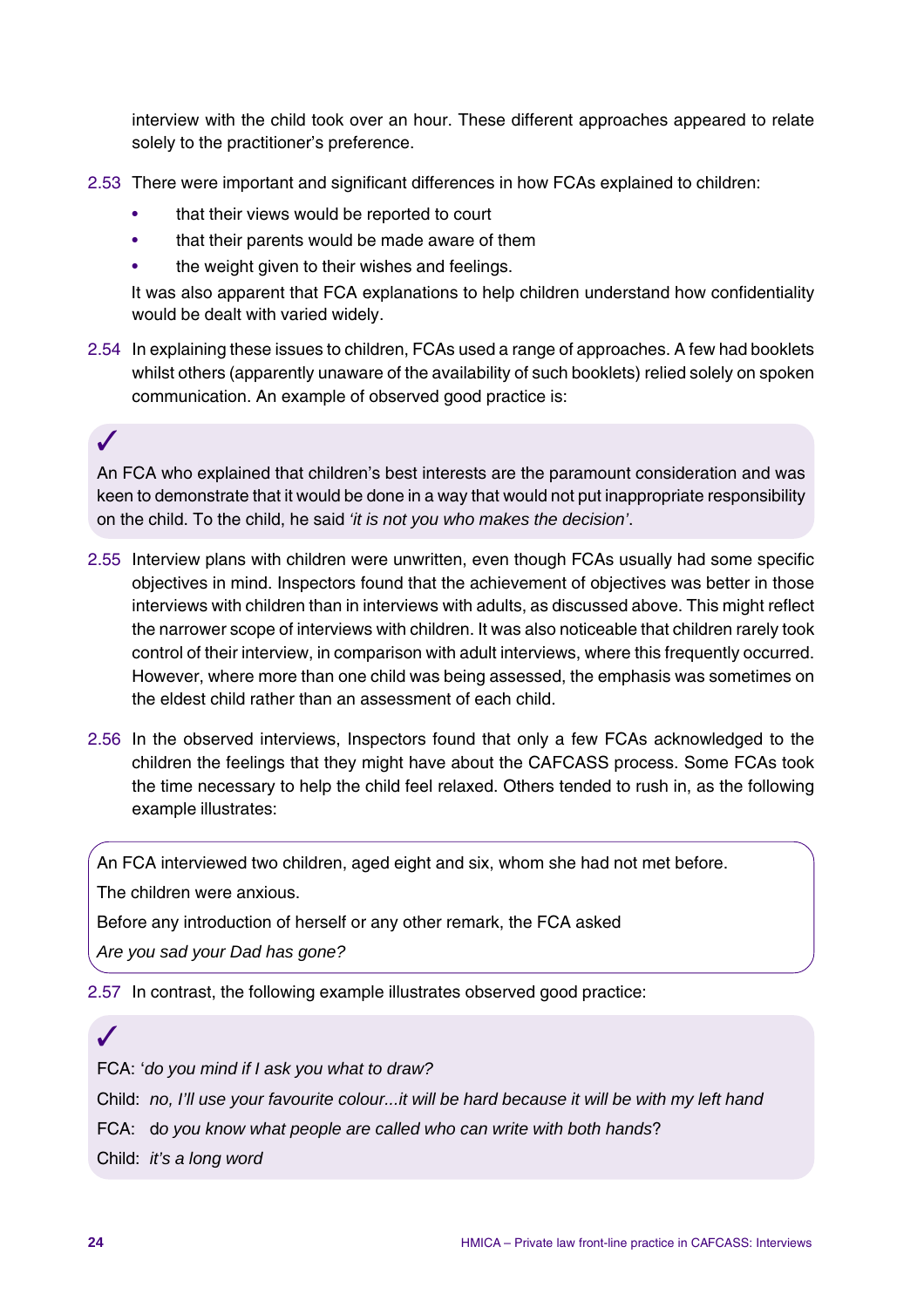interview with the child took over an hour. These different approaches appeared to relate solely to the practitioner's preference.

2.53 There were important and significant differences in how FCAs explained to children:

- that their views would be reported to court
- that their parents would be made aware of them
- the weight given to their wishes and feelings.

It was also apparent that FCA explanations to help children understand how confidentiality would be dealt with varied widely.

2.54 In explaining these issues to children, FCAs used a range of approaches. A few had booklets whilst others (apparently unaware of the availability of such booklets) relied solely on spoken communication. An example of observed good practice is:

> ✓
>
> An FCA who explained that children's best interests are the paramount consideration and was keen to demonstrate that it would be done in a way that would not put inappropriate responsibility on the child. To the child, he said *'it is not you who makes the decision'*.

2.55 Interview plans with children were unwritten, even though FCAs usually had some specific objectives in mind. Inspectors found that the achievement of objectives was better in those interviews with children than in interviews with adults, as discussed above. This might reflect the narrower scope of interviews with children. It was also noticeable that children rarely took control of their interview, in comparison with adult interviews, where this frequently occurred. However, where more than one child was being assessed, the emphasis was sometimes on the eldest child rather than an assessment of each child.

2.56 In the observed interviews, Inspectors found that only a few FCAs acknowledged to the children the feelings that they might have about the CAFCASS process. Some FCAs took the time necessary to help the child feel relaxed. Others tended to rush in, as the following example illustrates:

> An FCA interviewed two children, aged eight and six, whom she had not met before.
>
> The children were anxious.
>
> Before any introduction of herself or any other remark, the FCA asked
>
> *Are you sad your Dad has gone?*

2.57 In contrast, the following example illustrates observed good practice:

> ✓
>
> FCA: '*do you mind if I ask you what to draw?*
>
> Child: *no, I'll use your favourite colour...it will be hard because it will be with my left hand*
>
> FCA: do *you know what people are called who can write with both hands*?
>
> Child: *it's a long word*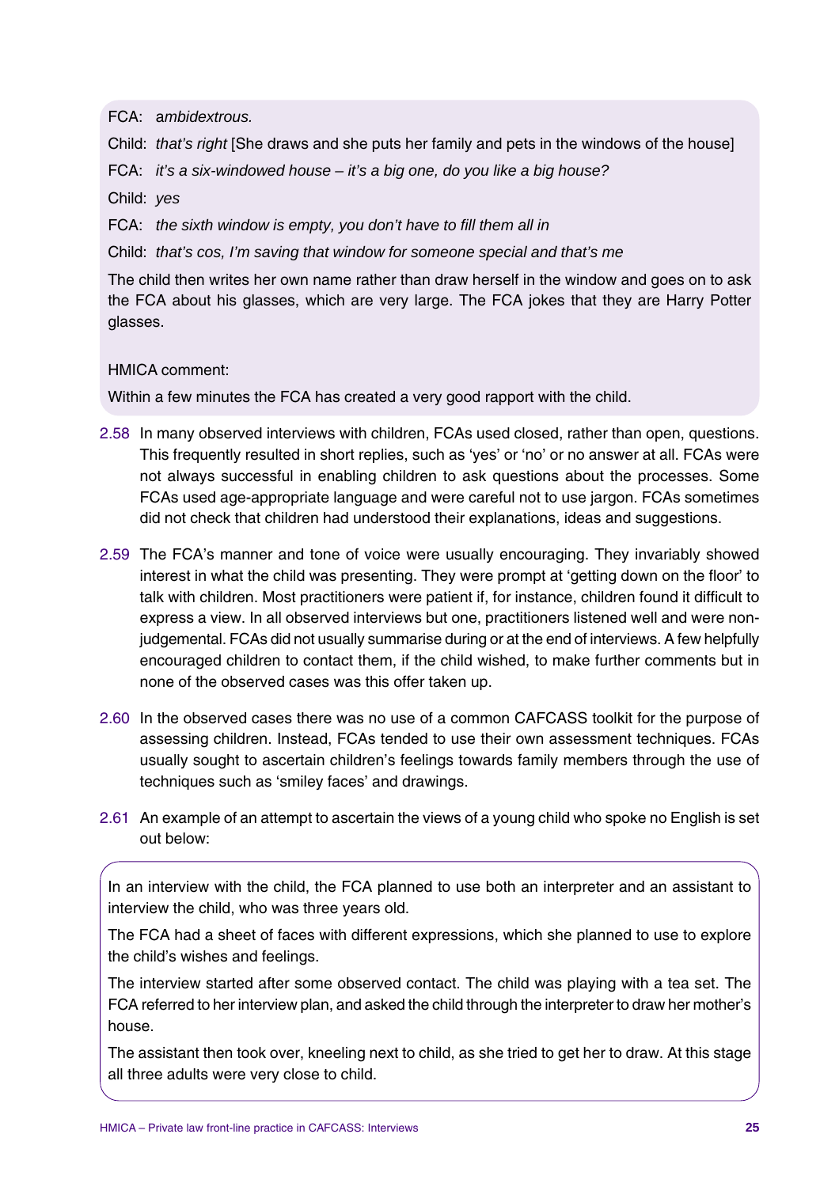FCA: *ambidextrous.*

Child: *that's right* [She draws and she puts her family and pets in the windows of the house]

FCA: *it's a six-windowed house – it's a big one, do you like a big house?*

Child: *yes*

FCA: *the sixth window is empty, you don't have to fill them all in*

Child: *that's cos, I'm saving that window for someone special and that's me*

The child then writes her own name rather than draw herself in the window and goes on to ask the FCA about his glasses, which are very large. The FCA jokes that they are Harry Potter glasses.

HMICA comment:

Within a few minutes the FCA has created a very good rapport with the child.

2.58 In many observed interviews with children, FCAs used closed, rather than open, questions. This frequently resulted in short replies, such as 'yes' or 'no' or no answer at all. FCAs were not always successful in enabling children to ask questions about the processes. Some FCAs used age-appropriate language and were careful not to use jargon. FCAs sometimes did not check that children had understood their explanations, ideas and suggestions.

2.59 The FCA's manner and tone of voice were usually encouraging. They invariably showed interest in what the child was presenting. They were prompt at 'getting down on the floor' to talk with children. Most practitioners were patient if, for instance, children found it difficult to express a view. In all observed interviews but one, practitioners listened well and were non-judgemental. FCAs did not usually summarise during or at the end of interviews. A few helpfully encouraged children to contact them, if the child wished, to make further comments but in none of the observed cases was this offer taken up.

2.60 In the observed cases there was no use of a common CAFCASS toolkit for the purpose of assessing children. Instead, FCAs tended to use their own assessment techniques. FCAs usually sought to ascertain children's feelings towards family members through the use of techniques such as 'smiley faces' and drawings.

2.61 An example of an attempt to ascertain the views of a young child who spoke no English is set out below:

In an interview with the child, the FCA planned to use both an interpreter and an assistant to interview the child, who was three years old.

The FCA had a sheet of faces with different expressions, which she planned to use to explore the child's wishes and feelings.

The interview started after some observed contact. The child was playing with a tea set. The FCA referred to her interview plan, and asked the child through the interpreter to draw her mother's house.

The assistant then took over, kneeling next to child, as she tried to get her to draw. At this stage all three adults were very close to child.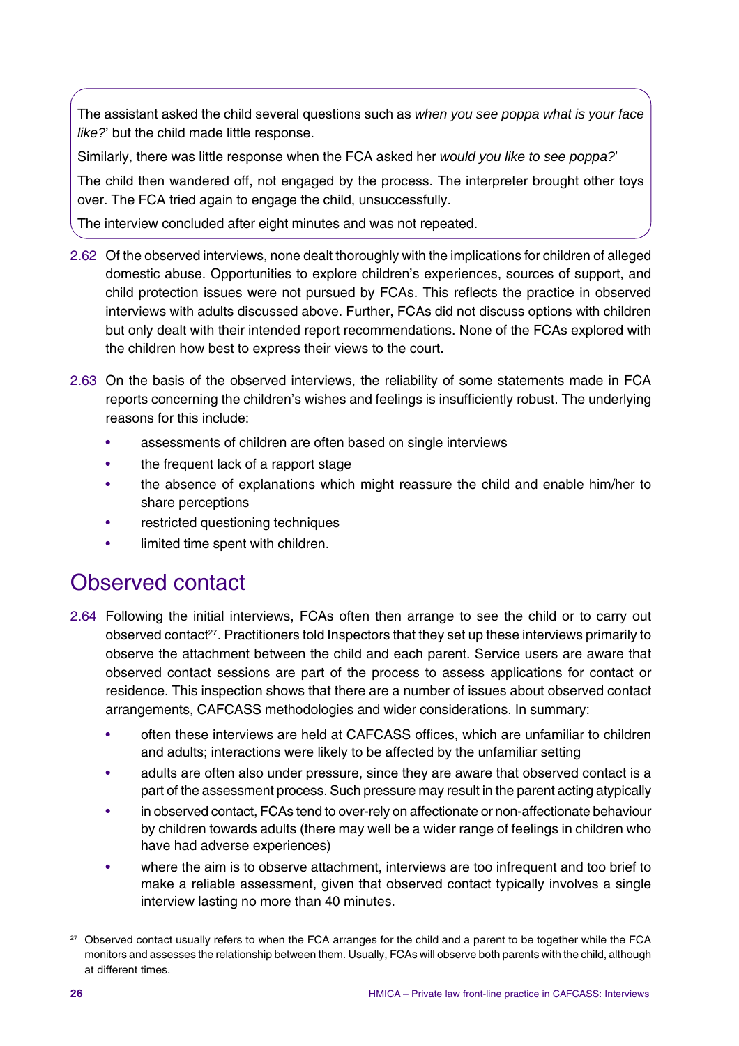The assistant asked the child several questions such as *when you see poppa what is your face like?*' but the child made little response.

Similarly, there was little response when the FCA asked her *would you like to see poppa?*'

The child then wandered off, not engaged by the process. The interpreter brought other toys over. The FCA tried again to engage the child, unsuccessfully.

The interview concluded after eight minutes and was not repeated.

2.62 Of the observed interviews, none dealt thoroughly with the implications for children of alleged domestic abuse. Opportunities to explore children's experiences, sources of support, and child protection issues were not pursued by FCAs. This reflects the practice in observed interviews with adults discussed above. Further, FCAs did not discuss options with children but only dealt with their intended report recommendations. None of the FCAs explored with the children how best to express their views to the court.

2.63 On the basis of the observed interviews, the reliability of some statements made in FCA reports concerning the children's wishes and feelings is insufficiently robust. The underlying reasons for this include:

- assessments of children are often based on single interviews
- the frequent lack of a rapport stage
- the absence of explanations which might reassure the child and enable him/her to share perceptions
- restricted questioning techniques
- limited time spent with children.

## Observed contact

2.64 Following the initial interviews, FCAs often then arrange to see the child or to carry out observed contact[27]. Practitioners told Inspectors that they set up these interviews primarily to observe the attachment between the child and each parent. Service users are aware that observed contact sessions are part of the process to assess applications for contact or residence. This inspection shows that there are a number of issues about observed contact arrangements, CAFCASS methodologies and wider considerations. In summary:

- often these interviews are held at CAFCASS offices, which are unfamiliar to children and adults; interactions were likely to be affected by the unfamiliar setting
- adults are often also under pressure, since they are aware that observed contact is a part of the assessment process. Such pressure may result in the parent acting atypically
- in observed contact, FCAs tend to over-rely on affectionate or non-affectionate behaviour by children towards adults (there may well be a wider range of feelings in children who have had adverse experiences)
- where the aim is to observe attachment, interviews are too infrequent and too brief to make a reliable assessment, given that observed contact typically involves a single interview lasting no more than 40 minutes.

[27] Observed contact usually refers to when the FCA arranges for the child and a parent to be together while the FCA monitors and assesses the relationship between them. Usually, FCAs will observe both parents with the child, although at different times.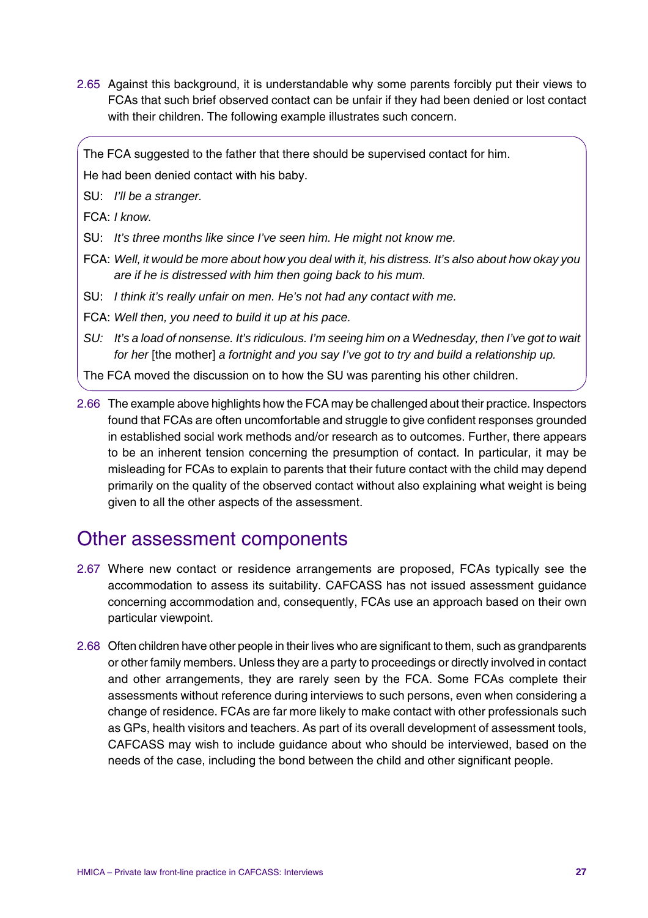2.65 Against this background, it is understandable why some parents forcibly put their views to FCAs that such brief observed contact can be unfair if they had been denied or lost contact with their children. The following example illustrates such concern.

> The FCA suggested to the father that there should be supervised contact for him.
>
> He had been denied contact with his baby.
>
> SU: *I'll be a stranger.*
>
> FCA: *I know.*
>
> SU: *It's three months like since I've seen him. He might not know me.*
>
> FCA: *Well, it would be more about how you deal with it, his distress. It's also about how okay you are if he is distressed with him then going back to his mum.*
>
> SU: *I think it's really unfair on men. He's not had any contact with me.*
>
> FCA: *Well then, you need to build it up at his pace.*
>
> *SU: It's a load of nonsense. It's ridiculous. I'm seeing him on a Wednesday, then I've got to wait for her* [the mother] *a fortnight and you say I've got to try and build a relationship up.*
>
> The FCA moved the discussion on to how the SU was parenting his other children.

2.66 The example above highlights how the FCA may be challenged about their practice. Inspectors found that FCAs are often uncomfortable and struggle to give confident responses grounded in established social work methods and/or research as to outcomes. Further, there appears to be an inherent tension concerning the presumption of contact. In particular, it may be misleading for FCAs to explain to parents that their future contact with the child may depend primarily on the quality of the observed contact without also explaining what weight is being given to all the other aspects of the assessment.

## Other assessment components

2.67 Where new contact or residence arrangements are proposed, FCAs typically see the accommodation to assess its suitability. CAFCASS has not issued assessment guidance concerning accommodation and, consequently, FCAs use an approach based on their own particular viewpoint.

2.68 Often children have other people in their lives who are significant to them, such as grandparents or other family members. Unless they are a party to proceedings or directly involved in contact and other arrangements, they are rarely seen by the FCA. Some FCAs complete their assessments without reference during interviews to such persons, even when considering a change of residence. FCAs are far more likely to make contact with other professionals such as GPs, health visitors and teachers. As part of its overall development of assessment tools, CAFCASS may wish to include guidance about who should be interviewed, based on the needs of the case, including the bond between the child and other significant people.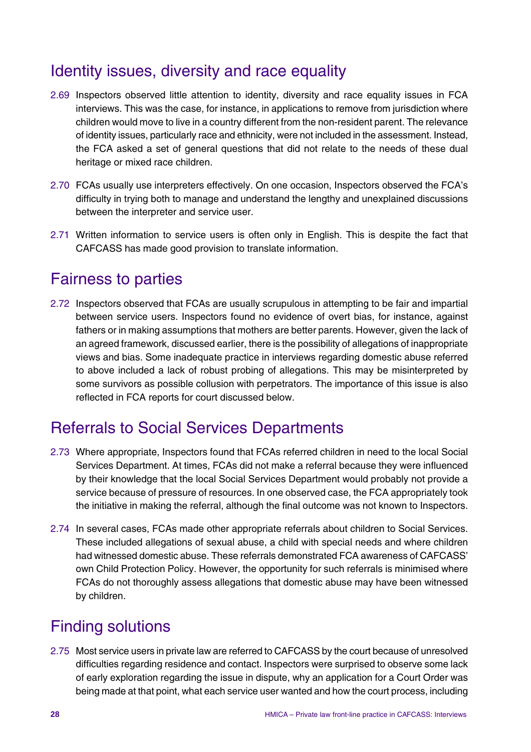## Identity issues, diversity and race equality

2.69 Inspectors observed little attention to identity, diversity and race equality issues in FCA interviews. This was the case, for instance, in applications to remove from jurisdiction where children would move to live in a country different from the non-resident parent. The relevance of identity issues, particularly race and ethnicity, were not included in the assessment. Instead, the FCA asked a set of general questions that did not relate to the needs of these dual heritage or mixed race children.

2.70 FCAs usually use interpreters effectively. On one occasion, Inspectors observed the FCA's difficulty in trying both to manage and understand the lengthy and unexplained discussions between the interpreter and service user.

2.71 Written information to service users is often only in English. This is despite the fact that CAFCASS has made good provision to translate information.

## Fairness to parties

2.72 Inspectors observed that FCAs are usually scrupulous in attempting to be fair and impartial between service users. Inspectors found no evidence of overt bias, for instance, against fathers or in making assumptions that mothers are better parents. However, given the lack of an agreed framework, discussed earlier, there is the possibility of allegations of inappropriate views and bias. Some inadequate practice in interviews regarding domestic abuse referred to above included a lack of robust probing of allegations. This may be misinterpreted by some survivors as possible collusion with perpetrators. The importance of this issue is also reflected in FCA reports for court discussed below.

## Referrals to Social Services Departments

2.73 Where appropriate, Inspectors found that FCAs referred children in need to the local Social Services Department. At times, FCAs did not make a referral because they were influenced by their knowledge that the local Social Services Department would probably not provide a service because of pressure of resources. In one observed case, the FCA appropriately took the initiative in making the referral, although the final outcome was not known to Inspectors.

2.74 In several cases, FCAs made other appropriate referrals about children to Social Services. These included allegations of sexual abuse, a child with special needs and where children had witnessed domestic abuse. These referrals demonstrated FCA awareness of CAFCASS' own Child Protection Policy. However, the opportunity for such referrals is minimised where FCAs do not thoroughly assess allegations that domestic abuse may have been witnessed by children.

## Finding solutions

2.75 Most service users in private law are referred to CAFCASS by the court because of unresolved difficulties regarding residence and contact. Inspectors were surprised to observe some lack of early exploration regarding the issue in dispute, why an application for a Court Order was being made at that point, what each service user wanted and how the court process, including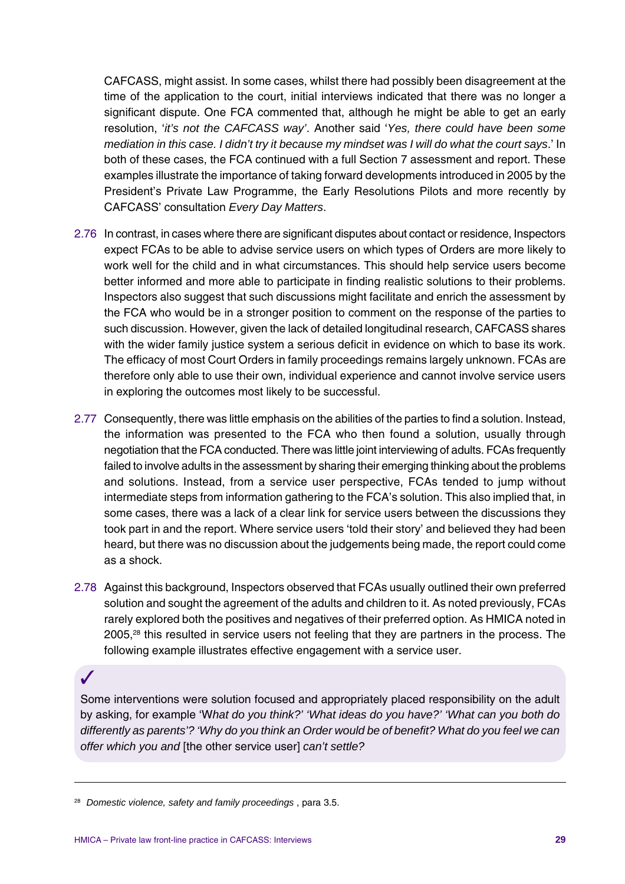CAFCASS, might assist. In some cases, whilst there had possibly been disagreement at the time of the application to the court, initial interviews indicated that there was no longer a significant dispute. One FCA commented that, although he might be able to get an early resolution, '*it's not the CAFCASS way*'. Another said '*Yes, there could have been some mediation in this case. I didn't try it because my mindset was I will do what the court says*.' In both of these cases, the FCA continued with a full Section 7 assessment and report. These examples illustrate the importance of taking forward developments introduced in 2005 by the President's Private Law Programme, the Early Resolutions Pilots and more recently by CAFCASS' consultation *Every Day Matters*.

2.76 In contrast, in cases where there are significant disputes about contact or residence, Inspectors expect FCAs to be able to advise service users on which types of Orders are more likely to work well for the child and in what circumstances. This should help service users become better informed and more able to participate in finding realistic solutions to their problems. Inspectors also suggest that such discussions might facilitate and enrich the assessment by the FCA who would be in a stronger position to comment on the response of the parties to such discussion. However, given the lack of detailed longitudinal research, CAFCASS shares with the wider family justice system a serious deficit in evidence on which to base its work. The efficacy of most Court Orders in family proceedings remains largely unknown. FCAs are therefore only able to use their own, individual experience and cannot involve service users in exploring the outcomes most likely to be successful.

2.77 Consequently, there was little emphasis on the abilities of the parties to find a solution. Instead, the information was presented to the FCA who then found a solution, usually through negotiation that the FCA conducted. There was little joint interviewing of adults. FCAs frequently failed to involve adults in the assessment by sharing their emerging thinking about the problems and solutions. Instead, from a service user perspective, FCAs tended to jump without intermediate steps from information gathering to the FCA's solution. This also implied that, in some cases, there was a lack of a clear link for service users between the discussions they took part in and the report. Where service users 'told their story' and believed they had been heard, but there was no discussion about the judgements being made, the report could come as a shock.

2.78 Against this background, Inspectors observed that FCAs usually outlined their own preferred solution and sought the agreement of the adults and children to it. As noted previously, FCAs rarely explored both the positives and negatives of their preferred option. As HMICA noted in 2005,[28] this resulted in service users not feeling that they are partners in the process. The following example illustrates effective engagement with a service user.

> ✓
>
> Some interventions were solution focused and appropriately placed responsibility on the adult by asking, for example '*What do you think?' 'What ideas do you have?' 'What can you both do differently as parents'? 'Why do you think an Order would be of benefit? What do you feel we can offer which you and* [the other service user] *can't settle?*

---

[28] *Domestic violence, safety and family proceedings* , para 3.5.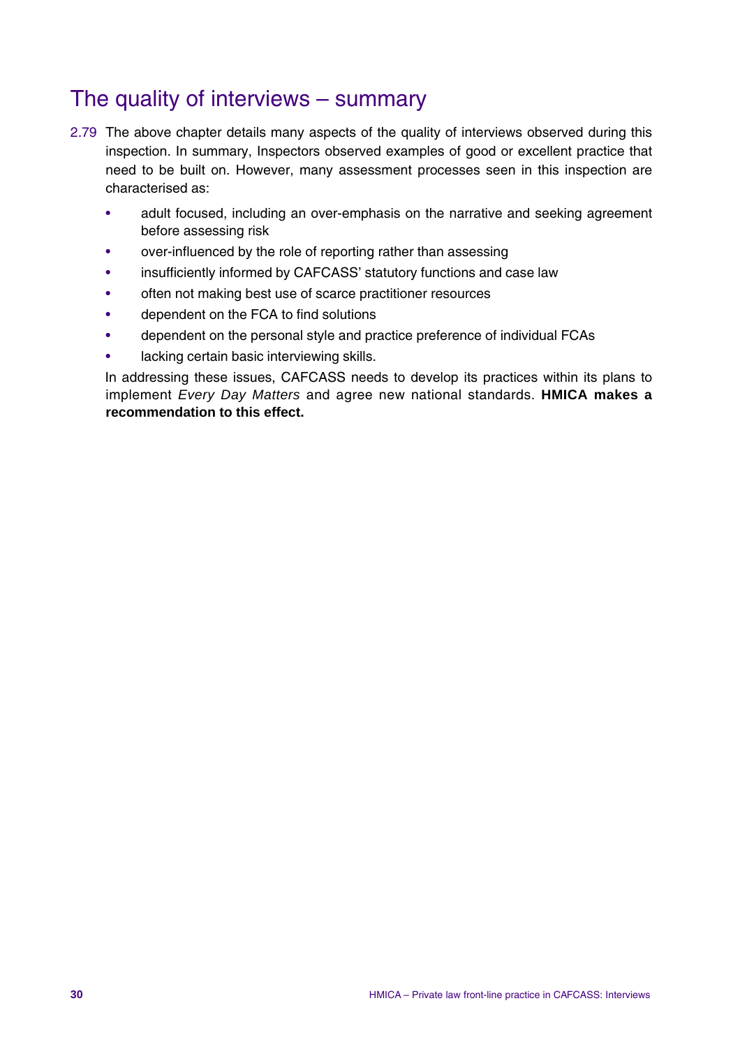## The quality of interviews – summary

2.79 The above chapter details many aspects of the quality of interviews observed during this inspection. In summary, Inspectors observed examples of good or excellent practice that need to be built on. However, many assessment processes seen in this inspection are characterised as:

- adult focused, including an over-emphasis on the narrative and seeking agreement before assessing risk
- over-influenced by the role of reporting rather than assessing
- insufficiently informed by CAFCASS' statutory functions and case law
- often not making best use of scarce practitioner resources
- dependent on the FCA to find solutions
- dependent on the personal style and practice preference of individual FCAs
- lacking certain basic interviewing skills.

In addressing these issues, CAFCASS needs to develop its practices within its plans to implement *Every Day Matters* and agree new national standards. **HMICA makes a recommendation to this effect.**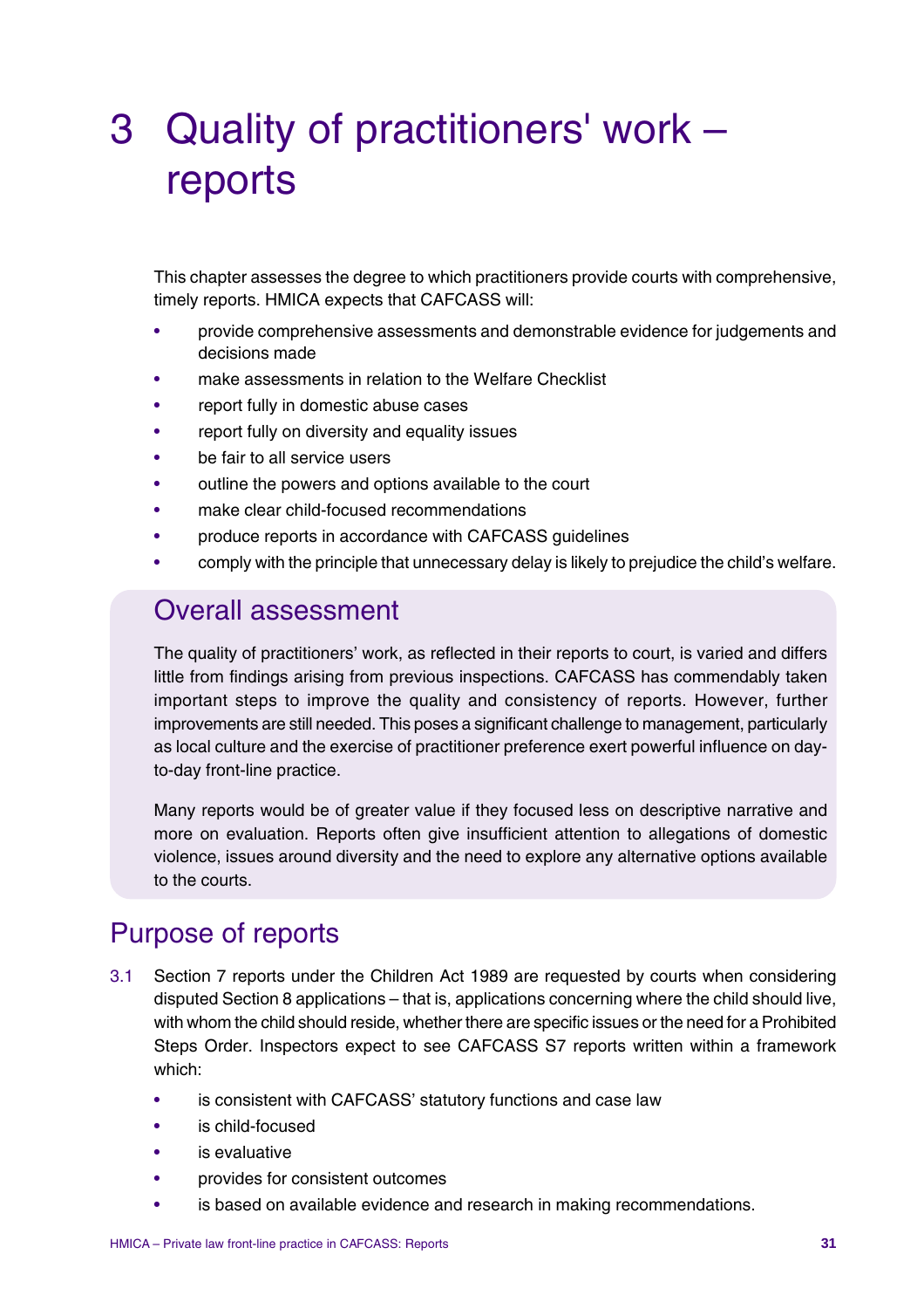# 3 Quality of practitioners' work – reports

This chapter assesses the degree to which practitioners provide courts with comprehensive, timely reports. HMICA expects that CAFCASS will:

- provide comprehensive assessments and demonstrable evidence for judgements and decisions made
- make assessments in relation to the Welfare Checklist
- report fully in domestic abuse cases
- report fully on diversity and equality issues
- be fair to all service users
- outline the powers and options available to the court
- make clear child-focused recommendations
- produce reports in accordance with CAFCASS guidelines
- comply with the principle that unnecessary delay is likely to prejudice the child's welfare.

## Overall assessment

The quality of practitioners' work, as reflected in their reports to court, is varied and differs little from findings arising from previous inspections. CAFCASS has commendably taken important steps to improve the quality and consistency of reports. However, further improvements are still needed. This poses a significant challenge to management, particularly as local culture and the exercise of practitioner preference exert powerful influence on day-to-day front-line practice.

Many reports would be of greater value if they focused less on descriptive narrative and more on evaluation. Reports often give insufficient attention to allegations of domestic violence, issues around diversity and the need to explore any alternative options available to the courts.

## Purpose of reports

3.1 Section 7 reports under the Children Act 1989 are requested by courts when considering disputed Section 8 applications – that is, applications concerning where the child should live, with whom the child should reside, whether there are specific issues or the need for a Prohibited Steps Order. Inspectors expect to see CAFCASS S7 reports written within a framework which:

- is consistent with CAFCASS' statutory functions and case law
- is child-focused
- is evaluative
- provides for consistent outcomes
- is based on available evidence and research in making recommendations.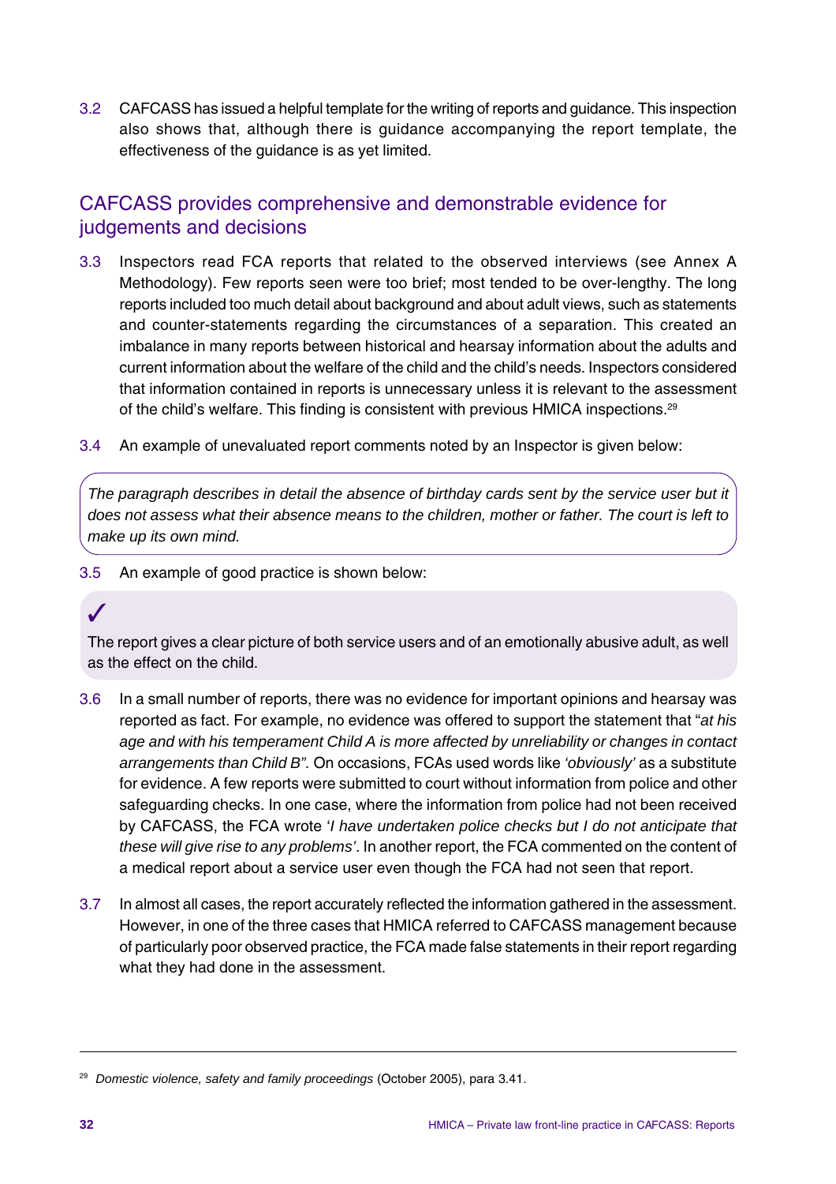3.2 CAFCASS has issued a helpful template for the writing of reports and guidance. This inspection also shows that, although there is guidance accompanying the report template, the effectiveness of the guidance is as yet limited.

## CAFCASS provides comprehensive and demonstrable evidence for judgements and decisions

3.3 Inspectors read FCA reports that related to the observed interviews (see Annex A Methodology). Few reports seen were too brief; most tended to be over-lengthy. The long reports included too much detail about background and about adult views, such as statements and counter-statements regarding the circumstances of a separation. This created an imbalance in many reports between historical and hearsay information about the adults and current information about the welfare of the child and the child's needs. Inspectors considered that information contained in reports is unnecessary unless it is relevant to the assessment of the child's welfare. This finding is consistent with previous HMICA inspections.[29]

3.4 An example of unevaluated report comments noted by an Inspector is given below:

> *The paragraph describes in detail the absence of birthday cards sent by the service user but it does not assess what their absence means to the children, mother or father. The court is left to make up its own mind.*

3.5 An example of good practice is shown below:

> ✓
>
> The report gives a clear picture of both service users and of an emotionally abusive adult, as well as the effect on the child.

3.6 In a small number of reports, there was no evidence for important opinions and hearsay was reported as fact. For example, no evidence was offered to support the statement that "*at his age and with his temperament Child A is more affected by unreliability or changes in contact arrangements than Child B".* On occasions, FCAs used words like *'obviously'* as a substitute for evidence. A few reports were submitted to court without information from police and other safeguarding checks. In one case, where the information from police had not been received by CAFCASS, the FCA wrote '*I have undertaken police checks but I do not anticipate that these will give rise to any problems'*. In another report, the FCA commented on the content of a medical report about a service user even though the FCA had not seen that report.

3.7 In almost all cases, the report accurately reflected the information gathered in the assessment. However, in one of the three cases that HMICA referred to CAFCASS management because of particularly poor observed practice, the FCA made false statements in their report regarding what they had done in the assessment.

---

[29] *Domestic violence, safety and family proceedings* (October 2005), para 3.41.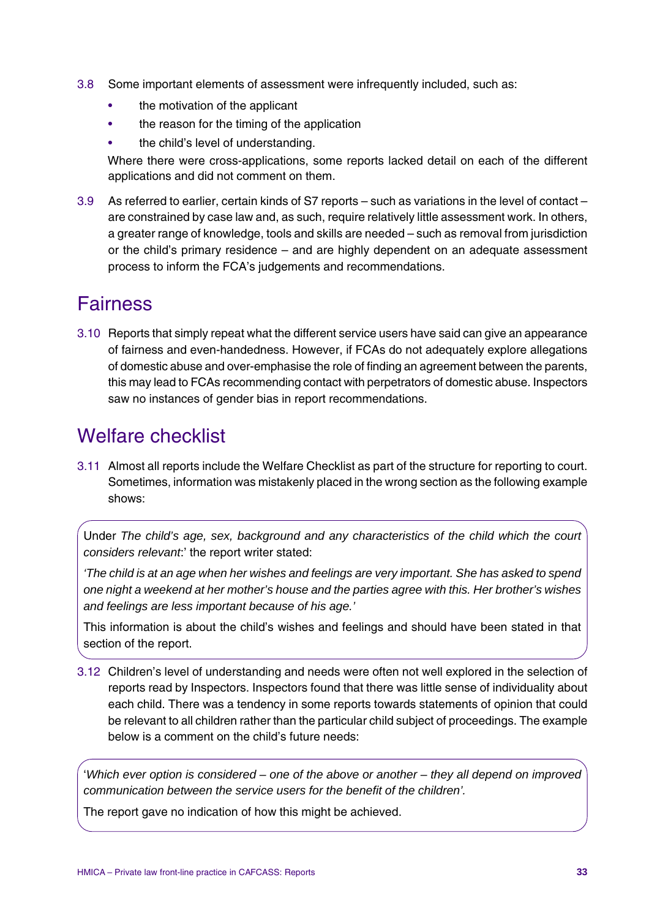3.8 Some important elements of assessment were infrequently included, such as:

- the motivation of the applicant
- the reason for the timing of the application
- the child's level of understanding.

Where there were cross-applications, some reports lacked detail on each of the different applications and did not comment on them.

3.9 As referred to earlier, certain kinds of S7 reports – such as variations in the level of contact – are constrained by case law and, as such, require relatively little assessment work. In others, a greater range of knowledge, tools and skills are needed – such as removal from jurisdiction or the child's primary residence – and are highly dependent on an adequate assessment process to inform the FCA's judgements and recommendations.

## Fairness

3.10 Reports that simply repeat what the different service users have said can give an appearance of fairness and even-handedness. However, if FCAs do not adequately explore allegations of domestic abuse and over-emphasise the role of finding an agreement between the parents, this may lead to FCAs recommending contact with perpetrators of domestic abuse. Inspectors saw no instances of gender bias in report recommendations.

## Welfare checklist

3.11 Almost all reports include the Welfare Checklist as part of the structure for reporting to court. Sometimes, information was mistakenly placed in the wrong section as the following example shows:

> Under *The child's age, sex, background and any characteristics of the child which the court considers relevant*:' the report writer stated:
>
> *'The child is at an age when her wishes and feelings are very important. She has asked to spend one night a weekend at her mother's house and the parties agree with this. Her brother's wishes and feelings are less important because of his age.'*
>
> This information is about the child's wishes and feelings and should have been stated in that section of the report.

3.12 Children's level of understanding and needs were often not well explored in the selection of reports read by Inspectors. Inspectors found that there was little sense of individuality about each child. There was a tendency in some reports towards statements of opinion that could be relevant to all children rather than the particular child subject of proceedings. The example below is a comment on the child's future needs:

> '*Which ever option is considered – one of the above or another – they all depend on improved communication between the service users for the benefit of the children'.*
>
> The report gave no indication of how this might be achieved.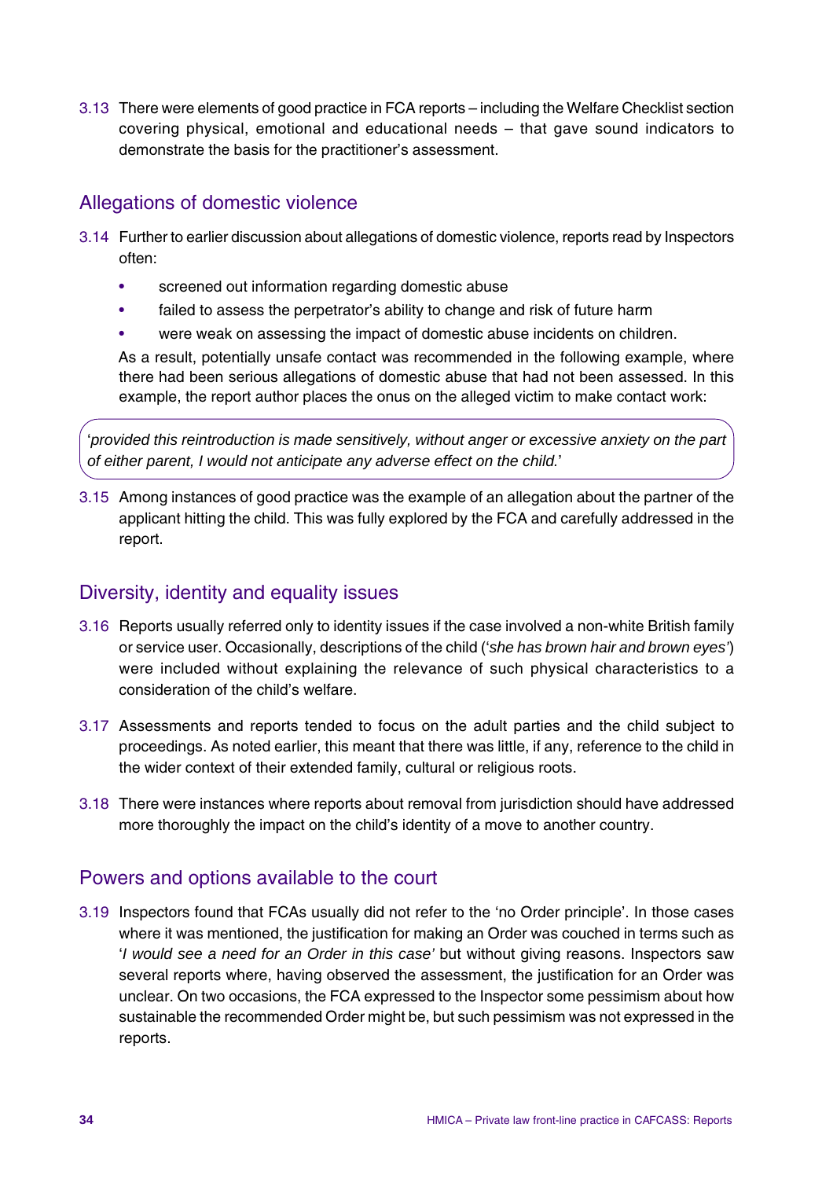3.13 There were elements of good practice in FCA reports – including the Welfare Checklist section covering physical, emotional and educational needs – that gave sound indicators to demonstrate the basis for the practitioner's assessment.

## Allegations of domestic violence

3.14 Further to earlier discussion about allegations of domestic violence, reports read by Inspectors often:

- screened out information regarding domestic abuse
- failed to assess the perpetrator's ability to change and risk of future harm
- were weak on assessing the impact of domestic abuse incidents on children.

As a result, potentially unsafe contact was recommended in the following example, where there had been serious allegations of domestic abuse that had not been assessed. In this example, the report author places the onus on the alleged victim to make contact work:

> '*provided this reintroduction is made sensitively, without anger or excessive anxiety on the part of either parent, I would not anticipate any adverse effect on the child.*'

3.15 Among instances of good practice was the example of an allegation about the partner of the applicant hitting the child. This was fully explored by the FCA and carefully addressed in the report.

## Diversity, identity and equality issues

3.16 Reports usually referred only to identity issues if the case involved a non-white British family or service user. Occasionally, descriptions of the child ('*she has brown hair and brown eyes*') were included without explaining the relevance of such physical characteristics to a consideration of the child's welfare.

3.17 Assessments and reports tended to focus on the adult parties and the child subject to proceedings. As noted earlier, this meant that there was little, if any, reference to the child in the wider context of their extended family, cultural or religious roots.

3.18 There were instances where reports about removal from jurisdiction should have addressed more thoroughly the impact on the child's identity of a move to another country.

## Powers and options available to the court

3.19 Inspectors found that FCAs usually did not refer to the 'no Order principle'. In those cases where it was mentioned, the justification for making an Order was couched in terms such as '*I would see a need for an Order in this case*' but without giving reasons. Inspectors saw several reports where, having observed the assessment, the justification for an Order was unclear. On two occasions, the FCA expressed to the Inspector some pessimism about how sustainable the recommended Order might be, but such pessimism was not expressed in the reports.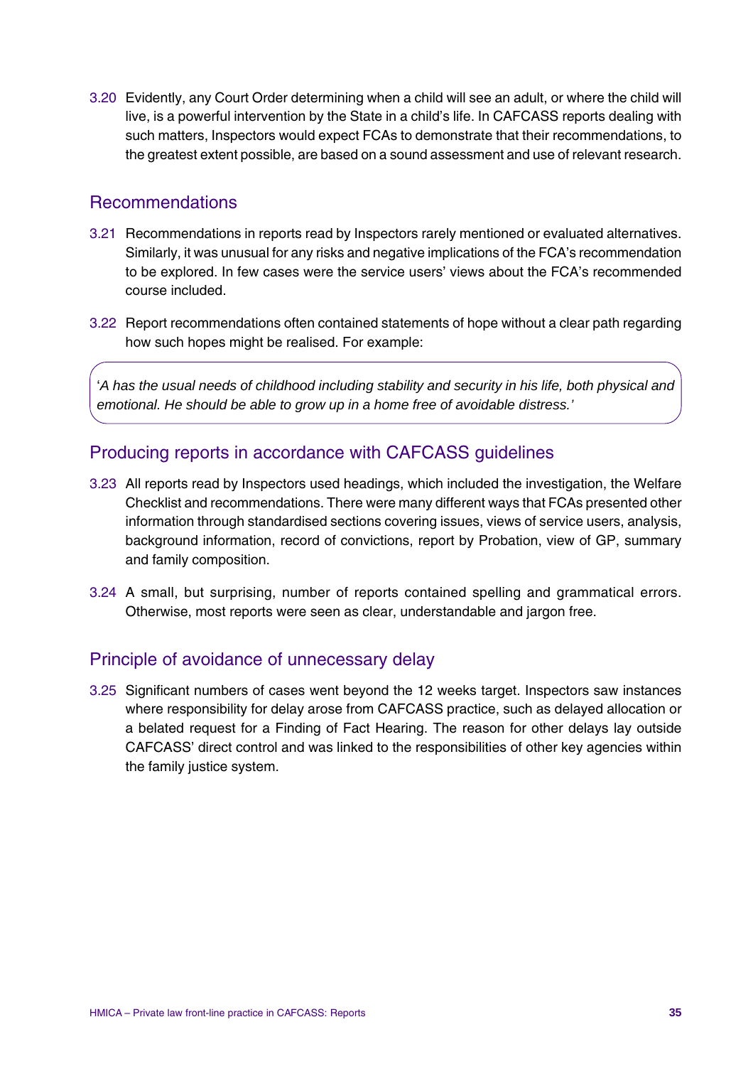3.20 Evidently, any Court Order determining when a child will see an adult, or where the child will live, is a powerful intervention by the State in a child's life. In CAFCASS reports dealing with such matters, Inspectors would expect FCAs to demonstrate that their recommendations, to the greatest extent possible, are based on a sound assessment and use of relevant research.

## Recommendations

3.21 Recommendations in reports read by Inspectors rarely mentioned or evaluated alternatives. Similarly, it was unusual for any risks and negative implications of the FCA's recommendation to be explored. In few cases were the service users' views about the FCA's recommended course included.

3.22 Report recommendations often contained statements of hope without a clear path regarding how such hopes might be realised. For example:

> '*A has the usual needs of childhood including stability and security in his life, both physical and emotional. He should be able to grow up in a home free of avoidable distress.*'

## Producing reports in accordance with CAFCASS guidelines

3.23 All reports read by Inspectors used headings, which included the investigation, the Welfare Checklist and recommendations. There were many different ways that FCAs presented other information through standardised sections covering issues, views of service users, analysis, background information, record of convictions, report by Probation, view of GP, summary and family composition.

3.24 A small, but surprising, number of reports contained spelling and grammatical errors. Otherwise, most reports were seen as clear, understandable and jargon free.

## Principle of avoidance of unnecessary delay

3.25 Significant numbers of cases went beyond the 12 weeks target. Inspectors saw instances where responsibility for delay arose from CAFCASS practice, such as delayed allocation or a belated request for a Finding of Fact Hearing. The reason for other delays lay outside CAFCASS' direct control and was linked to the responsibilities of other key agencies within the family justice system.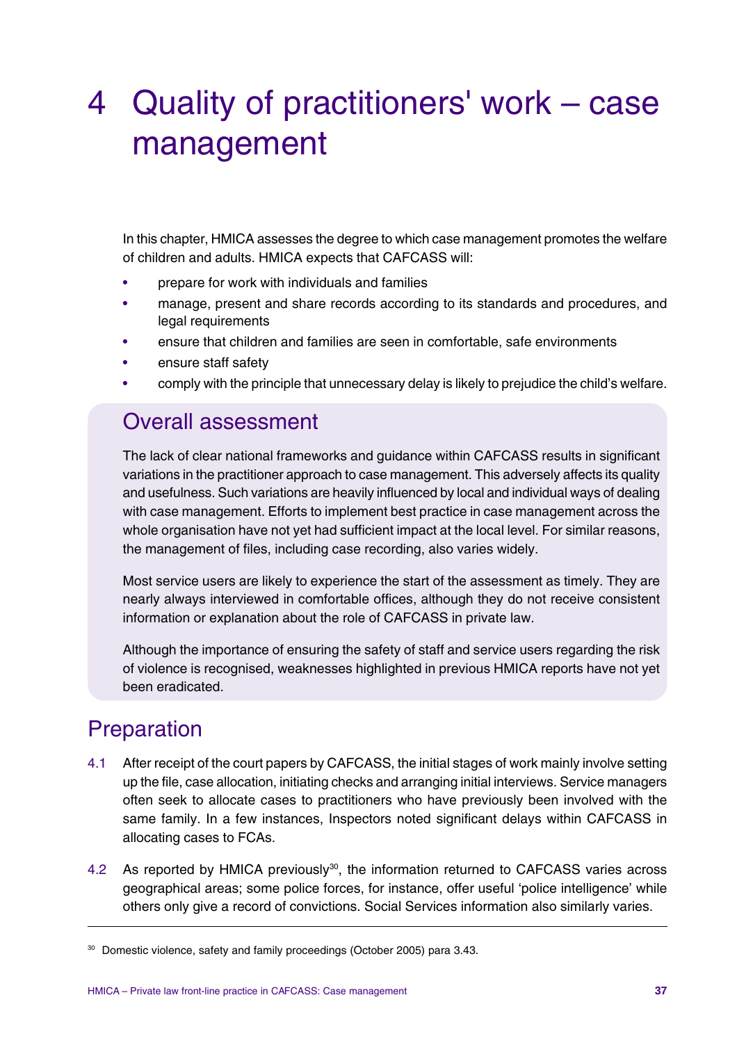# 4 Quality of practitioners' work – case management

In this chapter, HMICA assesses the degree to which case management promotes the welfare of children and adults. HMICA expects that CAFCASS will:

- prepare for work with individuals and families
- manage, present and share records according to its standards and procedures, and legal requirements
- ensure that children and families are seen in comfortable, safe environments
- ensure staff safety
- comply with the principle that unnecessary delay is likely to prejudice the child's welfare.

## Overall assessment

The lack of clear national frameworks and guidance within CAFCASS results in significant variations in the practitioner approach to case management. This adversely affects its quality and usefulness. Such variations are heavily influenced by local and individual ways of dealing with case management. Efforts to implement best practice in case management across the whole organisation have not yet had sufficient impact at the local level. For similar reasons, the management of files, including case recording, also varies widely.

Most service users are likely to experience the start of the assessment as timely. They are nearly always interviewed in comfortable offices, although they do not receive consistent information or explanation about the role of CAFCASS in private law.

Although the importance of ensuring the safety of staff and service users regarding the risk of violence is recognised, weaknesses highlighted in previous HMICA reports have not yet been eradicated.

## Preparation

4.1 After receipt of the court papers by CAFCASS, the initial stages of work mainly involve setting up the file, case allocation, initiating checks and arranging initial interviews. Service managers often seek to allocate cases to practitioners who have previously been involved with the same family. In a few instances, Inspectors noted significant delays within CAFCASS in allocating cases to FCAs.

4.2 As reported by HMICA previously[30], the information returned to CAFCASS varies across geographical areas; some police forces, for instance, offer useful 'police intelligence' while others only give a record of convictions. Social Services information also similarly varies.

[30] Domestic violence, safety and family proceedings (October 2005) para 3.43.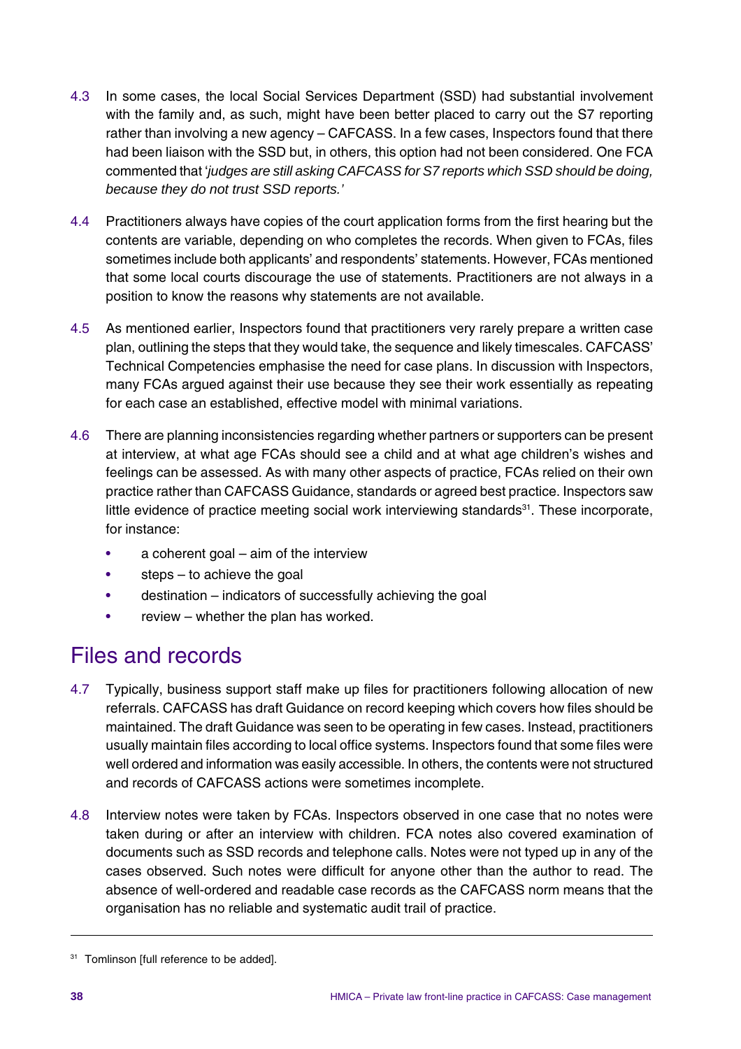4.3 In some cases, the local Social Services Department (SSD) had substantial involvement with the family and, as such, might have been better placed to carry out the S7 reporting rather than involving a new agency – CAFCASS. In a few cases, Inspectors found that there had been liaison with the SSD but, in others, this option had not been considered. One FCA commented that '*judges are still asking CAFCASS for S7 reports which SSD should be doing, because they do not trust SSD reports.'*

4.4 Practitioners always have copies of the court application forms from the first hearing but the contents are variable, depending on who completes the records. When given to FCAs, files sometimes include both applicants' and respondents' statements. However, FCAs mentioned that some local courts discourage the use of statements. Practitioners are not always in a position to know the reasons why statements are not available.

4.5 As mentioned earlier, Inspectors found that practitioners very rarely prepare a written case plan, outlining the steps that they would take, the sequence and likely timescales. CAFCASS' Technical Competencies emphasise the need for case plans. In discussion with Inspectors, many FCAs argued against their use because they see their work essentially as repeating for each case an established, effective model with minimal variations.

4.6 There are planning inconsistencies regarding whether partners or supporters can be present at interview, at what age FCAs should see a child and at what age children's wishes and feelings can be assessed. As with many other aspects of practice, FCAs relied on their own practice rather than CAFCASS Guidance, standards or agreed best practice. Inspectors saw little evidence of practice meeting social work interviewing standards[31]. These incorporate, for instance:

- a coherent goal – aim of the interview
- steps – to achieve the goal
- destination – indicators of successfully achieving the goal
- review – whether the plan has worked.

## Files and records

4.7 Typically, business support staff make up files for practitioners following allocation of new referrals. CAFCASS has draft Guidance on record keeping which covers how files should be maintained. The draft Guidance was seen to be operating in few cases. Instead, practitioners usually maintain files according to local office systems. Inspectors found that some files were well ordered and information was easily accessible. In others, the contents were not structured and records of CAFCASS actions were sometimes incomplete.

4.8 Interview notes were taken by FCAs. Inspectors observed in one case that no notes were taken during or after an interview with children. FCA notes also covered examination of documents such as SSD records and telephone calls. Notes were not typed up in any of the cases observed. Such notes were difficult for anyone other than the author to read. The absence of well-ordered and readable case records as the CAFCASS norm means that the organisation has no reliable and systematic audit trail of practice.

---

[31] Tomlinson [full reference to be added].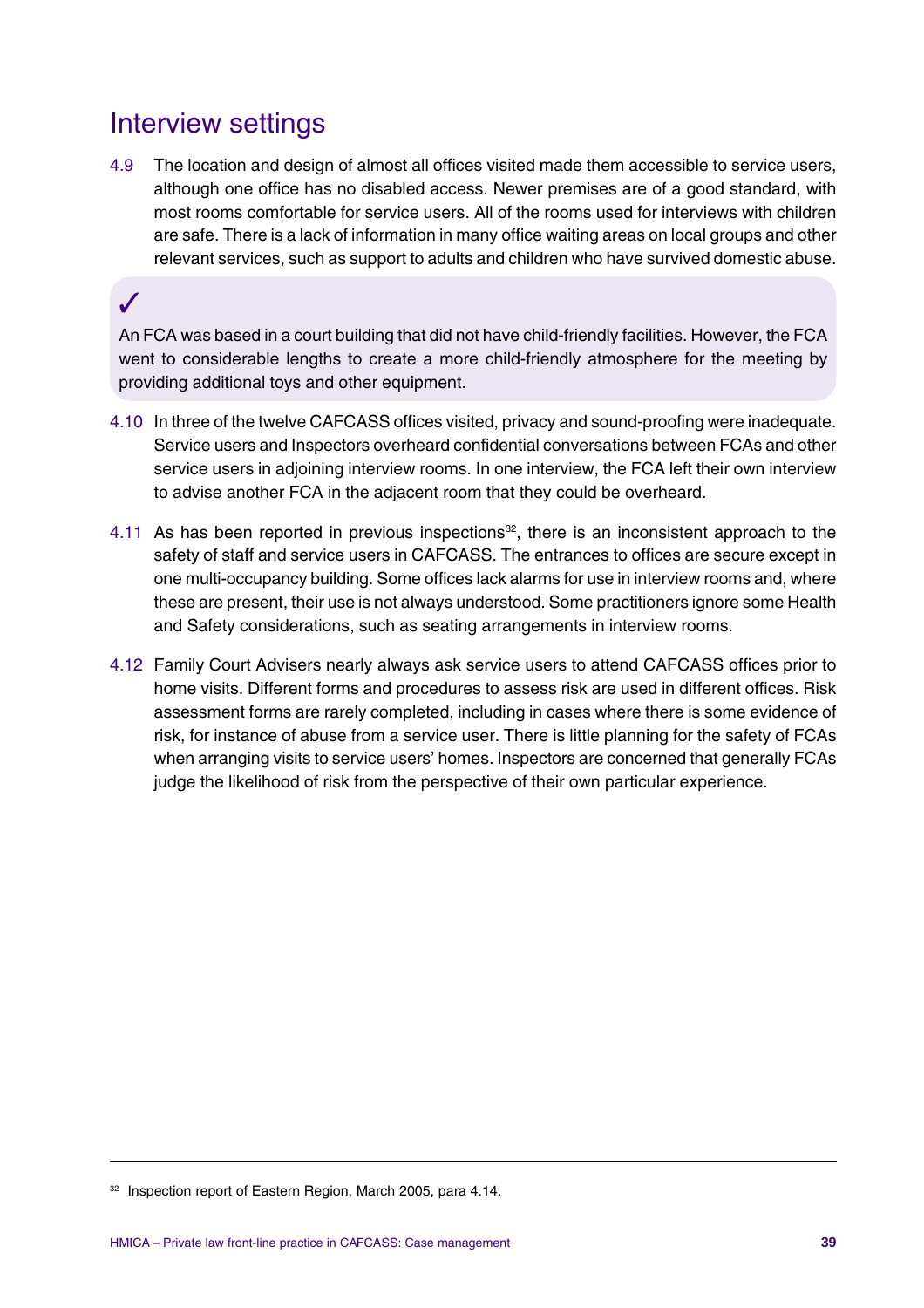## Interview settings

4.9 The location and design of almost all offices visited made them accessible to service users, although one office has no disabled access. Newer premises are of a good standard, with most rooms comfortable for service users. All of the rooms used for interviews with children are safe. There is a lack of information in many office waiting areas on local groups and other relevant services, such as support to adults and children who have survived domestic abuse.

✓

An FCA was based in a court building that did not have child-friendly facilities. However, the FCA went to considerable lengths to create a more child-friendly atmosphere for the meeting by providing additional toys and other equipment.

4.10 In three of the twelve CAFCASS offices visited, privacy and sound-proofing were inadequate. Service users and Inspectors overheard confidential conversations between FCAs and other service users in adjoining interview rooms. In one interview, the FCA left their own interview to advise another FCA in the adjacent room that they could be overheard.

4.11 As has been reported in previous inspections[32], there is an inconsistent approach to the safety of staff and service users in CAFCASS. The entrances to offices are secure except in one multi-occupancy building. Some offices lack alarms for use in interview rooms and, where these are present, their use is not always understood. Some practitioners ignore some Health and Safety considerations, such as seating arrangements in interview rooms.

4.12 Family Court Advisers nearly always ask service users to attend CAFCASS offices prior to home visits. Different forms and procedures to assess risk are used in different offices. Risk assessment forms are rarely completed, including in cases where there is some evidence of risk, for instance of abuse from a service user. There is little planning for the safety of FCAs when arranging visits to service users' homes. Inspectors are concerned that generally FCAs judge the likelihood of risk from the perspective of their own particular experience.

[32] Inspection report of Eastern Region, March 2005, para 4.14.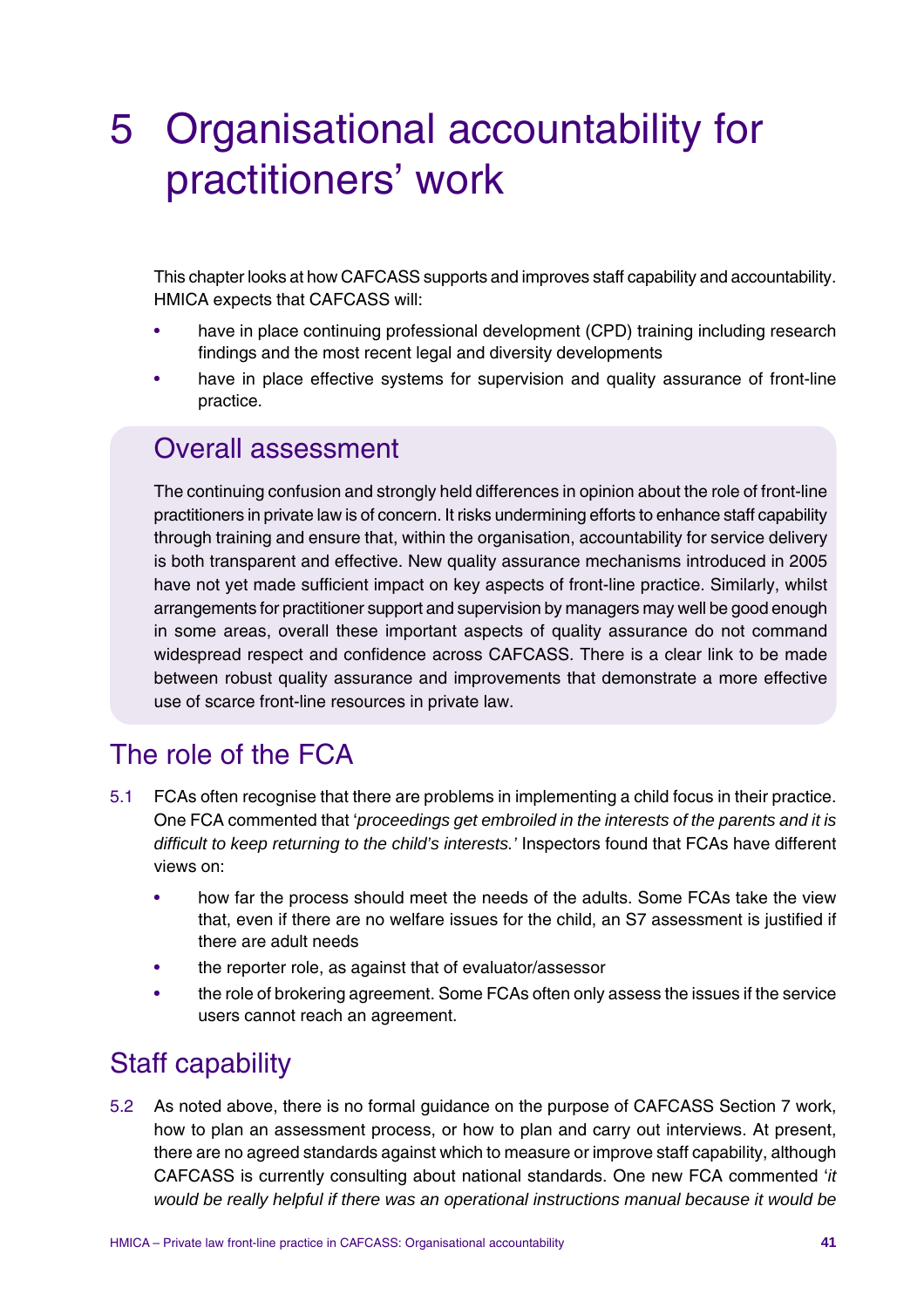# 5 Organisational accountability for practitioners' work

This chapter looks at how CAFCASS supports and improves staff capability and accountability. HMICA expects that CAFCASS will:

- have in place continuing professional development (CPD) training including research findings and the most recent legal and diversity developments
- have in place effective systems for supervision and quality assurance of front-line practice.

## Overall assessment

The continuing confusion and strongly held differences in opinion about the role of front-line practitioners in private law is of concern. It risks undermining efforts to enhance staff capability through training and ensure that, within the organisation, accountability for service delivery is both transparent and effective. New quality assurance mechanisms introduced in 2005 have not yet made sufficient impact on key aspects of front-line practice. Similarly, whilst arrangements for practitioner support and supervision by managers may well be good enough in some areas, overall these important aspects of quality assurance do not command widespread respect and confidence across CAFCASS. There is a clear link to be made between robust quality assurance and improvements that demonstrate a more effective use of scarce front-line resources in private law.

## The role of the FCA

5.1 FCAs often recognise that there are problems in implementing a child focus in their practice. One FCA commented that '*proceedings get embroiled in the interests of the parents and it is difficult to keep returning to the child's interests.*' Inspectors found that FCAs have different views on:

- how far the process should meet the needs of the adults. Some FCAs take the view that, even if there are no welfare issues for the child, an S7 assessment is justified if there are adult needs
- the reporter role, as against that of evaluator/assessor
- the role of brokering agreement. Some FCAs often only assess the issues if the service users cannot reach an agreement.

## Staff capability

5.2 As noted above, there is no formal guidance on the purpose of CAFCASS Section 7 work, how to plan an assessment process, or how to plan and carry out interviews. At present, there are no agreed standards against which to measure or improve staff capability, although CAFCASS is currently consulting about national standards. One new FCA commented '*it would be really helpful if there was an operational instructions manual because it would be*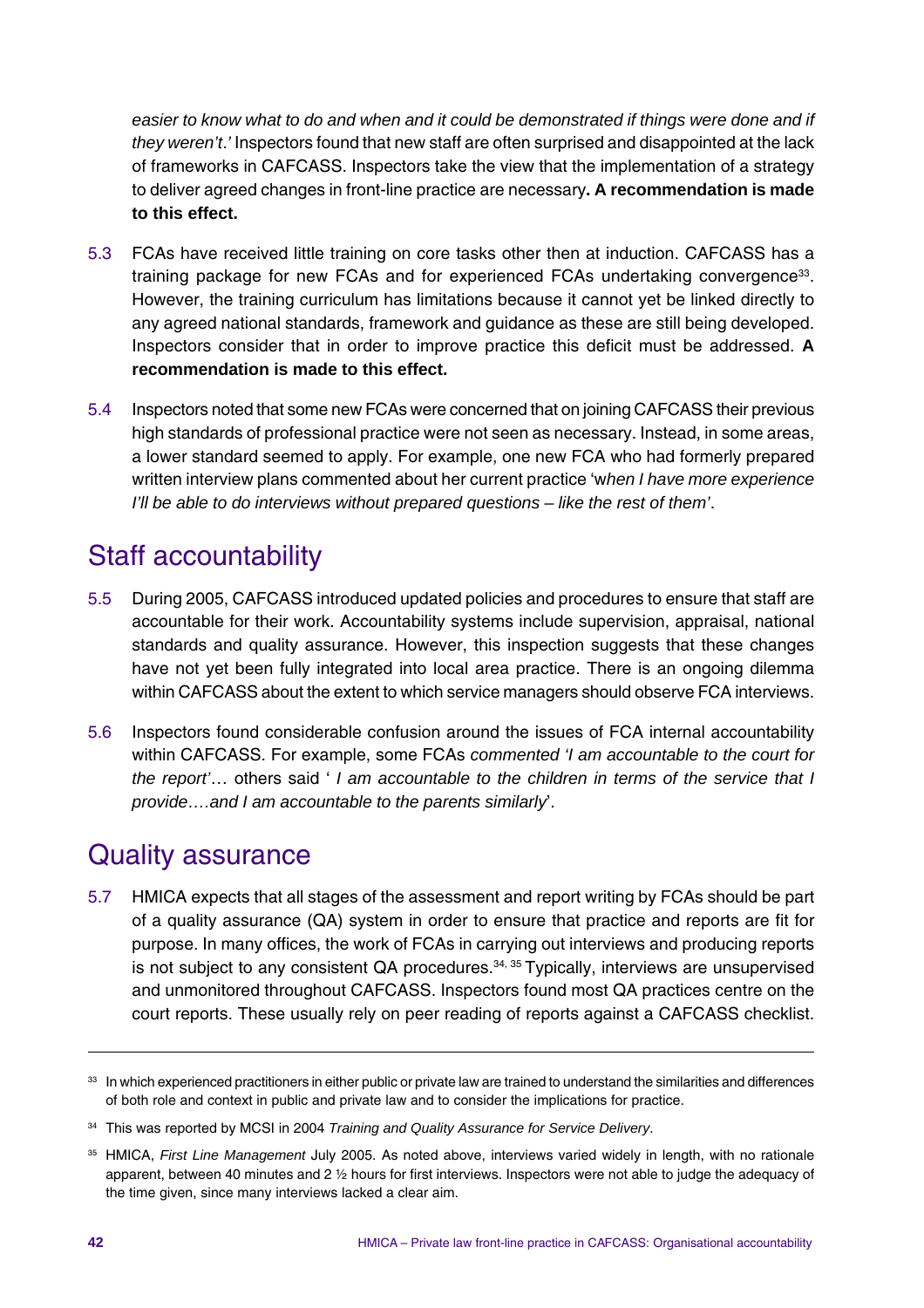*easier to know what to do and when and it could be demonstrated if things were done and if they weren't.'* Inspectors found that new staff are often surprised and disappointed at the lack of frameworks in CAFCASS. Inspectors take the view that the implementation of a strategy to deliver agreed changes in front-line practice are necessary**. A recommendation is made to this effect.**

5.3 FCAs have received little training on core tasks other then at induction. CAFCASS has a training package for new FCAs and for experienced FCAs undertaking convergence[33]. However, the training curriculum has limitations because it cannot yet be linked directly to any agreed national standards, framework and guidance as these are still being developed. Inspectors consider that in order to improve practice this deficit must be addressed. **A recommendation is made to this effect.**

5.4 Inspectors noted that some new FCAs were concerned that on joining CAFCASS their previous high standards of professional practice were not seen as necessary. Instead, in some areas, a lower standard seemed to apply. For example, one new FCA who had formerly prepared written interview plans commented about her current practice 'w*hen I have more experience I'll be able to do interviews without prepared questions – like the rest of them'*.

## Staff accountability

5.5 During 2005, CAFCASS introduced updated policies and procedures to ensure that staff are accountable for their work. Accountability systems include supervision, appraisal, national standards and quality assurance. However, this inspection suggests that these changes have not yet been fully integrated into local area practice. There is an ongoing dilemma within CAFCASS about the extent to which service managers should observe FCA interviews.

5.6 Inspectors found considerable confusion around the issues of FCA internal accountability within CAFCASS. For example, some FCAs *commented 'I am accountable to the court for the report'*… others said ' *I am accountable to the children in terms of the service that I provide….and I am accountable to the parents similarly*'.

## Quality assurance

5.7 HMICA expects that all stages of the assessment and report writing by FCAs should be part of a quality assurance (QA) system in order to ensure that practice and reports are fit for purpose. In many offices, the work of FCAs in carrying out interviews and producing reports is not subject to any consistent QA procedures.[34, 35] Typically, interviews are unsupervised and unmonitored throughout CAFCASS. Inspectors found most QA practices centre on the court reports. These usually rely on peer reading of reports against a CAFCASS checklist.

---

[33] In which experienced practitioners in either public or private law are trained to understand the similarities and differences of both role and context in public and private law and to consider the implications for practice.

[34] This was reported by MCSI in 2004 *Training and Quality Assurance for Service Delivery*.

[35] HMICA, *First Line Management* July 2005. As noted above, interviews varied widely in length, with no rationale apparent, between 40 minutes and 2 ½ hours for first interviews. Inspectors were not able to judge the adequacy of the time given, since many interviews lacked a clear aim.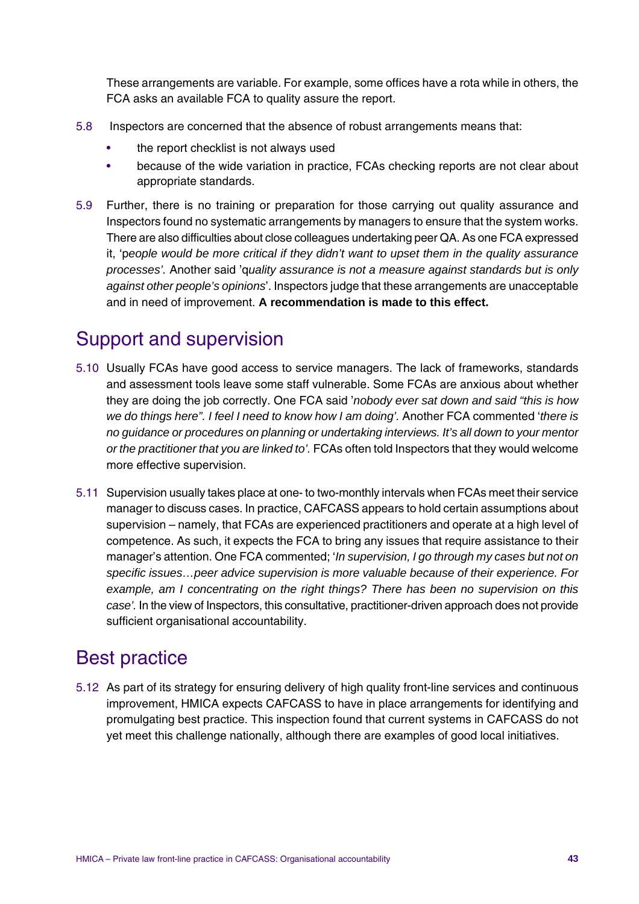These arrangements are variable. For example, some offices have a rota while in others, the FCA asks an available FCA to quality assure the report.

5.8 Inspectors are concerned that the absence of robust arrangements means that:

- the report checklist is not always used
- because of the wide variation in practice, FCAs checking reports are not clear about appropriate standards.

5.9 Further, there is no training or preparation for those carrying out quality assurance and Inspectors found no systematic arrangements by managers to ensure that the system works. There are also difficulties about close colleagues undertaking peer QA. As one FCA expressed it, 'p*eople would be more critical if they didn't want to upset them in the quality assurance processes'.* Another said 'q*uality assurance is not a measure against standards but is only against other people's opinions*'. Inspectors judge that these arrangements are unacceptable and in need of improvement. **A recommendation is made to this effect.**

## Support and supervision

5.10 Usually FCAs have good access to service managers. The lack of frameworks, standards and assessment tools leave some staff vulnerable. Some FCAs are anxious about whether they are doing the job correctly. One FCA said '*nobody ever sat down and said "this is how we do things here". I feel I need to know how I am doing'.* Another FCA commented '*there is no guidance or procedures on planning or undertaking interviews. It's all down to your mentor or the practitioner that you are linked to'.* FCAs often told Inspectors that they would welcome more effective supervision.

5.11 Supervision usually takes place at one- to two-monthly intervals when FCAs meet their service manager to discuss cases. In practice, CAFCASS appears to hold certain assumptions about supervision – namely, that FCAs are experienced practitioners and operate at a high level of competence. As such, it expects the FCA to bring any issues that require assistance to their manager's attention. One FCA commented; '*In supervision, I go through my cases but not on specific issues…peer advice supervision is more valuable because of their experience. For example, am I concentrating on the right things? There has been no supervision on this case'.* In the view of Inspectors, this consultative, practitioner-driven approach does not provide sufficient organisational accountability.

## Best practice

5.12 As part of its strategy for ensuring delivery of high quality front-line services and continuous improvement, HMICA expects CAFCASS to have in place arrangements for identifying and promulgating best practice. This inspection found that current systems in CAFCASS do not yet meet this challenge nationally, although there are examples of good local initiatives.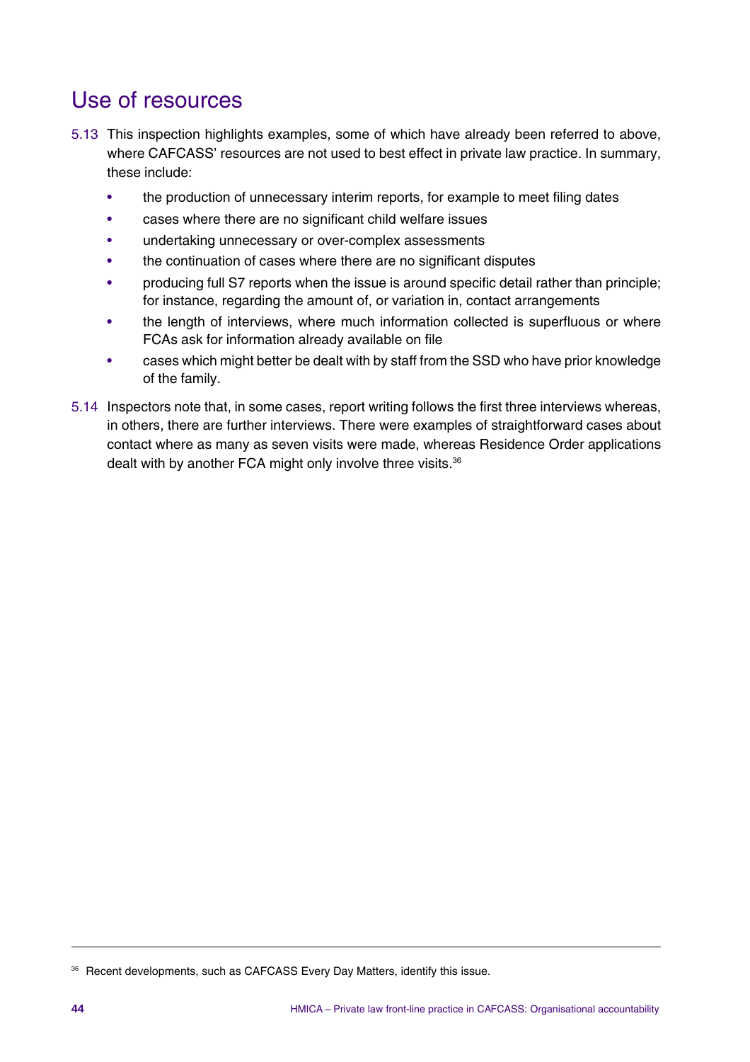## Use of resources

5.13 This inspection highlights examples, some of which have already been referred to above, where CAFCASS' resources are not used to best effect in private law practice. In summary, these include:

- the production of unnecessary interim reports, for example to meet filing dates
- cases where there are no significant child welfare issues
- undertaking unnecessary or over-complex assessments
- the continuation of cases where there are no significant disputes
- producing full S7 reports when the issue is around specific detail rather than principle; for instance, regarding the amount of, or variation in, contact arrangements
- the length of interviews, where much information collected is superfluous or where FCAs ask for information already available on file
- cases which might better be dealt with by staff from the SSD who have prior knowledge of the family.

5.14 Inspectors note that, in some cases, report writing follows the first three interviews whereas, in others, there are further interviews. There were examples of straightforward cases about contact where as many as seven visits were made, whereas Residence Order applications dealt with by another FCA might only involve three visits.[36]

[36] Recent developments, such as CAFCASS Every Day Matters, identify this issue.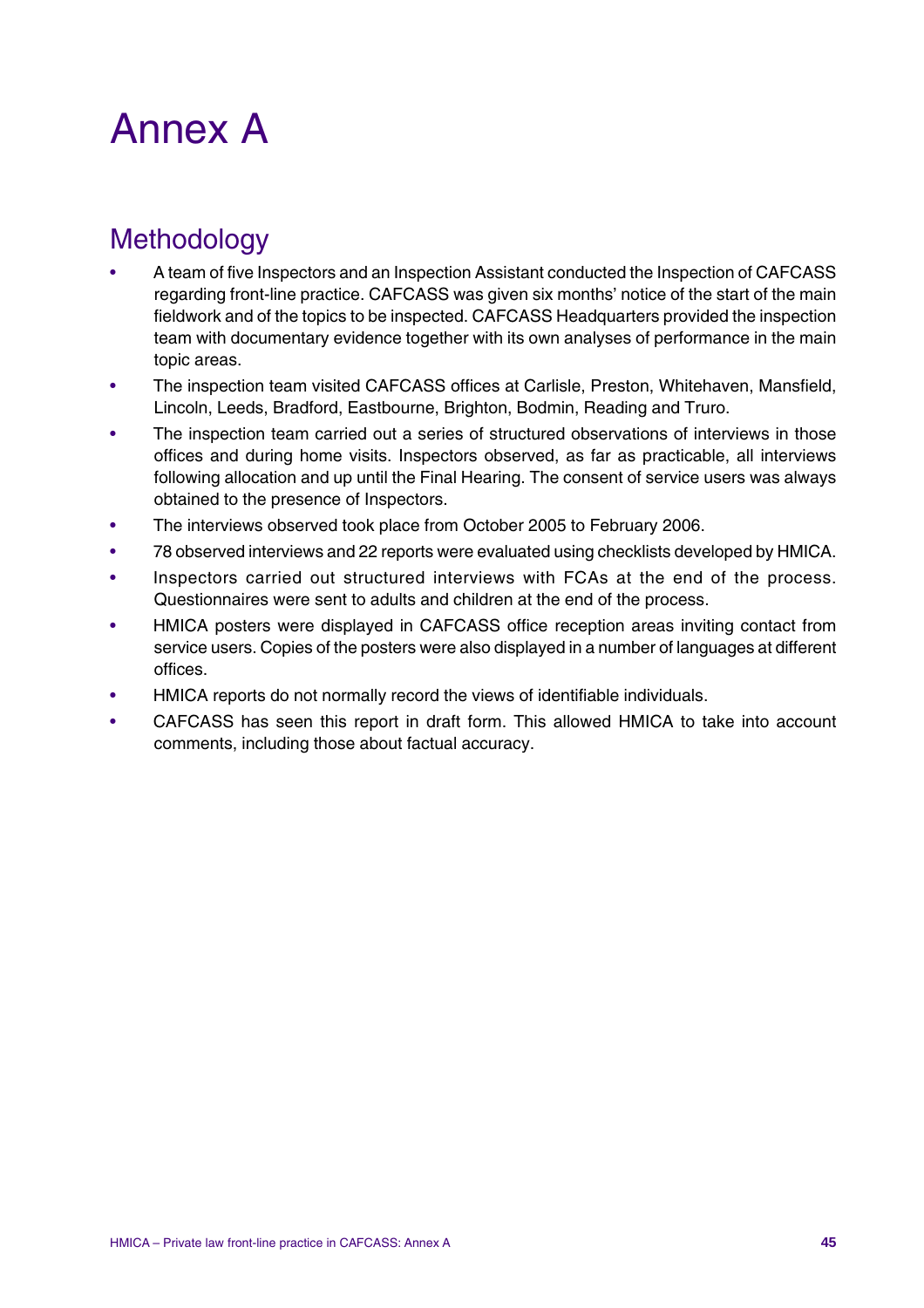# Annex A

## Methodology

- A team of five Inspectors and an Inspection Assistant conducted the Inspection of CAFCASS regarding front-line practice. CAFCASS was given six months' notice of the start of the main fieldwork and of the topics to be inspected. CAFCASS Headquarters provided the inspection team with documentary evidence together with its own analyses of performance in the main topic areas.
- The inspection team visited CAFCASS offices at Carlisle, Preston, Whitehaven, Mansfield, Lincoln, Leeds, Bradford, Eastbourne, Brighton, Bodmin, Reading and Truro.
- The inspection team carried out a series of structured observations of interviews in those offices and during home visits. Inspectors observed, as far as practicable, all interviews following allocation and up until the Final Hearing. The consent of service users was always obtained to the presence of Inspectors.
- The interviews observed took place from October 2005 to February 2006.
- 78 observed interviews and 22 reports were evaluated using checklists developed by HMICA.
- Inspectors carried out structured interviews with FCAs at the end of the process. Questionnaires were sent to adults and children at the end of the process.
- HMICA posters were displayed in CAFCASS office reception areas inviting contact from service users. Copies of the posters were also displayed in a number of languages at different offices.
- HMICA reports do not normally record the views of identifiable individuals.
- CAFCASS has seen this report in draft form. This allowed HMICA to take into account comments, including those about factual accuracy.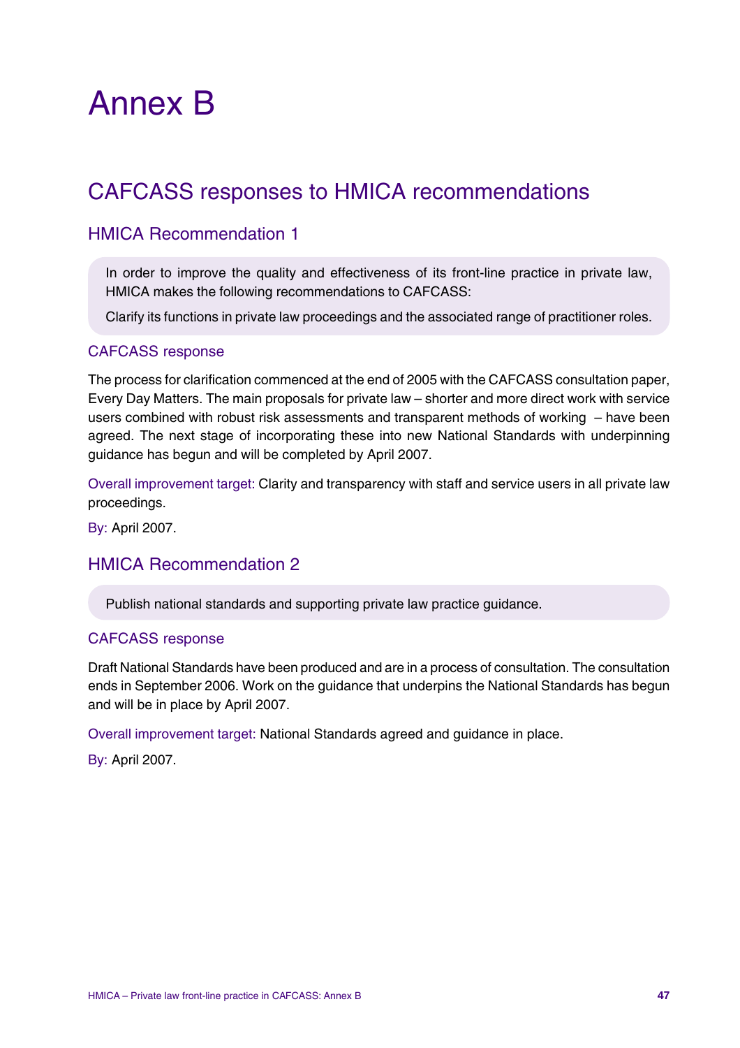# Annex B

## CAFCASS responses to HMICA recommendations

### HMICA Recommendation 1

> In order to improve the quality and effectiveness of its front-line practice in private law, HMICA makes the following recommendations to CAFCASS:
>
> Clarify its functions in private law proceedings and the associated range of practitioner roles.

#### CAFCASS response

The process for clarification commenced at the end of 2005 with the CAFCASS consultation paper, Every Day Matters. The main proposals for private law – shorter and more direct work with service users combined with robust risk assessments and transparent methods of working – have been agreed. The next stage of incorporating these into new National Standards with underpinning guidance has begun and will be completed by April 2007.

Overall improvement target: Clarity and transparency with staff and service users in all private law proceedings.

By: April 2007.

### HMICA Recommendation 2

> Publish national standards and supporting private law practice guidance.

#### CAFCASS response

Draft National Standards have been produced and are in a process of consultation. The consultation ends in September 2006. Work on the guidance that underpins the National Standards has begun and will be in place by April 2007.

Overall improvement target: National Standards agreed and guidance in place.

By: April 2007.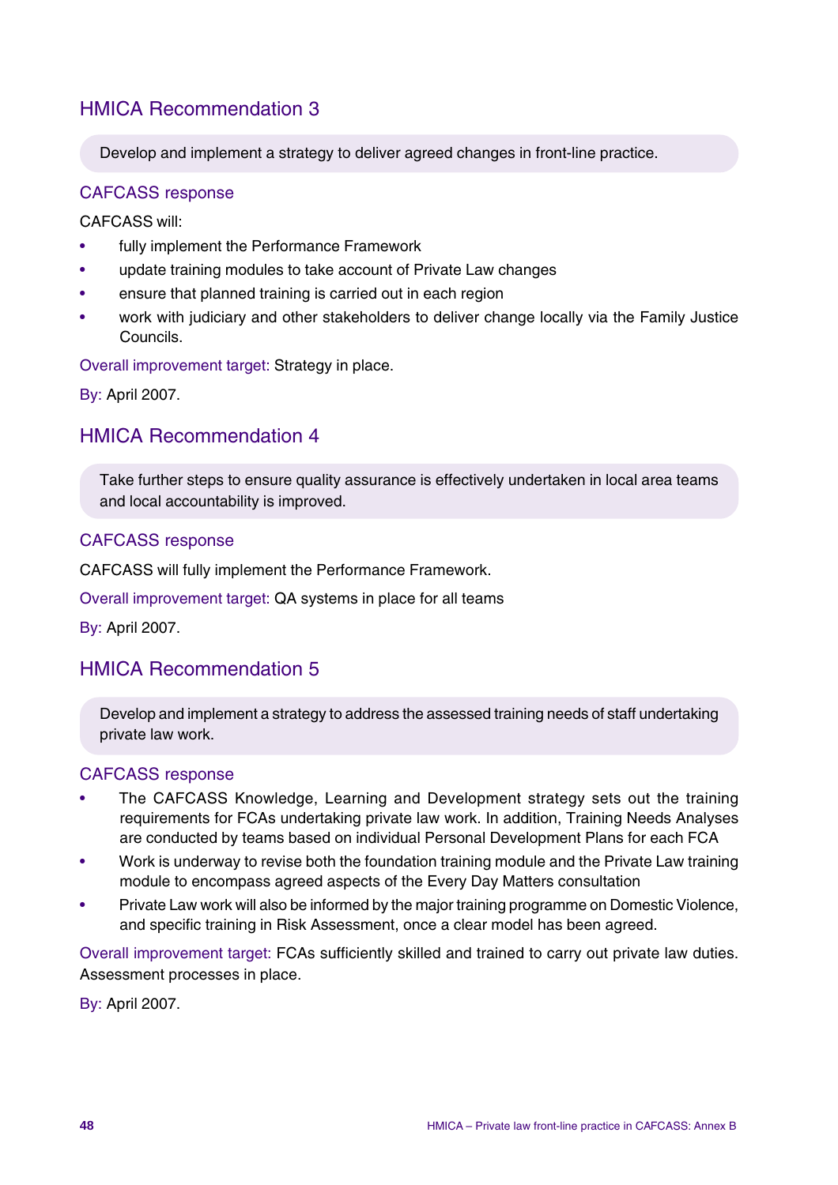## HMICA Recommendation 3

Develop and implement a strategy to deliver agreed changes in front-line practice.

### CAFCASS response

CAFCASS will:

- fully implement the Performance Framework
- update training modules to take account of Private Law changes
- ensure that planned training is carried out in each region
- work with judiciary and other stakeholders to deliver change locally via the Family Justice Councils.

Overall improvement target: Strategy in place.

By: April 2007.

## HMICA Recommendation 4

Take further steps to ensure quality assurance is effectively undertaken in local area teams and local accountability is improved.

### CAFCASS response

CAFCASS will fully implement the Performance Framework.

Overall improvement target: QA systems in place for all teams

By: April 2007.

## HMICA Recommendation 5

Develop and implement a strategy to address the assessed training needs of staff undertaking private law work.

### CAFCASS response

- The CAFCASS Knowledge, Learning and Development strategy sets out the training requirements for FCAs undertaking private law work. In addition, Training Needs Analyses are conducted by teams based on individual Personal Development Plans for each FCA
- Work is underway to revise both the foundation training module and the Private Law training module to encompass agreed aspects of the Every Day Matters consultation
- Private Law work will also be informed by the major training programme on Domestic Violence, and specific training in Risk Assessment, once a clear model has been agreed.

Overall improvement target: FCAs sufficiently skilled and trained to carry out private law duties. Assessment processes in place.

By: April 2007.